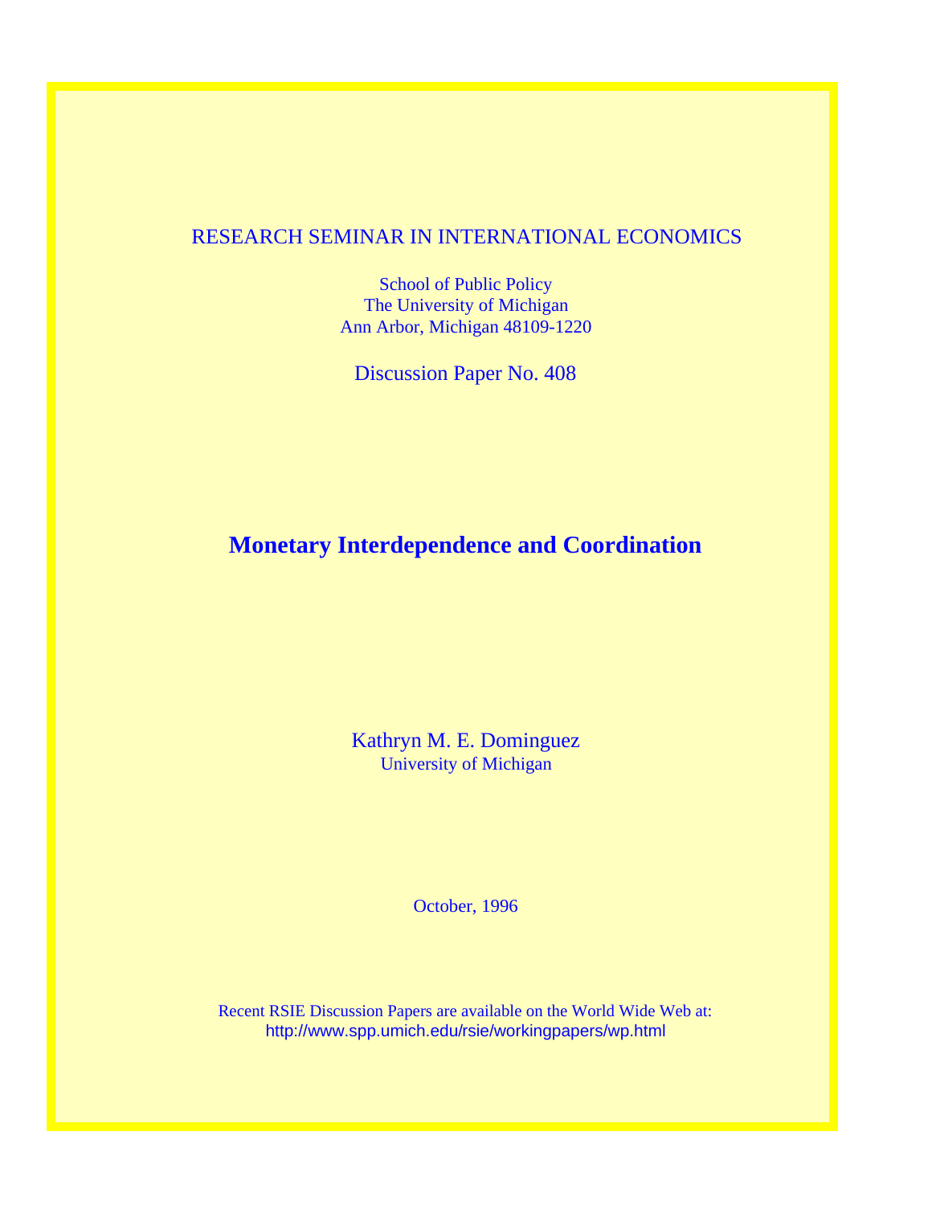RESEARCH SEMINAR IN INTERNATIONAL ECONOMICS

School of Public Policy
The University of Michigan
Ann Arbor, Michigan 48109-1220

Discussion Paper No. 408

# Monetary Interdependence and Coordination

Kathryn M. E. Dominguez
University of Michigan

October, 1996

Recent RSIE Discussion Papers are available on the World Wide Web at:
http://www.spp.umich.edu/rsie/workingpapers/wp.html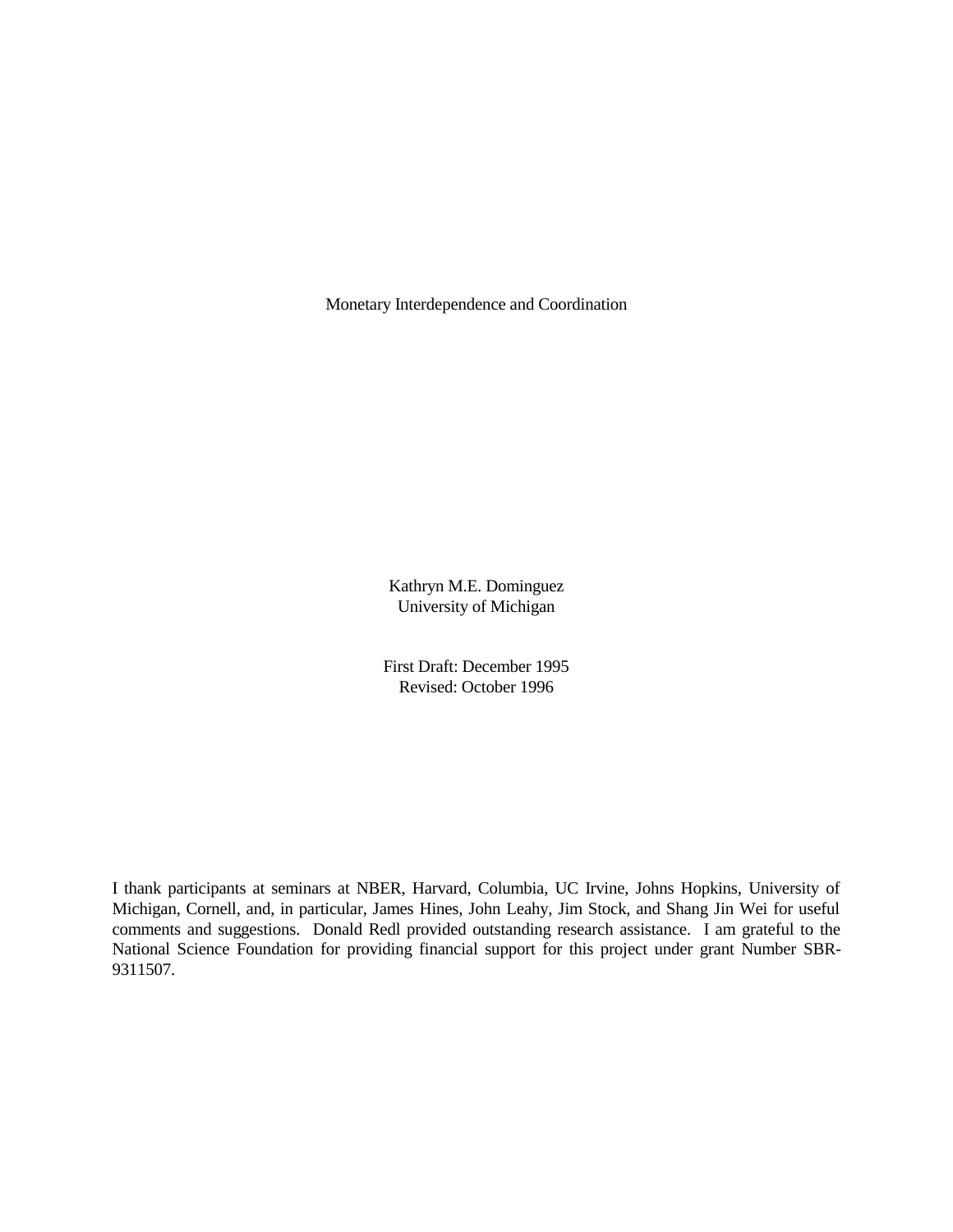# Monetary Interdependence and Coordination

Kathryn M.E. Dominguez
University of Michigan

First Draft: December 1995
Revised: October 1996

I thank participants at seminars at NBER, Harvard, Columbia, UC Irvine, Johns Hopkins, University of Michigan, Cornell, and, in particular, James Hines, John Leahy, Jim Stock, and Shang Jin Wei for useful comments and suggestions. Donald Redl provided outstanding research assistance. I am grateful to the National Science Foundation for providing financial support for this project under grant Number SBR-9311507.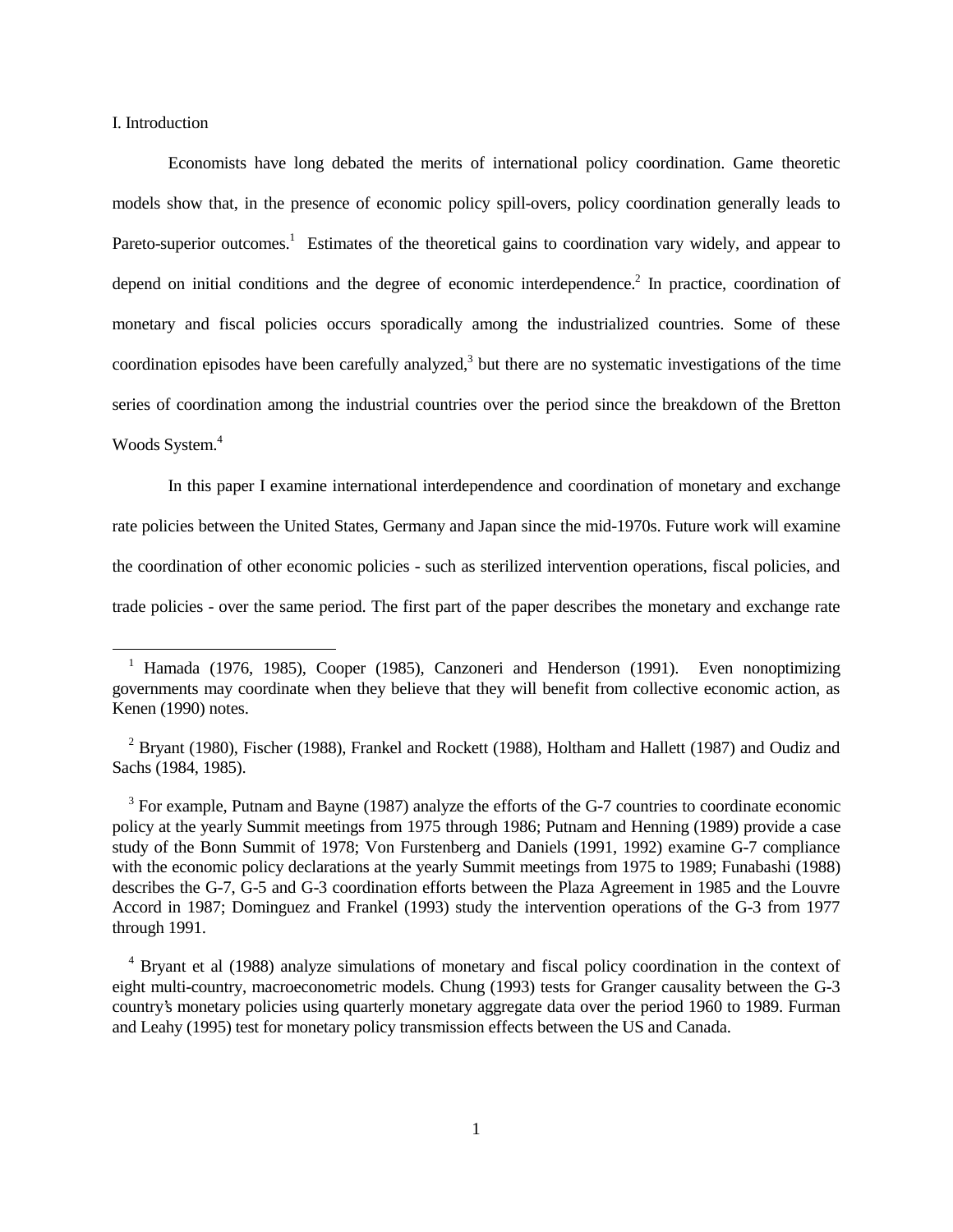## I. Introduction

Economists have long debated the merits of international policy coordination. Game theoretic models show that, in the presence of economic policy spill-overs, policy coordination generally leads to Pareto-superior outcomes.[1] Estimates of the theoretical gains to coordination vary widely, and appear to depend on initial conditions and the degree of economic interdependence.[2] In practice, coordination of monetary and fiscal policies occurs sporadically among the industrialized countries. Some of these coordination episodes have been carefully analyzed,[3] but there are no systematic investigations of the time series of coordination among the industrial countries over the period since the breakdown of the Bretton Woods System.[4]

In this paper I examine international interdependence and coordination of monetary and exchange rate policies between the United States, Germany and Japan since the mid-1970s. Future work will examine the coordination of other economic policies - such as sterilized intervention operations, fiscal policies, and trade policies - over the same period. The first part of the paper describes the monetary and exchange rate

[1] Hamada (1976, 1985), Cooper (1985), Canzoneri and Henderson (1991). Even nonoptimizing governments may coordinate when they believe that they will benefit from collective economic action, as Kenen (1990) notes.

[2] Bryant (1980), Fischer (1988), Frankel and Rockett (1988), Holtham and Hallett (1987) and Oudiz and Sachs (1984, 1985).

[3] For example, Putnam and Bayne (1987) analyze the efforts of the G-7 countries to coordinate economic policy at the yearly Summit meetings from 1975 through 1986; Putnam and Henning (1989) provide a case study of the Bonn Summit of 1978; Von Furstenberg and Daniels (1991, 1992) examine G-7 compliance with the economic policy declarations at the yearly Summit meetings from 1975 to 1989; Funabashi (1988) describes the G-7, G-5 and G-3 coordination efforts between the Plaza Agreement in 1985 and the Louvre Accord in 1987; Dominguez and Frankel (1993) study the intervention operations of the G-3 from 1977 through 1991.

[4] Bryant et al (1988) analyze simulations of monetary and fiscal policy coordination in the context of eight multi-country, macroeconometric models. Chung (1993) tests for Granger causality between the G-3 country's monetary policies using quarterly monetary aggregate data over the period 1960 to 1989. Furman and Leahy (1995) test for monetary policy transmission effects between the US and Canada.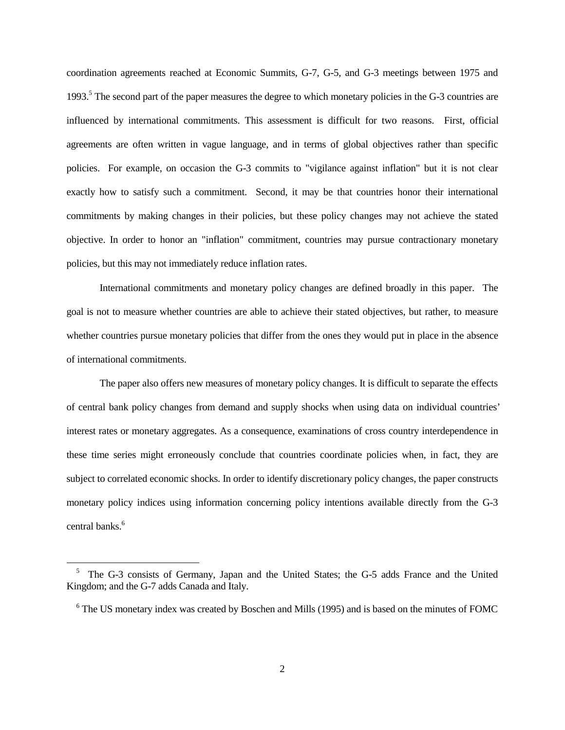coordination agreements reached at Economic Summits, G-7, G-5, and G-3 meetings between 1975 and 1993.[5] The second part of the paper measures the degree to which monetary policies in the G-3 countries are influenced by international commitments. This assessment is difficult for two reasons. First, official agreements are often written in vague language, and in terms of global objectives rather than specific policies. For example, on occasion the G-3 commits to "vigilance against inflation" but it is not clear exactly how to satisfy such a commitment. Second, it may be that countries honor their international commitments by making changes in their policies, but these policy changes may not achieve the stated objective. In order to honor an "inflation" commitment, countries may pursue contractionary monetary policies, but this may not immediately reduce inflation rates.

International commitments and monetary policy changes are defined broadly in this paper. The goal is not to measure whether countries are able to achieve their stated objectives, but rather, to measure whether countries pursue monetary policies that differ from the ones they would put in place in the absence of international commitments.

The paper also offers new measures of monetary policy changes. It is difficult to separate the effects of central bank policy changes from demand and supply shocks when using data on individual countries' interest rates or monetary aggregates. As a consequence, examinations of cross country interdependence in these time series might erroneously conclude that countries coordinate policies when, in fact, they are subject to correlated economic shocks. In order to identify discretionary policy changes, the paper constructs monetary policy indices using information concerning policy intentions available directly from the G-3 central banks.[6]

[5] The G-3 consists of Germany, Japan and the United States; the G-5 adds France and the United Kingdom; and the G-7 adds Canada and Italy.

[6] The US monetary index was created by Boschen and Mills (1995) and is based on the minutes of FOMC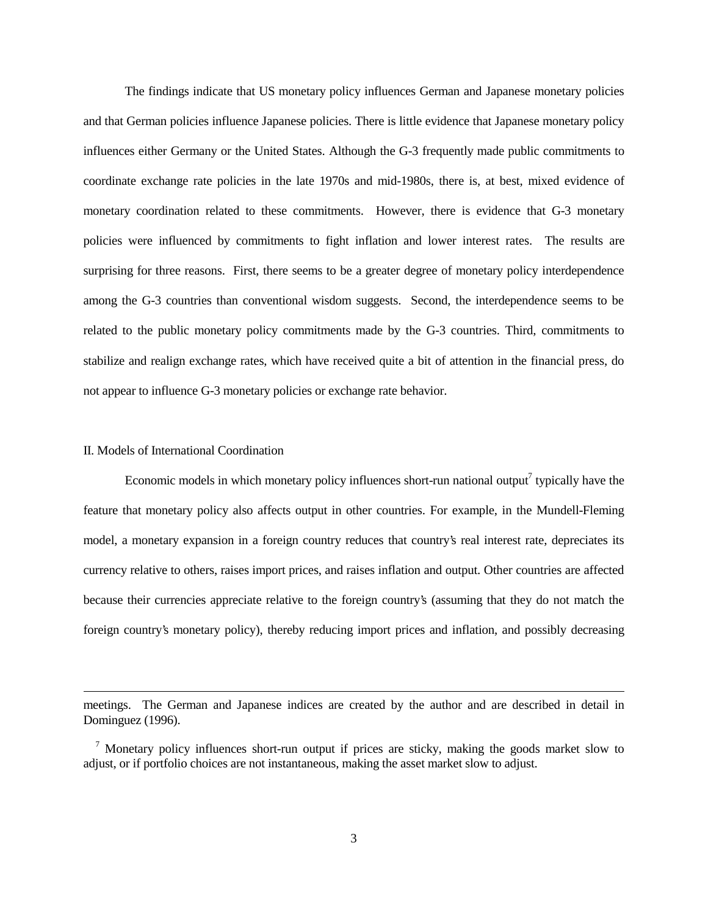The findings indicate that US monetary policy influences German and Japanese monetary policies and that German policies influence Japanese policies. There is little evidence that Japanese monetary policy influences either Germany or the United States. Although the G-3 frequently made public commitments to coordinate exchange rate policies in the late 1970s and mid-1980s, there is, at best, mixed evidence of monetary coordination related to these commitments. However, there is evidence that G-3 monetary policies were influenced by commitments to fight inflation and lower interest rates. The results are surprising for three reasons. First, there seems to be a greater degree of monetary policy interdependence among the G-3 countries than conventional wisdom suggests. Second, the interdependence seems to be related to the public monetary policy commitments made by the G-3 countries. Third, commitments to stabilize and realign exchange rates, which have received quite a bit of attention in the financial press, do not appear to influence G-3 monetary policies or exchange rate behavior.

## II. Models of International Coordination

Economic models in which monetary policy influences short-run national output[7] typically have the feature that monetary policy also affects output in other countries. For example, in the Mundell-Fleming model, a monetary expansion in a foreign country reduces that country's real interest rate, depreciates its currency relative to others, raises import prices, and raises inflation and output. Other countries are affected because their currencies appreciate relative to the foreign country's (assuming that they do not match the foreign country's monetary policy), thereby reducing import prices and inflation, and possibly decreasing

---

meetings. The German and Japanese indices are created by the author and are described in detail in Dominguez (1996).

[7] Monetary policy influences short-run output if prices are sticky, making the goods market slow to adjust, or if portfolio choices are not instantaneous, making the asset market slow to adjust.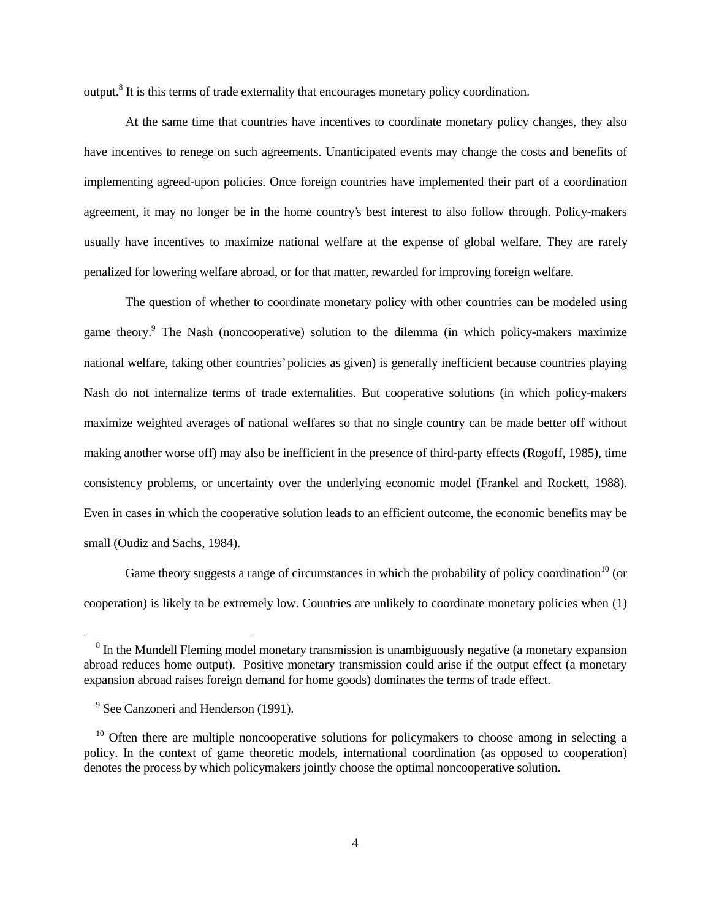output.[8] It is this terms of trade externality that encourages monetary policy coordination.

At the same time that countries have incentives to coordinate monetary policy changes, they also have incentives to renege on such agreements. Unanticipated events may change the costs and benefits of implementing agreed-upon policies. Once foreign countries have implemented their part of a coordination agreement, it may no longer be in the home country's best interest to also follow through. Policy-makers usually have incentives to maximize national welfare at the expense of global welfare. They are rarely penalized for lowering welfare abroad, or for that matter, rewarded for improving foreign welfare.

The question of whether to coordinate monetary policy with other countries can be modeled using game theory.[9] The Nash (noncooperative) solution to the dilemma (in which policy-makers maximize national welfare, taking other countries' policies as given) is generally inefficient because countries playing Nash do not internalize terms of trade externalities. But cooperative solutions (in which policy-makers maximize weighted averages of national welfares so that no single country can be made better off without making another worse off) may also be inefficient in the presence of third-party effects (Rogoff, 1985), time consistency problems, or uncertainty over the underlying economic model (Frankel and Rockett, 1988). Even in cases in which the cooperative solution leads to an efficient outcome, the economic benefits may be small (Oudiz and Sachs, 1984).

Game theory suggests a range of circumstances in which the probability of policy coordination[10] (or cooperation) is likely to be extremely low. Countries are unlikely to coordinate monetary policies when (1)

---

[8] In the Mundell Fleming model monetary transmission is unambiguously negative (a monetary expansion abroad reduces home output). Positive monetary transmission could arise if the output effect (a monetary expansion abroad raises foreign demand for home goods) dominates the terms of trade effect.

[9] See Canzoneri and Henderson (1991).

[10] Often there are multiple noncooperative solutions for policymakers to choose among in selecting a policy. In the context of game theoretic models, international coordination (as opposed to cooperation) denotes the process by which policymakers jointly choose the optimal noncooperative solution.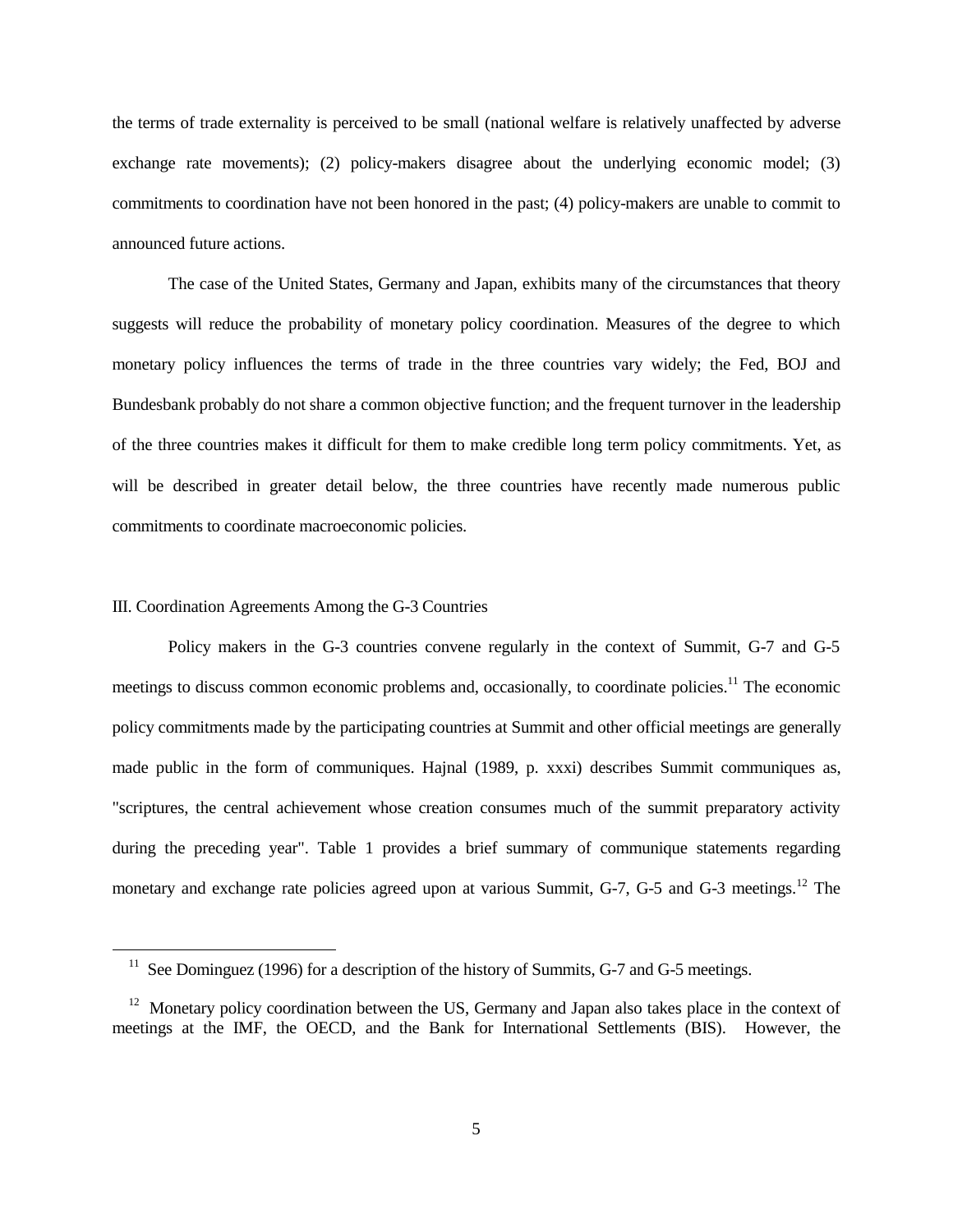the terms of trade externality is perceived to be small (national welfare is relatively unaffected by adverse exchange rate movements); (2) policy-makers disagree about the underlying economic model; (3) commitments to coordination have not been honored in the past; (4) policy-makers are unable to commit to announced future actions.

The case of the United States, Germany and Japan, exhibits many of the circumstances that theory suggests will reduce the probability of monetary policy coordination. Measures of the degree to which monetary policy influences the terms of trade in the three countries vary widely; the Fed, BOJ and Bundesbank probably do not share a common objective function; and the frequent turnover in the leadership of the three countries makes it difficult for them to make credible long term policy commitments. Yet, as will be described in greater detail below, the three countries have recently made numerous public commitments to coordinate macroeconomic policies.

## III. Coordination Agreements Among the G-3 Countries

Policy makers in the G-3 countries convene regularly in the context of Summit, G-7 and G-5 meetings to discuss common economic problems and, occasionally, to coordinate policies.[11] The economic policy commitments made by the participating countries at Summit and other official meetings are generally made public in the form of communiques. Hajnal (1989, p. xxxi) describes Summit communiques as, "scriptures, the central achievement whose creation consumes much of the summit preparatory activity during the preceding year". Table 1 provides a brief summary of communique statements regarding monetary and exchange rate policies agreed upon at various Summit, G-7, G-5 and G-3 meetings.[12] The

---

[11] See Dominguez (1996) for a description of the history of Summits, G-7 and G-5 meetings.

[12] Monetary policy coordination between the US, Germany and Japan also takes place in the context of meetings at the IMF, the OECD, and the Bank for International Settlements (BIS). However, the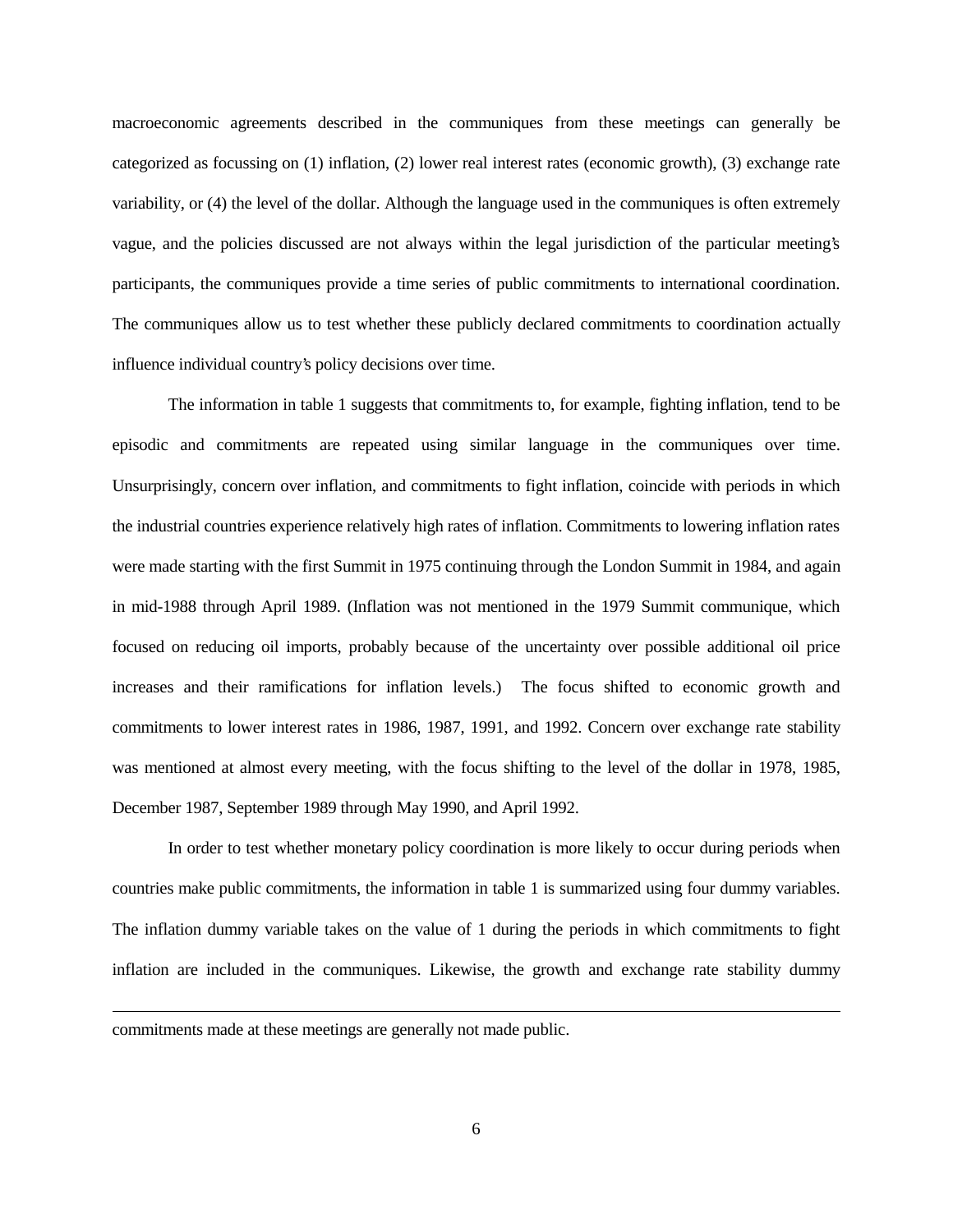macroeconomic agreements described in the communiques from these meetings can generally be categorized as focussing on (1) inflation, (2) lower real interest rates (economic growth), (3) exchange rate variability, or (4) the level of the dollar. Although the language used in the communiques is often extremely vague, and the policies discussed are not always within the legal jurisdiction of the particular meeting's participants, the communiques provide a time series of public commitments to international coordination. The communiques allow us to test whether these publicly declared commitments to coordination actually influence individual country's policy decisions over time.

The information in table 1 suggests that commitments to, for example, fighting inflation, tend to be episodic and commitments are repeated using similar language in the communiques over time. Unsurprisingly, concern over inflation, and commitments to fight inflation, coincide with periods in which the industrial countries experience relatively high rates of inflation. Commitments to lowering inflation rates were made starting with the first Summit in 1975 continuing through the London Summit in 1984, and again in mid-1988 through April 1989. (Inflation was not mentioned in the 1979 Summit communique, which focused on reducing oil imports, probably because of the uncertainty over possible additional oil price increases and their ramifications for inflation levels.) The focus shifted to economic growth and commitments to lower interest rates in 1986, 1987, 1991, and 1992. Concern over exchange rate stability was mentioned at almost every meeting, with the focus shifting to the level of the dollar in 1978, 1985, December 1987, September 1989 through May 1990, and April 1992.

In order to test whether monetary policy coordination is more likely to occur during periods when countries make public commitments, the information in table 1 is summarized using four dummy variables. The inflation dummy variable takes on the value of 1 during the periods in which commitments to fight inflation are included in the communiques. Likewise, the growth and exchange rate stability dummy

---

commitments made at these meetings are generally not made public.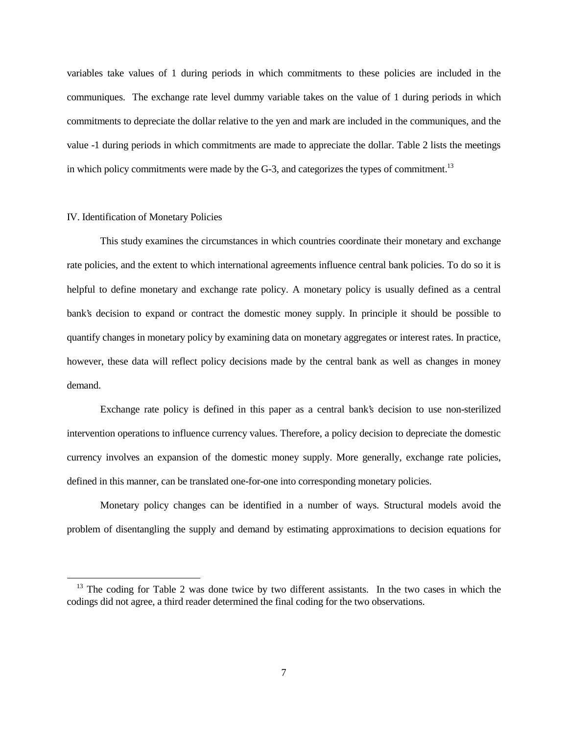variables take values of 1 during periods in which commitments to these policies are included in the communiques. The exchange rate level dummy variable takes on the value of 1 during periods in which commitments to depreciate the dollar relative to the yen and mark are included in the communiques, and the value -1 during periods in which commitments are made to appreciate the dollar. Table 2 lists the meetings in which policy commitments were made by the G-3, and categorizes the types of commitment.[13]

## IV. Identification of Monetary Policies

This study examines the circumstances in which countries coordinate their monetary and exchange rate policies, and the extent to which international agreements influence central bank policies. To do so it is helpful to define monetary and exchange rate policy. A monetary policy is usually defined as a central bank's decision to expand or contract the domestic money supply. In principle it should be possible to quantify changes in monetary policy by examining data on monetary aggregates or interest rates. In practice, however, these data will reflect policy decisions made by the central bank as well as changes in money demand.

Exchange rate policy is defined in this paper as a central bank's decision to use non-sterilized intervention operations to influence currency values. Therefore, a policy decision to depreciate the domestic currency involves an expansion of the domestic money supply. More generally, exchange rate policies, defined in this manner, can be translated one-for-one into corresponding monetary policies.

Monetary policy changes can be identified in a number of ways. Structural models avoid the problem of disentangling the supply and demand by estimating approximations to decision equations for

[13] The coding for Table 2 was done twice by two different assistants. In the two cases in which the codings did not agree, a third reader determined the final coding for the two observations.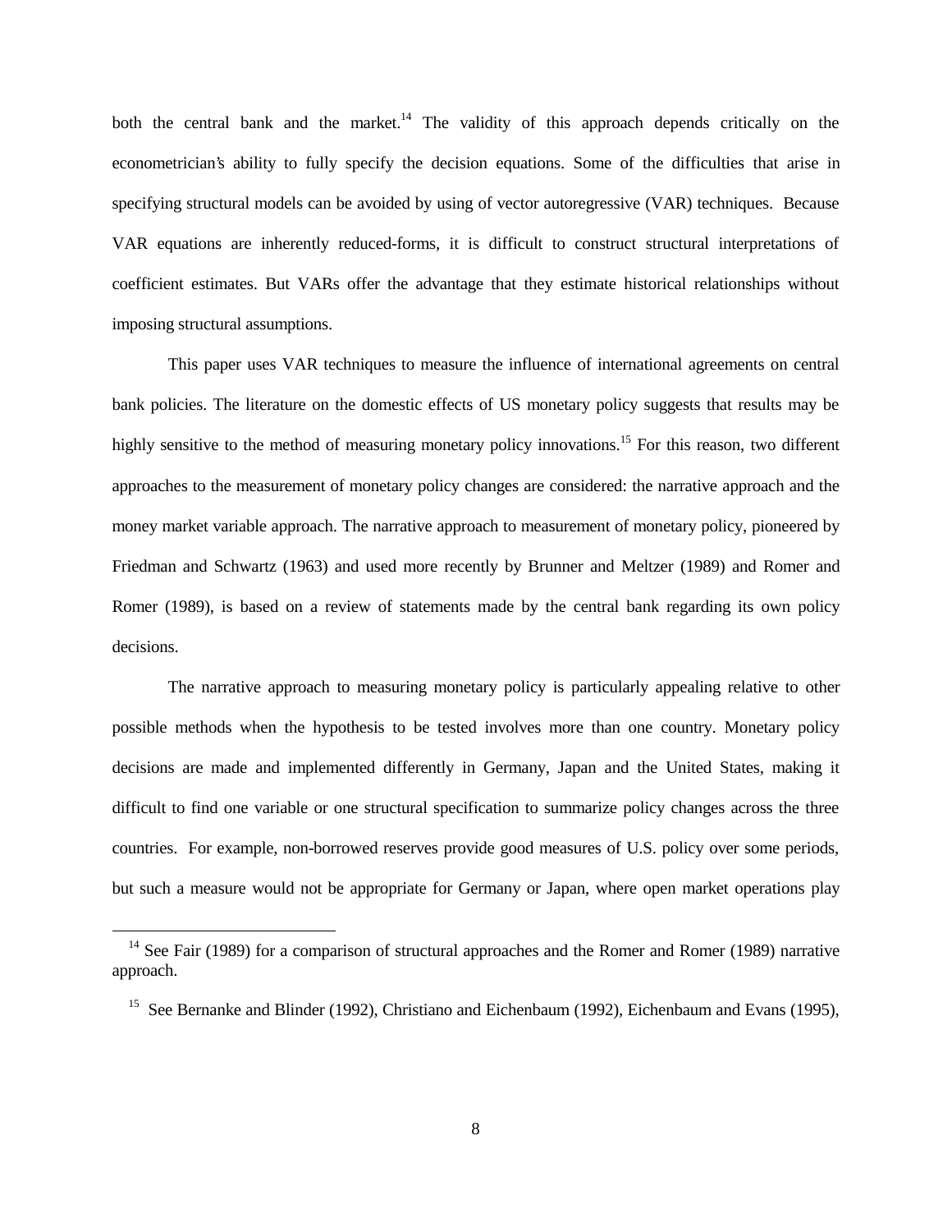both the central bank and the market.[14] The validity of this approach depends critically on the econometrician's ability to fully specify the decision equations. Some of the difficulties that arise in specifying structural models can be avoided by using of vector autoregressive (VAR) techniques. Because VAR equations are inherently reduced-forms, it is difficult to construct structural interpretations of coefficient estimates. But VARs offer the advantage that they estimate historical relationships without imposing structural assumptions.

This paper uses VAR techniques to measure the influence of international agreements on central bank policies. The literature on the domestic effects of US monetary policy suggests that results may be highly sensitive to the method of measuring monetary policy innovations.[15] For this reason, two different approaches to the measurement of monetary policy changes are considered: the narrative approach and the money market variable approach. The narrative approach to measurement of monetary policy, pioneered by Friedman and Schwartz (1963) and used more recently by Brunner and Meltzer (1989) and Romer and Romer (1989), is based on a review of statements made by the central bank regarding its own policy decisions.

The narrative approach to measuring monetary policy is particularly appealing relative to other possible methods when the hypothesis to be tested involves more than one country. Monetary policy decisions are made and implemented differently in Germany, Japan and the United States, making it difficult to find one variable or one structural specification to summarize policy changes across the three countries. For example, non-borrowed reserves provide good measures of U.S. policy over some periods, but such a measure would not be appropriate for Germany or Japan, where open market operations play

---

[14] See Fair (1989) for a comparison of structural approaches and the Romer and Romer (1989) narrative approach.

[15] See Bernanke and Blinder (1992), Christiano and Eichenbaum (1992), Eichenbaum and Evans (1995),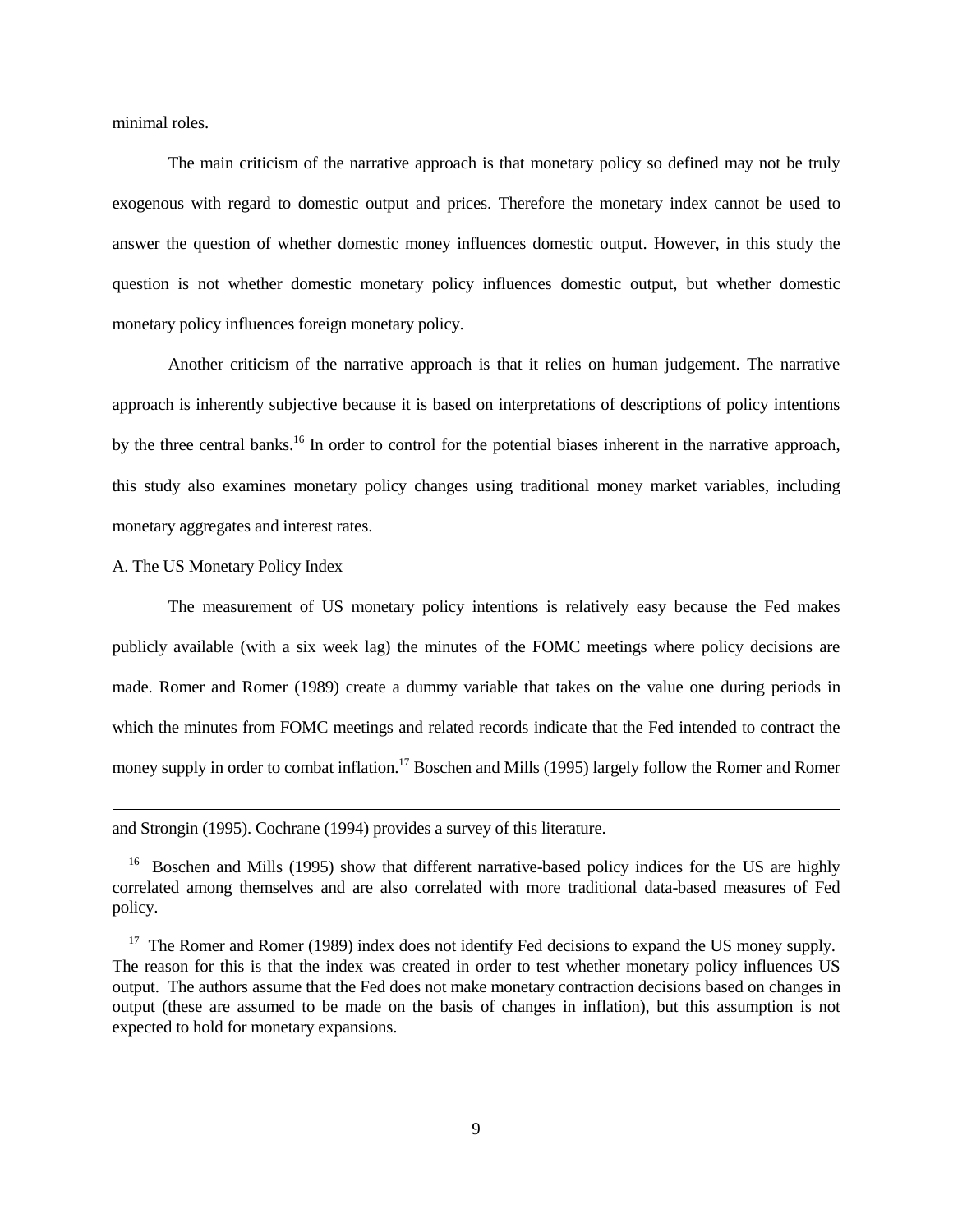minimal roles.

The main criticism of the narrative approach is that monetary policy so defined may not be truly exogenous with regard to domestic output and prices. Therefore the monetary index cannot be used to answer the question of whether domestic money influences domestic output. However, in this study the question is not whether domestic monetary policy influences domestic output, but whether domestic monetary policy influences foreign monetary policy.

Another criticism of the narrative approach is that it relies on human judgement. The narrative approach is inherently subjective because it is based on interpretations of descriptions of policy intentions by the three central banks.[16] In order to control for the potential biases inherent in the narrative approach, this study also examines monetary policy changes using traditional money market variables, including monetary aggregates and interest rates.

A. The US Monetary Policy Index

The measurement of US monetary policy intentions is relatively easy because the Fed makes publicly available (with a six week lag) the minutes of the FOMC meetings where policy decisions are made. Romer and Romer (1989) create a dummy variable that takes on the value one during periods in which the minutes from FOMC meetings and related records indicate that the Fed intended to contract the money supply in order to combat inflation.[17] Boschen and Mills (1995) largely follow the Romer and Romer

---

and Strongin (1995). Cochrane (1994) provides a survey of this literature.

[16] Boschen and Mills (1995) show that different narrative-based policy indices for the US are highly correlated among themselves and are also correlated with more traditional data-based measures of Fed policy.

[17] The Romer and Romer (1989) index does not identify Fed decisions to expand the US money supply. The reason for this is that the index was created in order to test whether monetary policy influences US output. The authors assume that the Fed does not make monetary contraction decisions based on changes in output (these are assumed to be made on the basis of changes in inflation), but this assumption is not expected to hold for monetary expansions.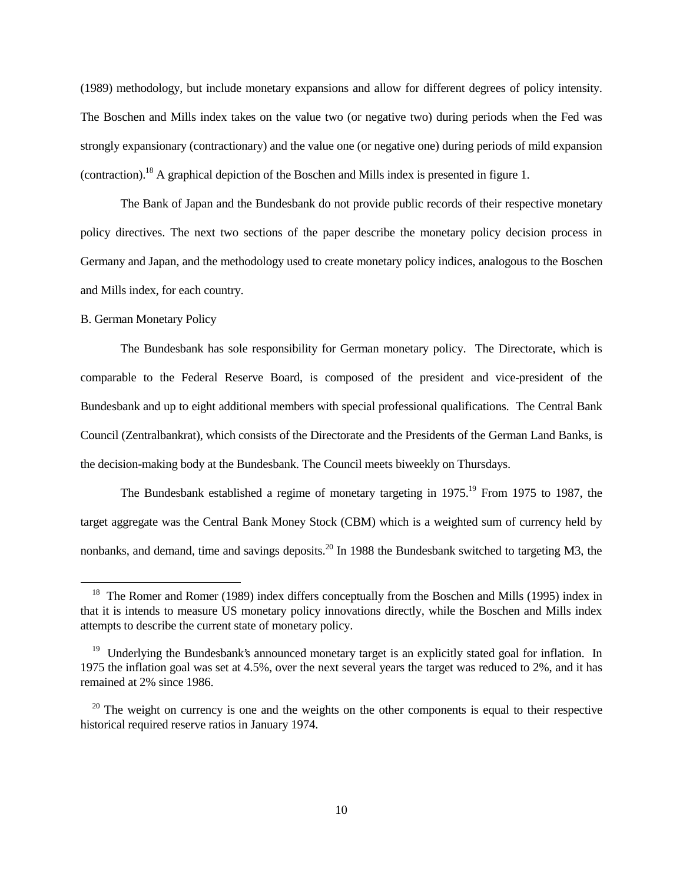(1989) methodology, but include monetary expansions and allow for different degrees of policy intensity. The Boschen and Mills index takes on the value two (or negative two) during periods when the Fed was strongly expansionary (contractionary) and the value one (or negative one) during periods of mild expansion (contraction).[18] A graphical depiction of the Boschen and Mills index is presented in figure 1.

The Bank of Japan and the Bundesbank do not provide public records of their respective monetary policy directives. The next two sections of the paper describe the monetary policy decision process in Germany and Japan, and the methodology used to create monetary policy indices, analogous to the Boschen and Mills index, for each country.

B. German Monetary Policy

The Bundesbank has sole responsibility for German monetary policy. The Directorate, which is comparable to the Federal Reserve Board, is composed of the president and vice-president of the Bundesbank and up to eight additional members with special professional qualifications. The Central Bank Council (Zentralbankrat), which consists of the Directorate and the Presidents of the German Land Banks, is the decision-making body at the Bundesbank. The Council meets biweekly on Thursdays.

The Bundesbank established a regime of monetary targeting in 1975.[19] From 1975 to 1987, the target aggregate was the Central Bank Money Stock (CBM) which is a weighted sum of currency held by nonbanks, and demand, time and savings deposits.[20] In 1988 the Bundesbank switched to targeting M3, the

---

[18] The Romer and Romer (1989) index differs conceptually from the Boschen and Mills (1995) index in that it is intends to measure US monetary policy innovations directly, while the Boschen and Mills index attempts to describe the current state of monetary policy.

[19] Underlying the Bundesbank's announced monetary target is an explicitly stated goal for inflation. In 1975 the inflation goal was set at 4.5%, over the next several years the target was reduced to 2%, and it has remained at 2% since 1986.

[20] The weight on currency is one and the weights on the other components is equal to their respective historical required reserve ratios in January 1974.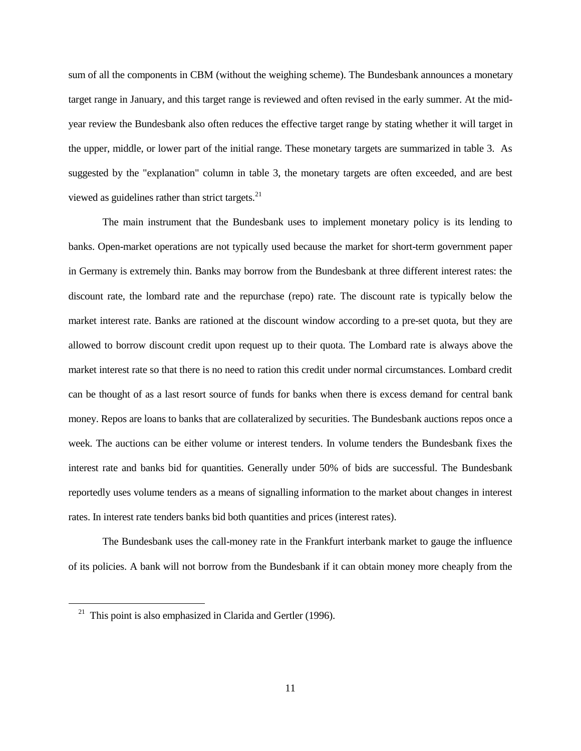sum of all the components in CBM (without the weighing scheme). The Bundesbank announces a monetary target range in January, and this target range is reviewed and often revised in the early summer. At the mid-year review the Bundesbank also often reduces the effective target range by stating whether it will target in the upper, middle, or lower part of the initial range. These monetary targets are summarized in table 3. As suggested by the "explanation" column in table 3, the monetary targets are often exceeded, and are best viewed as guidelines rather than strict targets.[21]

The main instrument that the Bundesbank uses to implement monetary policy is its lending to banks. Open-market operations are not typically used because the market for short-term government paper in Germany is extremely thin. Banks may borrow from the Bundesbank at three different interest rates: the discount rate, the lombard rate and the repurchase (repo) rate. The discount rate is typically below the market interest rate. Banks are rationed at the discount window according to a pre-set quota, but they are allowed to borrow discount credit upon request up to their quota. The Lombard rate is always above the market interest rate so that there is no need to ration this credit under normal circumstances. Lombard credit can be thought of as a last resort source of funds for banks when there is excess demand for central bank money. Repos are loans to banks that are collateralized by securities. The Bundesbank auctions repos once a week. The auctions can be either volume or interest tenders. In volume tenders the Bundesbank fixes the interest rate and banks bid for quantities. Generally under 50% of bids are successful. The Bundesbank reportedly uses volume tenders as a means of signalling information to the market about changes in interest rates. In interest rate tenders banks bid both quantities and prices (interest rates).

The Bundesbank uses the call-money rate in the Frankfurt interbank market to gauge the influence of its policies. A bank will not borrow from the Bundesbank if it can obtain money more cheaply from the

[21] This point is also emphasized in Clarida and Gertler (1996).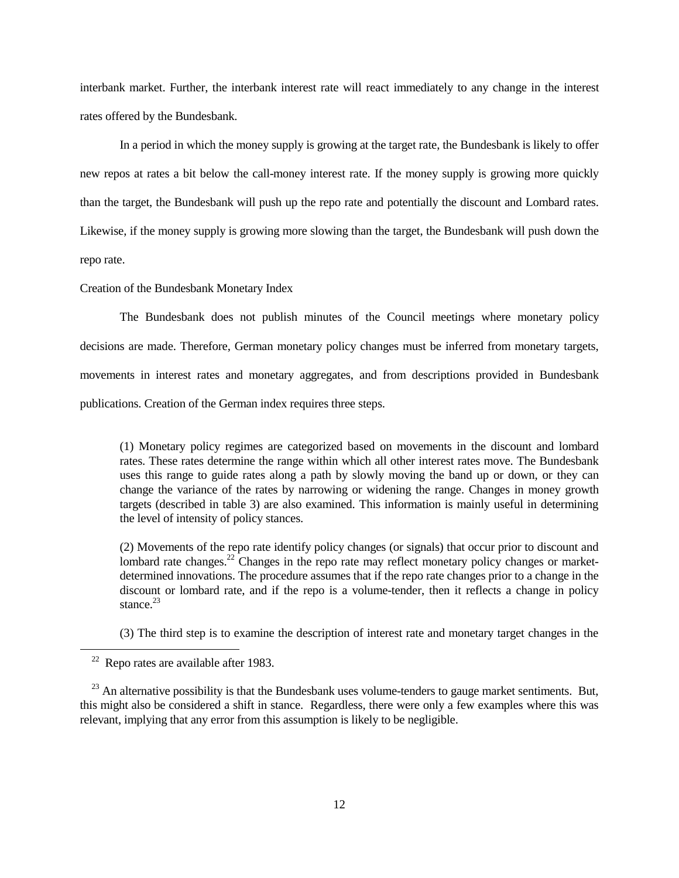interbank market. Further, the interbank interest rate will react immediately to any change in the interest rates offered by the Bundesbank.

In a period in which the money supply is growing at the target rate, the Bundesbank is likely to offer new repos at rates a bit below the call-money interest rate. If the money supply is growing more quickly than the target, the Bundesbank will push up the repo rate and potentially the discount and Lombard rates. Likewise, if the money supply is growing more slowing than the target, the Bundesbank will push down the repo rate.

Creation of the Bundesbank Monetary Index

The Bundesbank does not publish minutes of the Council meetings where monetary policy decisions are made. Therefore, German monetary policy changes must be inferred from monetary targets, movements in interest rates and monetary aggregates, and from descriptions provided in Bundesbank publications. Creation of the German index requires three steps.

> (1) Monetary policy regimes are categorized based on movements in the discount and lombard rates. These rates determine the range within which all other interest rates move. The Bundesbank uses this range to guide rates along a path by slowly moving the band up or down, or they can change the variance of the rates by narrowing or widening the range. Changes in money growth targets (described in table 3) are also examined. This information is mainly useful in determining the level of intensity of policy stances.
>
> (2) Movements of the repo rate identify policy changes (or signals) that occur prior to discount and lombard rate changes.[22] Changes in the repo rate may reflect monetary policy changes or market-determined innovations. The procedure assumes that if the repo rate changes prior to a change in the discount or lombard rate, and if the repo is a volume-tender, then it reflects a change in policy stance.[23]
>
> (3) The third step is to examine the description of interest rate and monetary target changes in the

[22] Repo rates are available after 1983.

[23] An alternative possibility is that the Bundesbank uses volume-tenders to gauge market sentiments. But, this might also be considered a shift in stance. Regardless, there were only a few examples where this was relevant, implying that any error from this assumption is likely to be negligible.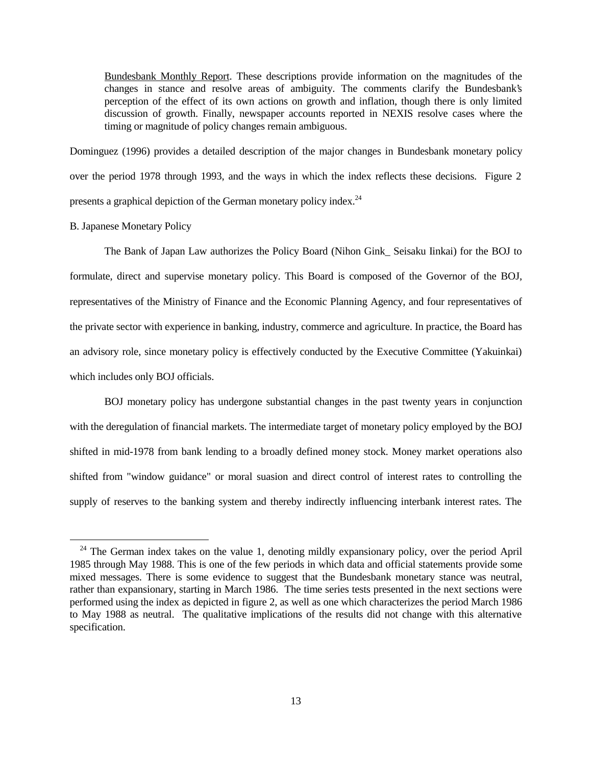Bundesbank Monthly Report. These descriptions provide information on the magnitudes of the changes in stance and resolve areas of ambiguity. The comments clarify the Bundesbank's perception of the effect of its own actions on growth and inflation, though there is only limited discussion of growth. Finally, newspaper accounts reported in NEXIS resolve cases where the timing or magnitude of policy changes remain ambiguous.

Dominguez (1996) provides a detailed description of the major changes in Bundesbank monetary policy over the period 1978 through 1993, and the ways in which the index reflects these decisions. Figure 2 presents a graphical depiction of the German monetary policy index.[24]

B. Japanese Monetary Policy

The Bank of Japan Law authorizes the Policy Board (Nihon Gink_ Seisaku Iinkai) for the BOJ to formulate, direct and supervise monetary policy. This Board is composed of the Governor of the BOJ, representatives of the Ministry of Finance and the Economic Planning Agency, and four representatives of the private sector with experience in banking, industry, commerce and agriculture. In practice, the Board has an advisory role, since monetary policy is effectively conducted by the Executive Committee (Yakuinkai) which includes only BOJ officials.

BOJ monetary policy has undergone substantial changes in the past twenty years in conjunction with the deregulation of financial markets. The intermediate target of monetary policy employed by the BOJ shifted in mid-1978 from bank lending to a broadly defined money stock. Money market operations also shifted from "window guidance" or moral suasion and direct control of interest rates to controlling the supply of reserves to the banking system and thereby indirectly influencing interbank interest rates. The

[24] The German index takes on the value 1, denoting mildly expansionary policy, over the period April 1985 through May 1988. This is one of the few periods in which data and official statements provide some mixed messages. There is some evidence to suggest that the Bundesbank monetary stance was neutral, rather than expansionary, starting in March 1986. The time series tests presented in the next sections were performed using the index as depicted in figure 2, as well as one which characterizes the period March 1986 to May 1988 as neutral. The qualitative implications of the results did not change with this alternative specification.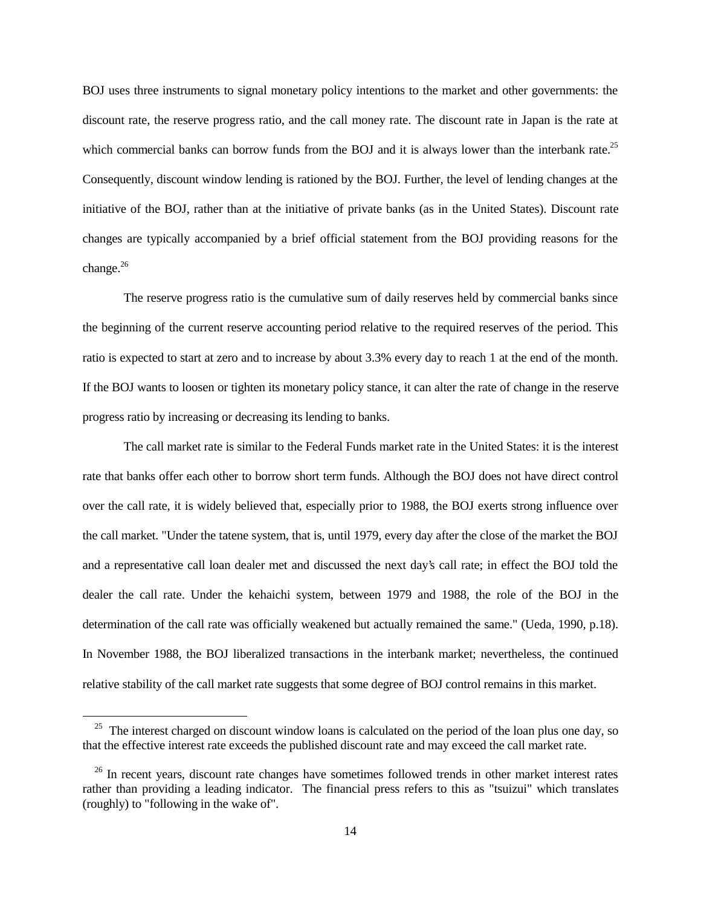BOJ uses three instruments to signal monetary policy intentions to the market and other governments: the discount rate, the reserve progress ratio, and the call money rate. The discount rate in Japan is the rate at which commercial banks can borrow funds from the BOJ and it is always lower than the interbank rate.[25] Consequently, discount window lending is rationed by the BOJ. Further, the level of lending changes at the initiative of the BOJ, rather than at the initiative of private banks (as in the United States). Discount rate changes are typically accompanied by a brief official statement from the BOJ providing reasons for the change.[26]

The reserve progress ratio is the cumulative sum of daily reserves held by commercial banks since the beginning of the current reserve accounting period relative to the required reserves of the period. This ratio is expected to start at zero and to increase by about 3.3% every day to reach 1 at the end of the month. If the BOJ wants to loosen or tighten its monetary policy stance, it can alter the rate of change in the reserve progress ratio by increasing or decreasing its lending to banks.

The call market rate is similar to the Federal Funds market rate in the United States: it is the interest rate that banks offer each other to borrow short term funds. Although the BOJ does not have direct control over the call rate, it is widely believed that, especially prior to 1988, the BOJ exerts strong influence over the call market. "Under the tatene system, that is, until 1979, every day after the close of the market the BOJ and a representative call loan dealer met and discussed the next day's call rate; in effect the BOJ told the dealer the call rate. Under the kehaichi system, between 1979 and 1988, the role of the BOJ in the determination of the call rate was officially weakened but actually remained the same." (Ueda, 1990, p.18). In November 1988, the BOJ liberalized transactions in the interbank market; nevertheless, the continued relative stability of the call market rate suggests that some degree of BOJ control remains in this market.

---

[25] The interest charged on discount window loans is calculated on the period of the loan plus one day, so that the effective interest rate exceeds the published discount rate and may exceed the call market rate.

[26] In recent years, discount rate changes have sometimes followed trends in other market interest rates rather than providing a leading indicator. The financial press refers to this as "tsuizui" which translates (roughly) to "following in the wake of".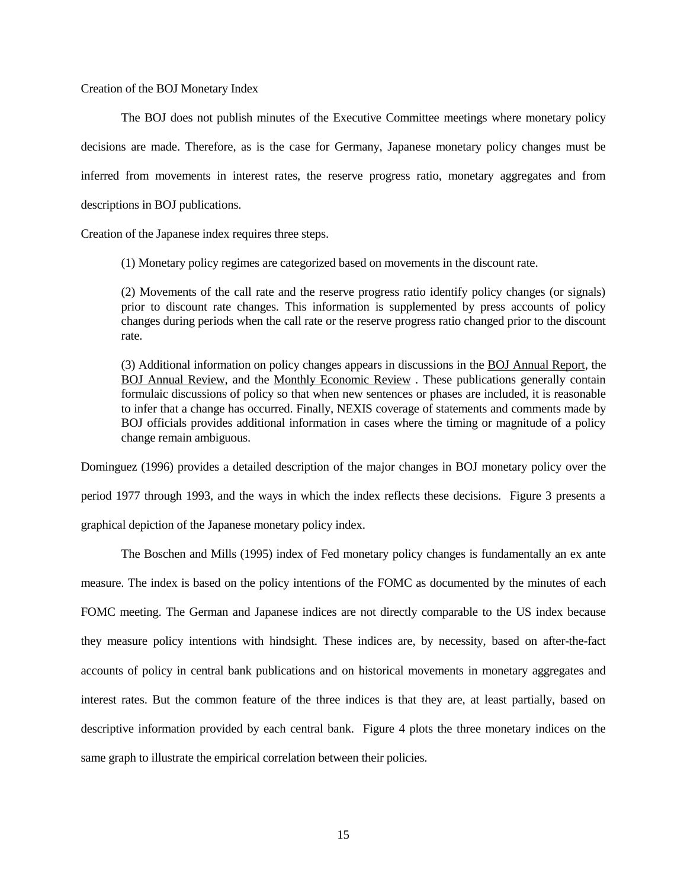Creation of the BOJ Monetary Index

The BOJ does not publish minutes of the Executive Committee meetings where monetary policy decisions are made. Therefore, as is the case for Germany, Japanese monetary policy changes must be inferred from movements in interest rates, the reserve progress ratio, monetary aggregates and from descriptions in BOJ publications.

Creation of the Japanese index requires three steps.

> (1) Monetary policy regimes are categorized based on movements in the discount rate.
>
> (2) Movements of the call rate and the reserve progress ratio identify policy changes (or signals) prior to discount rate changes. This information is supplemented by press accounts of policy changes during periods when the call rate or the reserve progress ratio changed prior to the discount rate.
>
> (3) Additional information on policy changes appears in discussions in the BOJ Annual Report, the BOJ Annual Review, and the Monthly Economic Review . These publications generally contain formulaic discussions of policy so that when new sentences or phases are included, it is reasonable to infer that a change has occurred. Finally, NEXIS coverage of statements and comments made by BOJ officials provides additional information in cases where the timing or magnitude of a policy change remain ambiguous.

Dominguez (1996) provides a detailed description of the major changes in BOJ monetary policy over the period 1977 through 1993, and the ways in which the index reflects these decisions. Figure 3 presents a graphical depiction of the Japanese monetary policy index.

The Boschen and Mills (1995) index of Fed monetary policy changes is fundamentally an ex ante measure. The index is based on the policy intentions of the FOMC as documented by the minutes of each FOMC meeting. The German and Japanese indices are not directly comparable to the US index because they measure policy intentions with hindsight. These indices are, by necessity, based on after-the-fact accounts of policy in central bank publications and on historical movements in monetary aggregates and interest rates. But the common feature of the three indices is that they are, at least partially, based on descriptive information provided by each central bank. Figure 4 plots the three monetary indices on the same graph to illustrate the empirical correlation between their policies.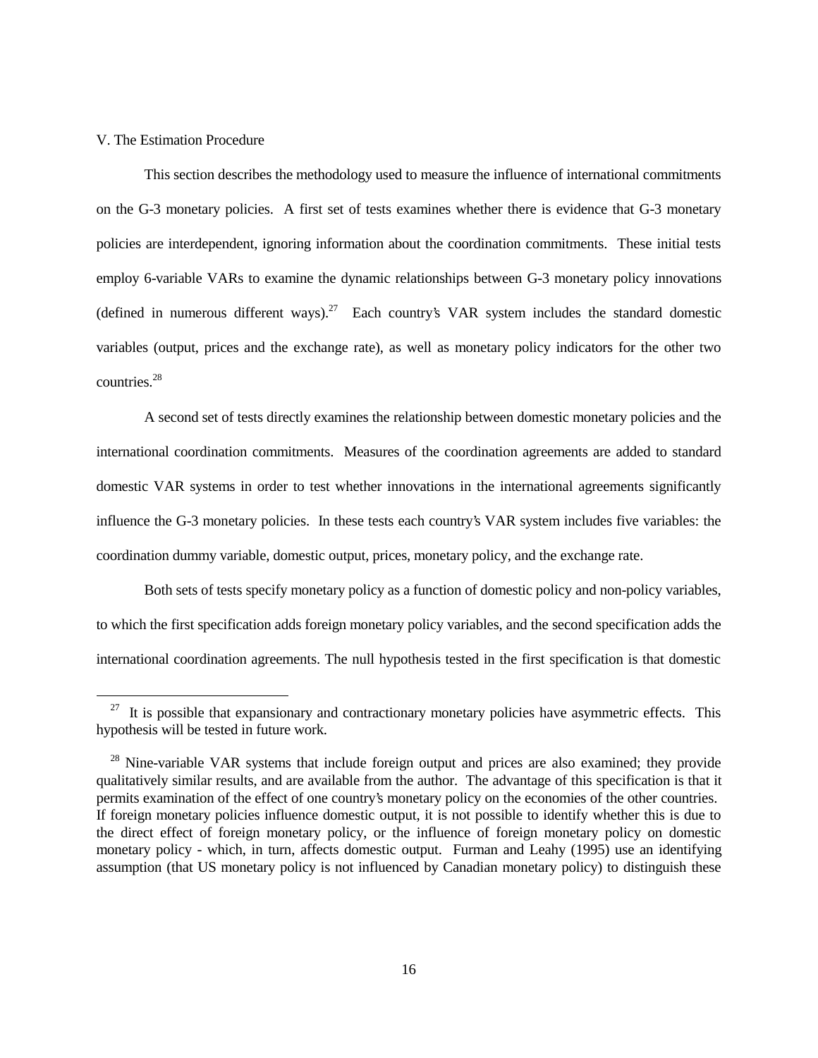## V. The Estimation Procedure

This section describes the methodology used to measure the influence of international commitments on the G-3 monetary policies. A first set of tests examines whether there is evidence that G-3 monetary policies are interdependent, ignoring information about the coordination commitments. These initial tests employ 6-variable VARs to examine the dynamic relationships between G-3 monetary policy innovations (defined in numerous different ways).[27] Each country's VAR system includes the standard domestic variables (output, prices and the exchange rate), as well as monetary policy indicators for the other two countries.[28]

A second set of tests directly examines the relationship between domestic monetary policies and the international coordination commitments. Measures of the coordination agreements are added to standard domestic VAR systems in order to test whether innovations in the international agreements significantly influence the G-3 monetary policies. In these tests each country's VAR system includes five variables: the coordination dummy variable, domestic output, prices, monetary policy, and the exchange rate.

Both sets of tests specify monetary policy as a function of domestic policy and non-policy variables, to which the first specification adds foreign monetary policy variables, and the second specification adds the international coordination agreements. The null hypothesis tested in the first specification is that domestic

---

[27] It is possible that expansionary and contractionary monetary policies have asymmetric effects. This hypothesis will be tested in future work.

[28] Nine-variable VAR systems that include foreign output and prices are also examined; they provide qualitatively similar results, and are available from the author. The advantage of this specification is that it permits examination of the effect of one country's monetary policy on the economies of the other countries. If foreign monetary policies influence domestic output, it is not possible to identify whether this is due to the direct effect of foreign monetary policy, or the influence of foreign monetary policy on domestic monetary policy - which, in turn, affects domestic output. Furman and Leahy (1995) use an identifying assumption (that US monetary policy is not influenced by Canadian monetary policy) to distinguish these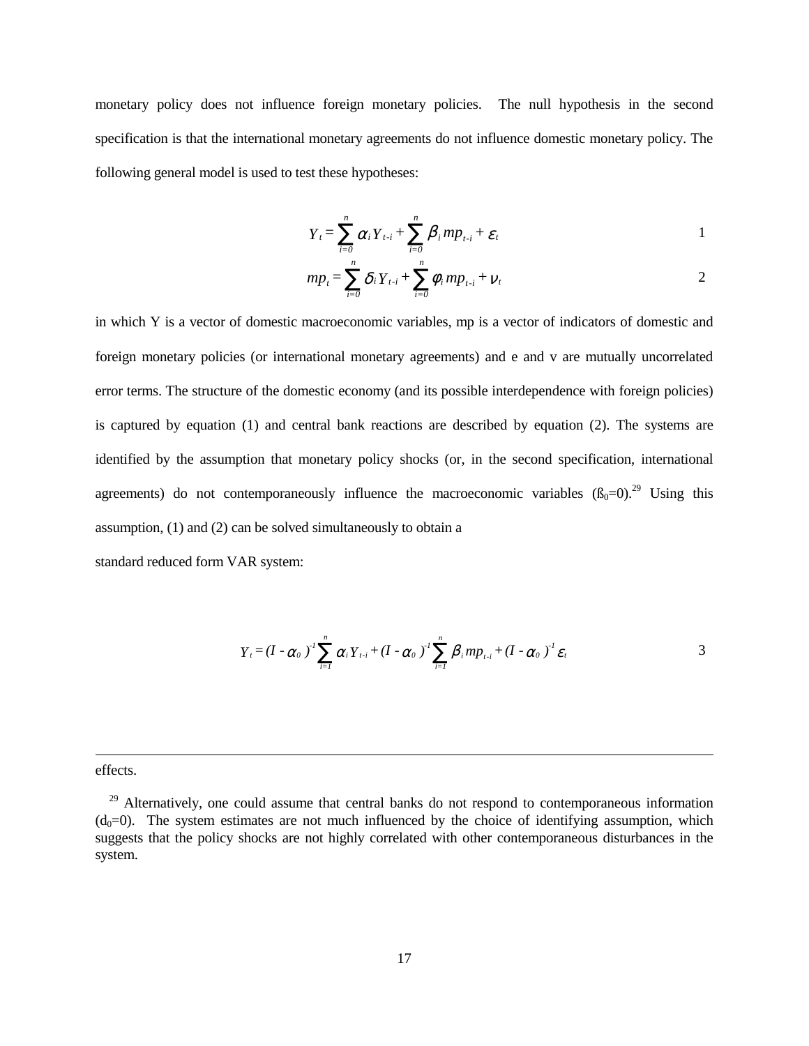monetary policy does not influence foreign monetary policies. The null hypothesis in the second specification is that the international monetary agreements do not influence domestic monetary policy. The following general model is used to test these hypotheses:

$$Y_t = \sum_{i=0}^{n} \alpha_i Y_{t-i} + \sum_{i=0}^{n} \beta_i mp_{t-i} + \varepsilon_t \qquad 1$$

$$mp_t = \sum_{i=0}^{n} \delta_i Y_{t-i} + \sum_{i=0}^{n} \phi_i mp_{t-i} + \nu_t \qquad 2$$

in which Y is a vector of domestic macroeconomic variables, mp is a vector of indicators of domestic and foreign monetary policies (or international monetary agreements) and e and v are mutually uncorrelated error terms. The structure of the domestic economy (and its possible interdependence with foreign policies) is captured by equation (1) and central bank reactions are described by equation (2). The systems are identified by the assumption that monetary policy shocks (or, in the second specification, international agreements) do not contemporaneously influence the macroeconomic variables ($ß_0$=0).[29] Using this assumption, (1) and (2) can be solved simultaneously to obtain a

standard reduced form VAR system:

$$Y_t = (I - \alpha_0)^{-1} \sum_{i=1}^{n} \alpha_i Y_{t-i} + (I - \alpha_0)^{-1} \sum_{i=1}^{n} \beta_i mp_{t-i} + (I - \alpha_0)^{-1} \varepsilon_t \qquad 3$$

---

effects.

[29] Alternatively, one could assume that central banks do not respond to contemporaneous information ($d_0$=0). The system estimates are not much influenced by the choice of identifying assumption, which suggests that the policy shocks are not highly correlated with other contemporaneous disturbances in the system.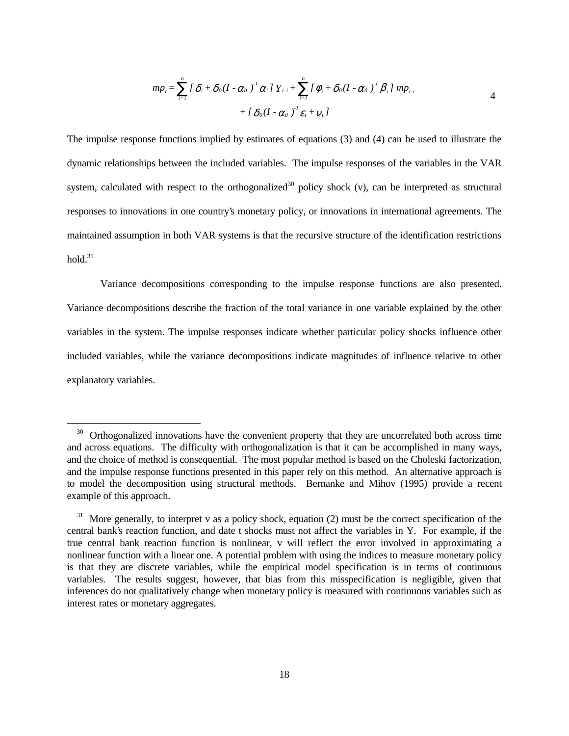$$mp_t = \sum_{i=1}^{n} [\, \delta_i + \delta_0 (I - \alpha_0)^{-1} \alpha_i \,] \, Y_{t-i} + \sum_{i=1}^{n} [\, \phi_i + \delta_0 (I - \alpha_0)^{-1} \beta_i \,] \, mp_{t-i} + [\, \delta_0 (I - \alpha_0)^{-1} \varepsilon_t + \nu_t \,] \qquad (4)$$

The impulse response functions implied by estimates of equations (3) and (4) can be used to illustrate the dynamic relationships between the included variables. The impulse responses of the variables in the VAR system, calculated with respect to the orthogonalized[30] policy shock (v), can be interpreted as structural responses to innovations in one country's monetary policy, or innovations in international agreements. The maintained assumption in both VAR systems is that the recursive structure of the identification restrictions hold.[31]

Variance decompositions corresponding to the impulse response functions are also presented. Variance decompositions describe the fraction of the total variance in one variable explained by the other variables in the system. The impulse responses indicate whether particular policy shocks influence other included variables, while the variance decompositions indicate magnitudes of influence relative to other explanatory variables.

---

[30] Orthogonalized innovations have the convenient property that they are uncorrelated both across time and across equations. The difficulty with orthogonalization is that it can be accomplished in many ways, and the choice of method is consequential. The most popular method is based on the Choleski factorization, and the impulse response functions presented in this paper rely on this method. An alternative approach is to model the decomposition using structural methods. Bernanke and Mihov (1995) provide a recent example of this approach.

[31] More generally, to interpret v as a policy shock, equation (2) must be the correct specification of the central bank's reaction function, and date t shocks must not affect the variables in Y. For example, if the true central bank reaction function is nonlinear, v will reflect the error involved in approximating a nonlinear function with a linear one. A potential problem with using the indices to measure monetary policy is that they are discrete variables, while the empirical model specification is in terms of continuous variables. The results suggest, however, that bias from this misspecification is negligible, given that inferences do not qualitatively change when monetary policy is measured with continuous variables such as interest rates or monetary aggregates.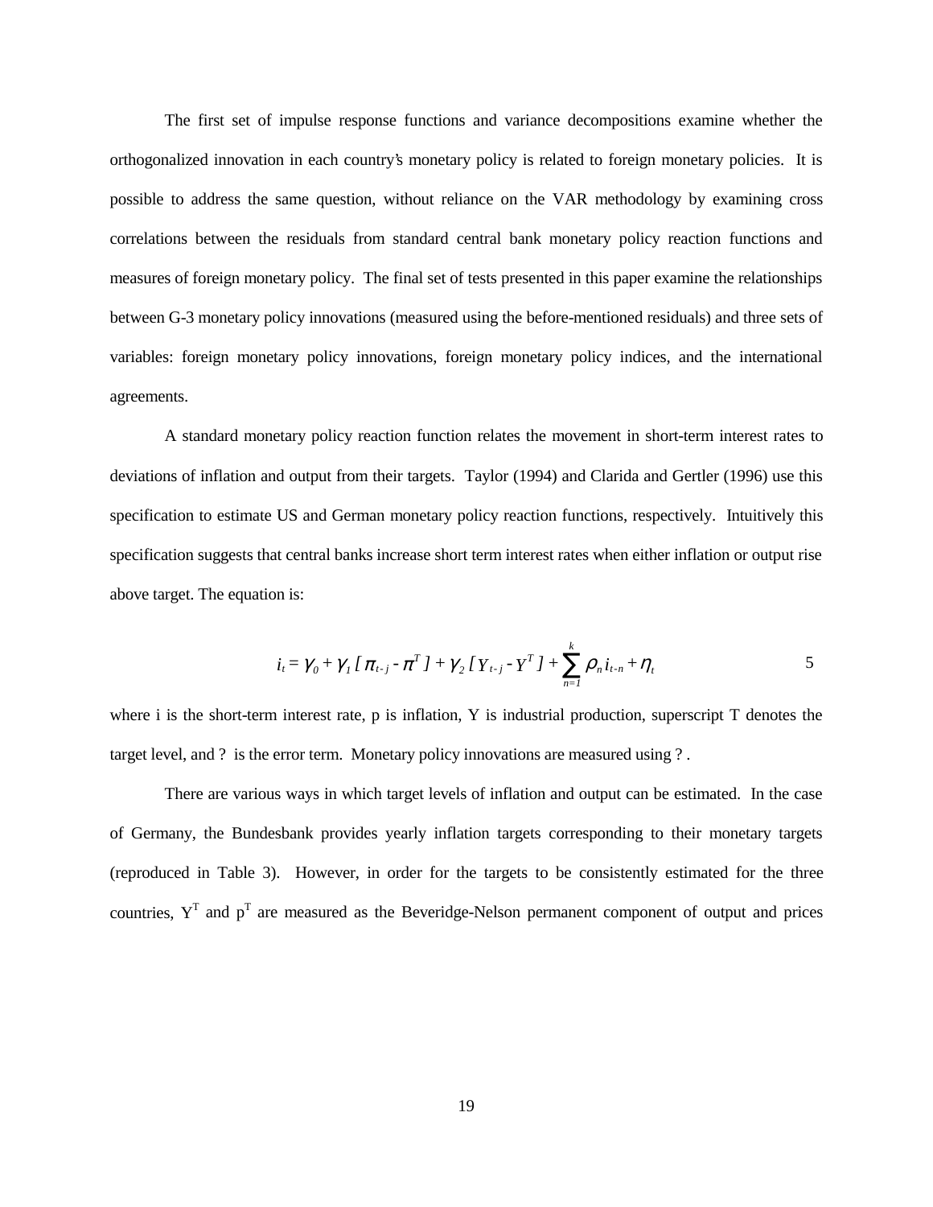The first set of impulse response functions and variance decompositions examine whether the orthogonalized innovation in each country's monetary policy is related to foreign monetary policies. It is possible to address the same question, without reliance on the VAR methodology by examining cross correlations between the residuals from standard central bank monetary policy reaction functions and measures of foreign monetary policy. The final set of tests presented in this paper examine the relationships between G-3 monetary policy innovations (measured using the before-mentioned residuals) and three sets of variables: foreign monetary policy innovations, foreign monetary policy indices, and the international agreements.

A standard monetary policy reaction function relates the movement in short-term interest rates to deviations of inflation and output from their targets. Taylor (1994) and Clarida and Gertler (1996) use this specification to estimate US and German monetary policy reaction functions, respectively. Intuitively this specification suggests that central banks increase short term interest rates when either inflation or output rise above target. The equation is:

$$i_t = \gamma_0 + \gamma_1 [\pi_{t-j} - \pi^T] + \gamma_2 [Y_{t-j} - Y^T] + \sum_{n=1}^{k} \rho_n i_{t-n} + \eta_t \qquad 5$$

where i is the short-term interest rate, p is inflation, Y is industrial production, superscript T denotes the target level, and ? is the error term. Monetary policy innovations are measured using ? .

There are various ways in which target levels of inflation and output can be estimated. In the case of Germany, the Bundesbank provides yearly inflation targets corresponding to their monetary targets (reproduced in Table 3). However, in order for the targets to be consistently estimated for the three countries, $Y^T$ and $p^T$ are measured as the Beveridge-Nelson permanent component of output and prices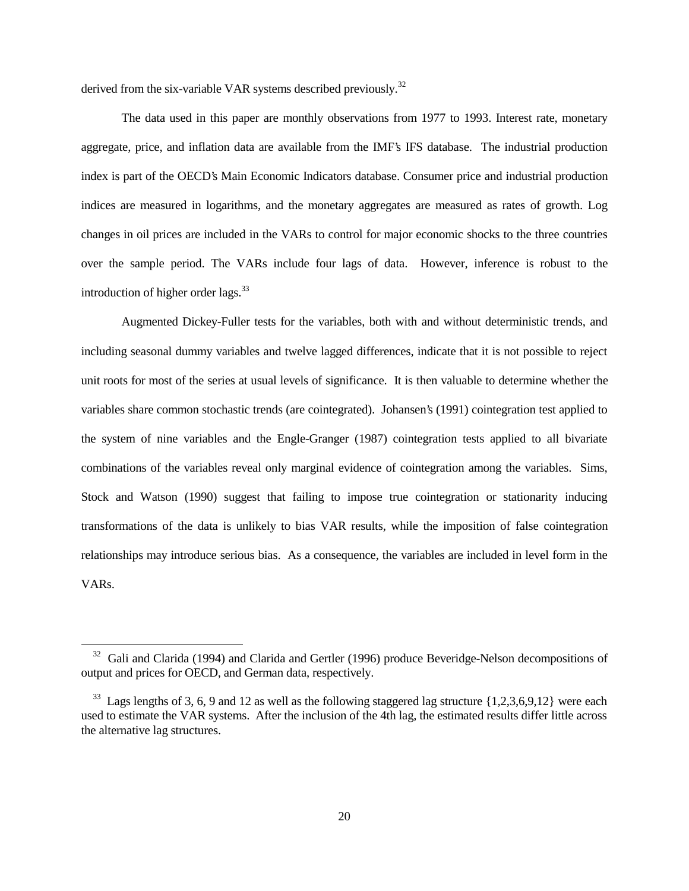derived from the six-variable VAR systems described previously.[32]

The data used in this paper are monthly observations from 1977 to 1993. Interest rate, monetary aggregate, price, and inflation data are available from the IMF's IFS database. The industrial production index is part of the OECD's Main Economic Indicators database. Consumer price and industrial production indices are measured in logarithms, and the monetary aggregates are measured as rates of growth. Log changes in oil prices are included in the VARs to control for major economic shocks to the three countries over the sample period. The VARs include four lags of data. However, inference is robust to the introduction of higher order lags.[33]

Augmented Dickey-Fuller tests for the variables, both with and without deterministic trends, and including seasonal dummy variables and twelve lagged differences, indicate that it is not possible to reject unit roots for most of the series at usual levels of significance. It is then valuable to determine whether the variables share common stochastic trends (are cointegrated). Johansen's (1991) cointegration test applied to the system of nine variables and the Engle-Granger (1987) cointegration tests applied to all bivariate combinations of the variables reveal only marginal evidence of cointegration among the variables. Sims, Stock and Watson (1990) suggest that failing to impose true cointegration or stationarity inducing transformations of the data is unlikely to bias VAR results, while the imposition of false cointegration relationships may introduce serious bias. As a consequence, the variables are included in level form in the VARs.

---

[32] Gali and Clarida (1994) and Clarida and Gertler (1996) produce Beveridge-Nelson decompositions of output and prices for OECD, and German data, respectively.

[33] Lags lengths of 3, 6, 9 and 12 as well as the following staggered lag structure {1,2,3,6,9,12} were each used to estimate the VAR systems. After the inclusion of the 4th lag, the estimated results differ little across the alternative lag structures.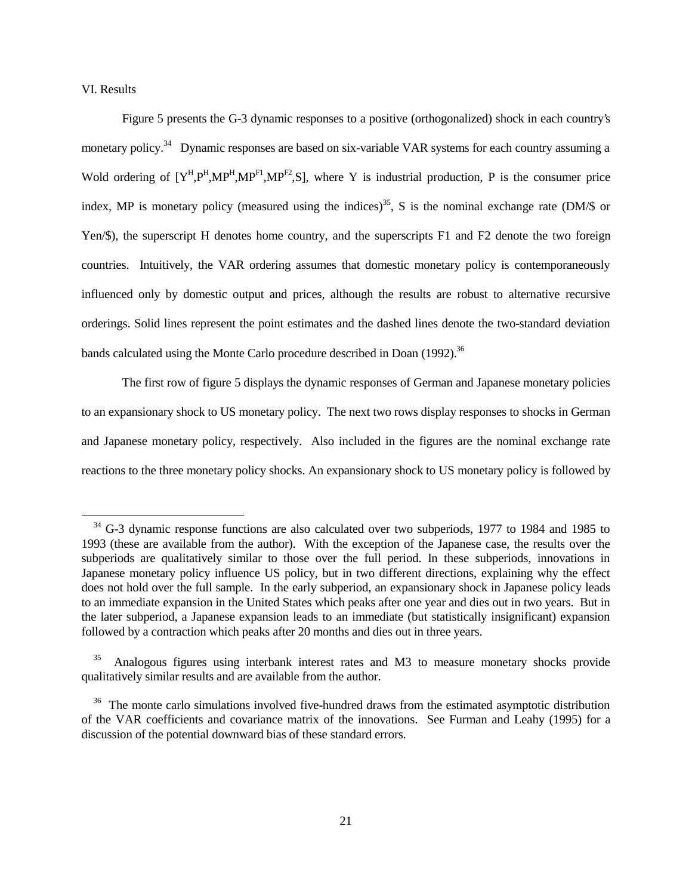## VI. Results

Figure 5 presents the G-3 dynamic responses to a positive (orthogonalized) shock in each country's monetary policy.[34] Dynamic responses are based on six-variable VAR systems for each country assuming a Wold ordering of $[Y^H, P^H, MP^H, MP^{F1}, MP^{F2}, S]$, where Y is industrial production, P is the consumer price index, MP is monetary policy (measured using the indices)[35], S is the nominal exchange rate (DM/$ or Yen/$), the superscript H denotes home country, and the superscripts F1 and F2 denote the two foreign countries. Intuitively, the VAR ordering assumes that domestic monetary policy is contemporaneously influenced only by domestic output and prices, although the results are robust to alternative recursive orderings. Solid lines represent the point estimates and the dashed lines denote the two-standard deviation bands calculated using the Monte Carlo procedure described in Doan (1992).[36]

The first row of figure 5 displays the dynamic responses of German and Japanese monetary policies to an expansionary shock to US monetary policy. The next two rows display responses to shocks in German and Japanese monetary policy, respectively. Also included in the figures are the nominal exchange rate reactions to the three monetary policy shocks. An expansionary shock to US monetary policy is followed by

---

[34] G-3 dynamic response functions are also calculated over two subperiods, 1977 to 1984 and 1985 to 1993 (these are available from the author). With the exception of the Japanese case, the results over the subperiods are qualitatively similar to those over the full period. In these subperiods, innovations in Japanese monetary policy influence US policy, but in two different directions, explaining why the effect does not hold over the full sample. In the early subperiod, an expansionary shock in Japanese policy leads to an immediate expansion in the United States which peaks after one year and dies out in two years. But in the later subperiod, a Japanese expansion leads to an immediate (but statistically insignificant) expansion followed by a contraction which peaks after 20 months and dies out in three years.

[35] Analogous figures using interbank interest rates and M3 to measure monetary shocks provide qualitatively similar results and are available from the author.

[36] The monte carlo simulations involved five-hundred draws from the estimated asymptotic distribution of the VAR coefficients and covariance matrix of the innovations. See Furman and Leahy (1995) for a discussion of the potential downward bias of these standard errors.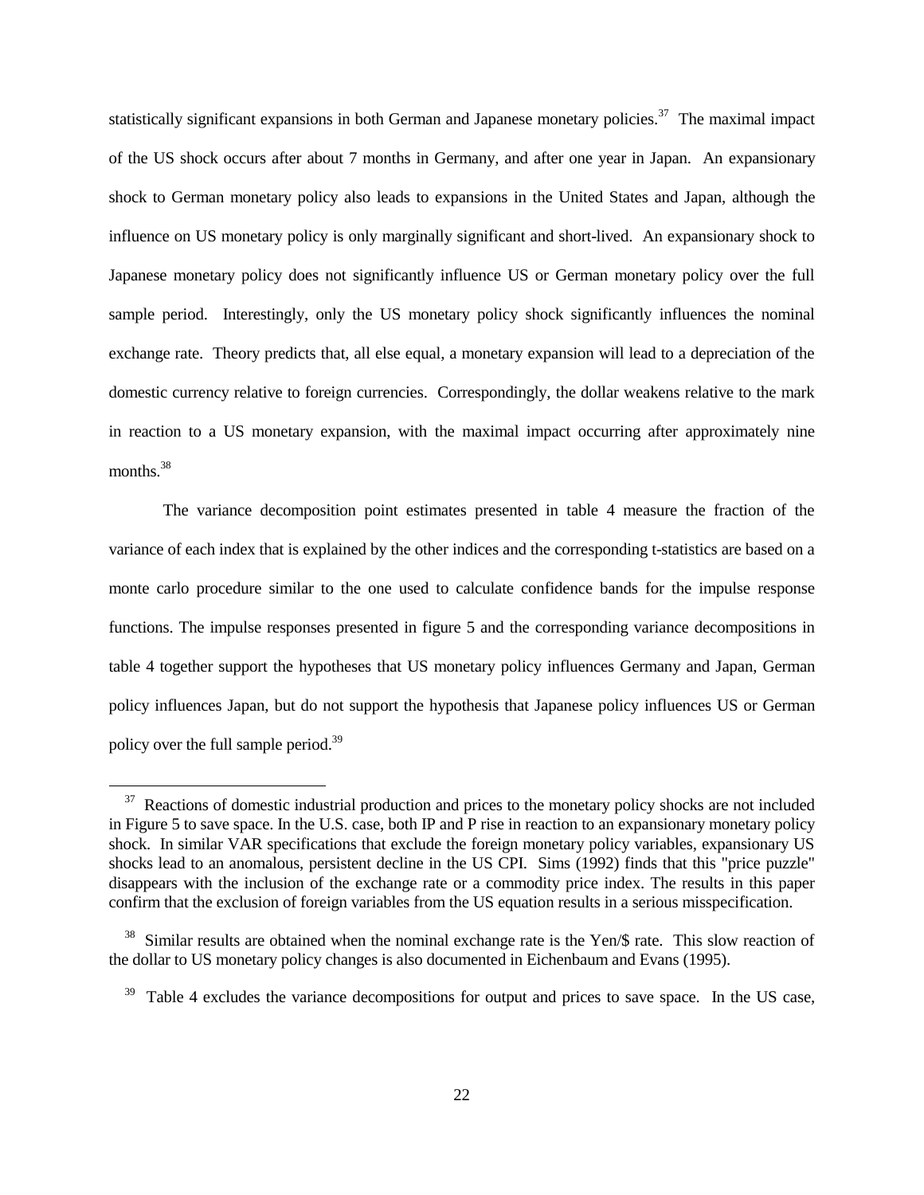statistically significant expansions in both German and Japanese monetary policies.[37] The maximal impact of the US shock occurs after about 7 months in Germany, and after one year in Japan. An expansionary shock to German monetary policy also leads to expansions in the United States and Japan, although the influence on US monetary policy is only marginally significant and short-lived. An expansionary shock to Japanese monetary policy does not significantly influence US or German monetary policy over the full sample period. Interestingly, only the US monetary policy shock significantly influences the nominal exchange rate. Theory predicts that, all else equal, a monetary expansion will lead to a depreciation of the domestic currency relative to foreign currencies. Correspondingly, the dollar weakens relative to the mark in reaction to a US monetary expansion, with the maximal impact occurring after approximately nine months.[38]

The variance decomposition point estimates presented in table 4 measure the fraction of the variance of each index that is explained by the other indices and the corresponding t-statistics are based on a monte carlo procedure similar to the one used to calculate confidence bands for the impulse response functions. The impulse responses presented in figure 5 and the corresponding variance decompositions in table 4 together support the hypotheses that US monetary policy influences Germany and Japan, German policy influences Japan, but do not support the hypothesis that Japanese policy influences US or German policy over the full sample period.[39]

---

[37] Reactions of domestic industrial production and prices to the monetary policy shocks are not included in Figure 5 to save space. In the U.S. case, both IP and P rise in reaction to an expansionary monetary policy shock. In similar VAR specifications that exclude the foreign monetary policy variables, expansionary US shocks lead to an anomalous, persistent decline in the US CPI. Sims (1992) finds that this "price puzzle" disappears with the inclusion of the exchange rate or a commodity price index. The results in this paper confirm that the exclusion of foreign variables from the US equation results in a serious misspecification.

[38] Similar results are obtained when the nominal exchange rate is the Yen/$ rate. This slow reaction of the dollar to US monetary policy changes is also documented in Eichenbaum and Evans (1995).

[39] Table 4 excludes the variance decompositions for output and prices to save space. In the US case,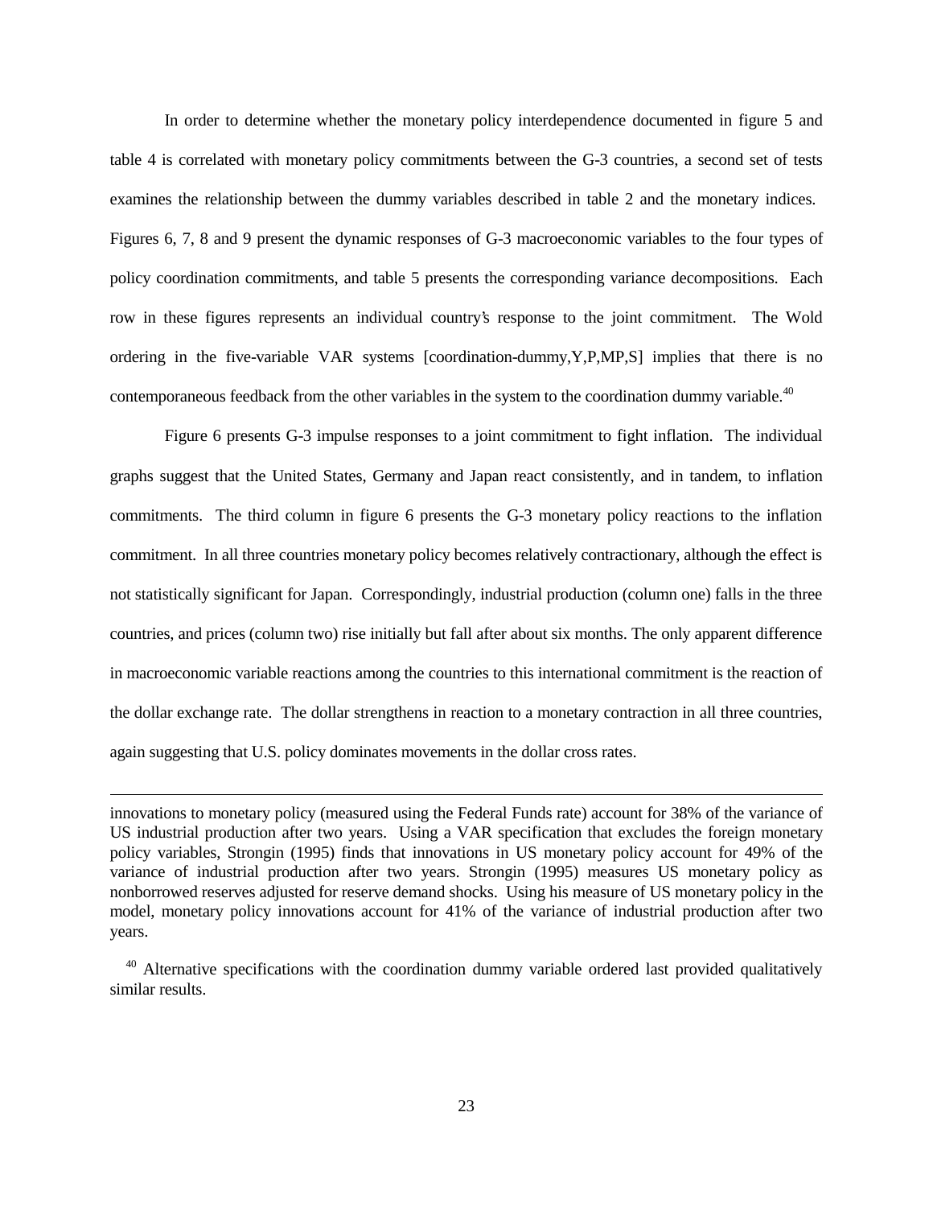In order to determine whether the monetary policy interdependence documented in figure 5 and table 4 is correlated with monetary policy commitments between the G-3 countries, a second set of tests examines the relationship between the dummy variables described in table 2 and the monetary indices. Figures 6, 7, 8 and 9 present the dynamic responses of G-3 macroeconomic variables to the four types of policy coordination commitments, and table 5 presents the corresponding variance decompositions. Each row in these figures represents an individual country's response to the joint commitment. The Wold ordering in the five-variable VAR systems [coordination-dummy,Y,P,MP,S] implies that there is no contemporaneous feedback from the other variables in the system to the coordination dummy variable.[40]

Figure 6 presents G-3 impulse responses to a joint commitment to fight inflation. The individual graphs suggest that the United States, Germany and Japan react consistently, and in tandem, to inflation commitments. The third column in figure 6 presents the G-3 monetary policy reactions to the inflation commitment. In all three countries monetary policy becomes relatively contractionary, although the effect is not statistically significant for Japan. Correspondingly, industrial production (column one) falls in the three countries, and prices (column two) rise initially but fall after about six months. The only apparent difference in macroeconomic variable reactions among the countries to this international commitment is the reaction of the dollar exchange rate. The dollar strengthens in reaction to a monetary contraction in all three countries, again suggesting that U.S. policy dominates movements in the dollar cross rates.

---

innovations to monetary policy (measured using the Federal Funds rate) account for 38% of the variance of US industrial production after two years. Using a VAR specification that excludes the foreign monetary policy variables, Strongin (1995) finds that innovations in US monetary policy account for 49% of the variance of industrial production after two years. Strongin (1995) measures US monetary policy as nonborrowed reserves adjusted for reserve demand shocks. Using his measure of US monetary policy in the model, monetary policy innovations account for 41% of the variance of industrial production after two years.

[40] Alternative specifications with the coordination dummy variable ordered last provided qualitatively similar results.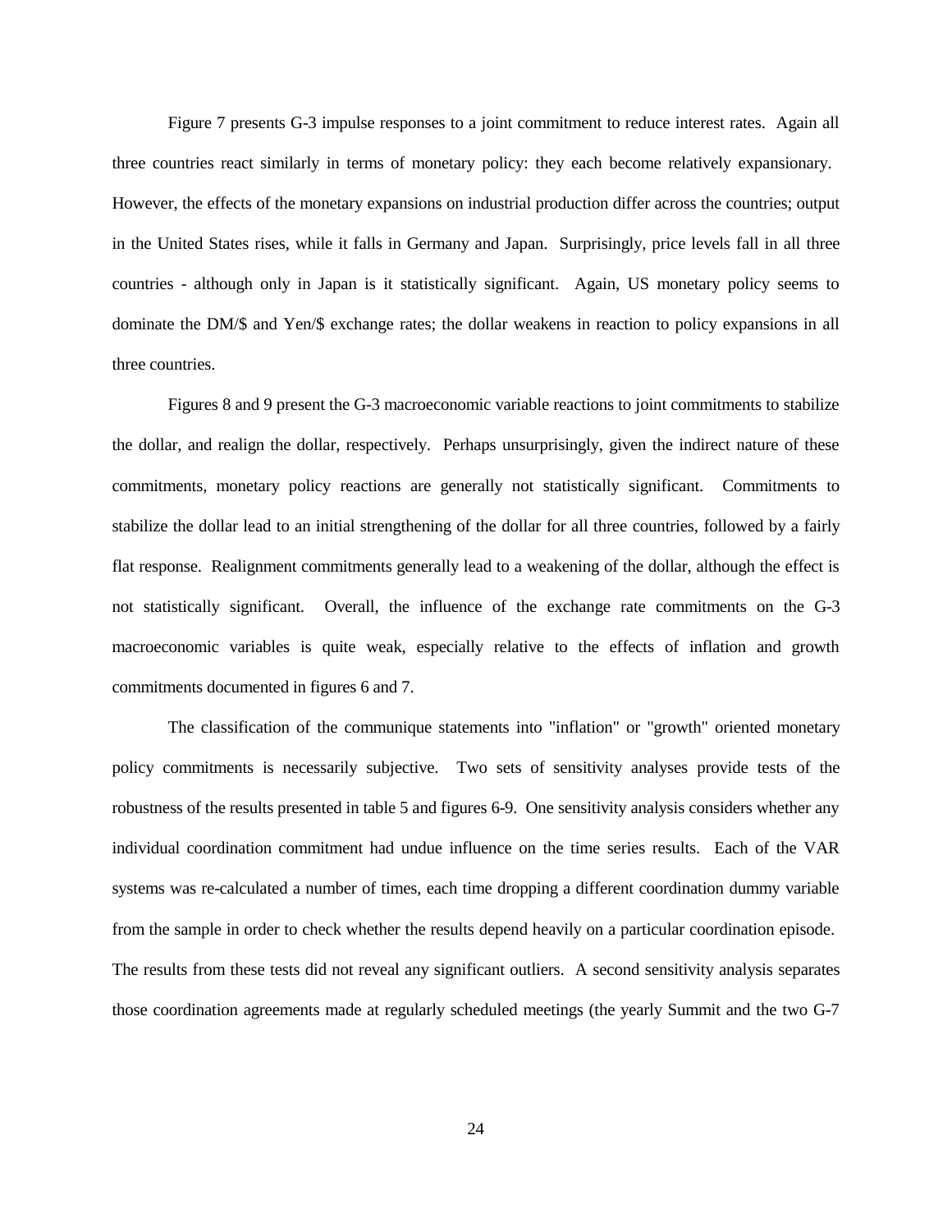Figure 7 presents G-3 impulse responses to a joint commitment to reduce interest rates. Again all three countries react similarly in terms of monetary policy: they each become relatively expansionary. However, the effects of the monetary expansions on industrial production differ across the countries; output in the United States rises, while it falls in Germany and Japan. Surprisingly, price levels fall in all three countries - although only in Japan is it statistically significant. Again, US monetary policy seems to dominate the DM/$ and Yen/$ exchange rates; the dollar weakens in reaction to policy expansions in all three countries.

Figures 8 and 9 present the G-3 macroeconomic variable reactions to joint commitments to stabilize the dollar, and realign the dollar, respectively. Perhaps unsurprisingly, given the indirect nature of these commitments, monetary policy reactions are generally not statistically significant. Commitments to stabilize the dollar lead to an initial strengthening of the dollar for all three countries, followed by a fairly flat response. Realignment commitments generally lead to a weakening of the dollar, although the effect is not statistically significant. Overall, the influence of the exchange rate commitments on the G-3 macroeconomic variables is quite weak, especially relative to the effects of inflation and growth commitments documented in figures 6 and 7.

The classification of the communique statements into "inflation" or "growth" oriented monetary policy commitments is necessarily subjective. Two sets of sensitivity analyses provide tests of the robustness of the results presented in table 5 and figures 6-9. One sensitivity analysis considers whether any individual coordination commitment had undue influence on the time series results. Each of the VAR systems was re-calculated a number of times, each time dropping a different coordination dummy variable from the sample in order to check whether the results depend heavily on a particular coordination episode. The results from these tests did not reveal any significant outliers. A second sensitivity analysis separates those coordination agreements made at regularly scheduled meetings (the yearly Summit and the two G-7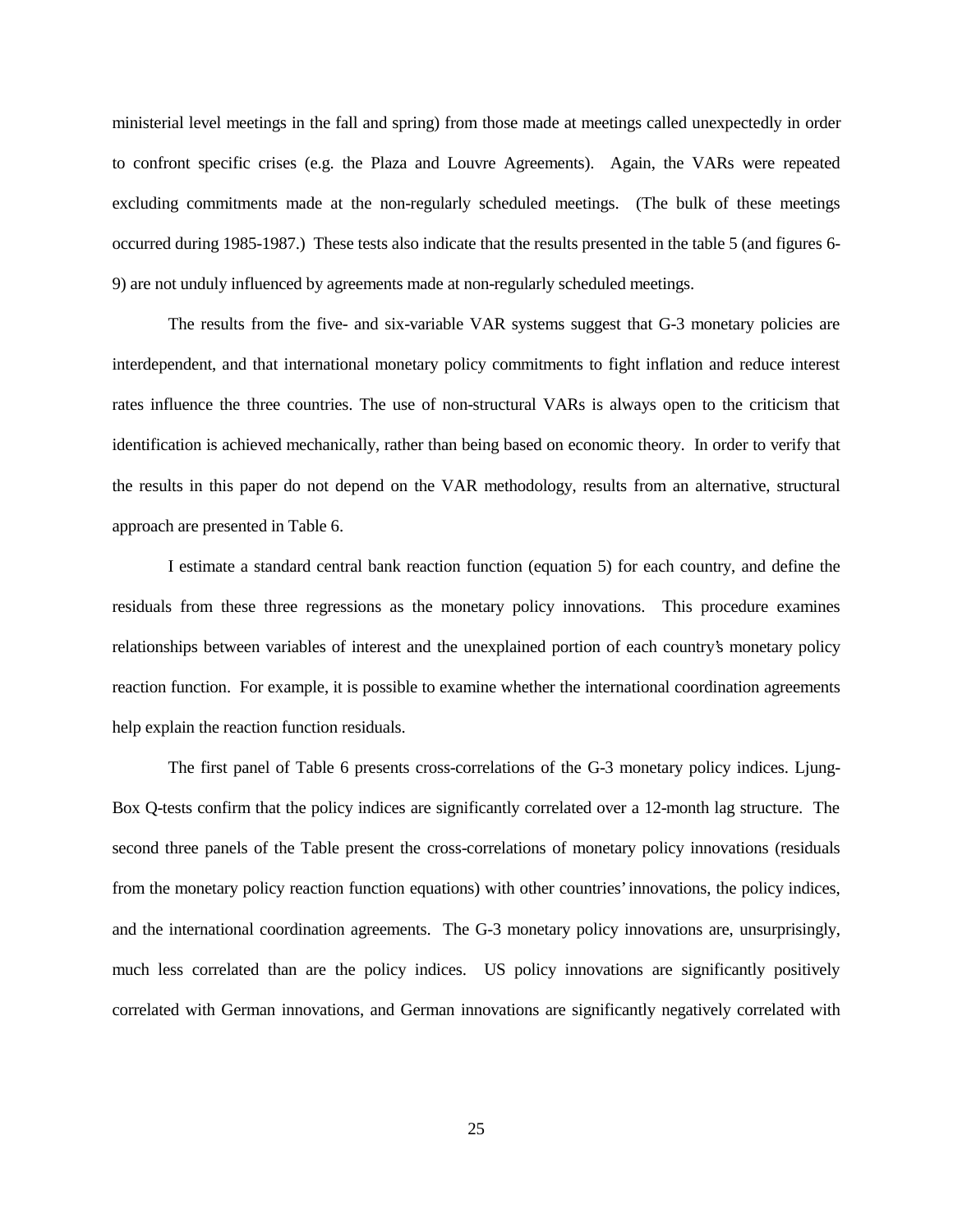ministerial level meetings in the fall and spring) from those made at meetings called unexpectedly in order to confront specific crises (e.g. the Plaza and Louvre Agreements). Again, the VARs were repeated excluding commitments made at the non-regularly scheduled meetings. (The bulk of these meetings occurred during 1985-1987.) These tests also indicate that the results presented in the table 5 (and figures 6-9) are not unduly influenced by agreements made at non-regularly scheduled meetings.

The results from the five- and six-variable VAR systems suggest that G-3 monetary policies are interdependent, and that international monetary policy commitments to fight inflation and reduce interest rates influence the three countries. The use of non-structural VARs is always open to the criticism that identification is achieved mechanically, rather than being based on economic theory. In order to verify that the results in this paper do not depend on the VAR methodology, results from an alternative, structural approach are presented in Table 6.

I estimate a standard central bank reaction function (equation 5) for each country, and define the residuals from these three regressions as the monetary policy innovations. This procedure examines relationships between variables of interest and the unexplained portion of each country's monetary policy reaction function. For example, it is possible to examine whether the international coordination agreements help explain the reaction function residuals.

The first panel of Table 6 presents cross-correlations of the G-3 monetary policy indices. Ljung-Box Q-tests confirm that the policy indices are significantly correlated over a 12-month lag structure. The second three panels of the Table present the cross-correlations of monetary policy innovations (residuals from the monetary policy reaction function equations) with other countries' innovations, the policy indices, and the international coordination agreements. The G-3 monetary policy innovations are, unsurprisingly, much less correlated than are the policy indices. US policy innovations are significantly positively correlated with German innovations, and German innovations are significantly negatively correlated with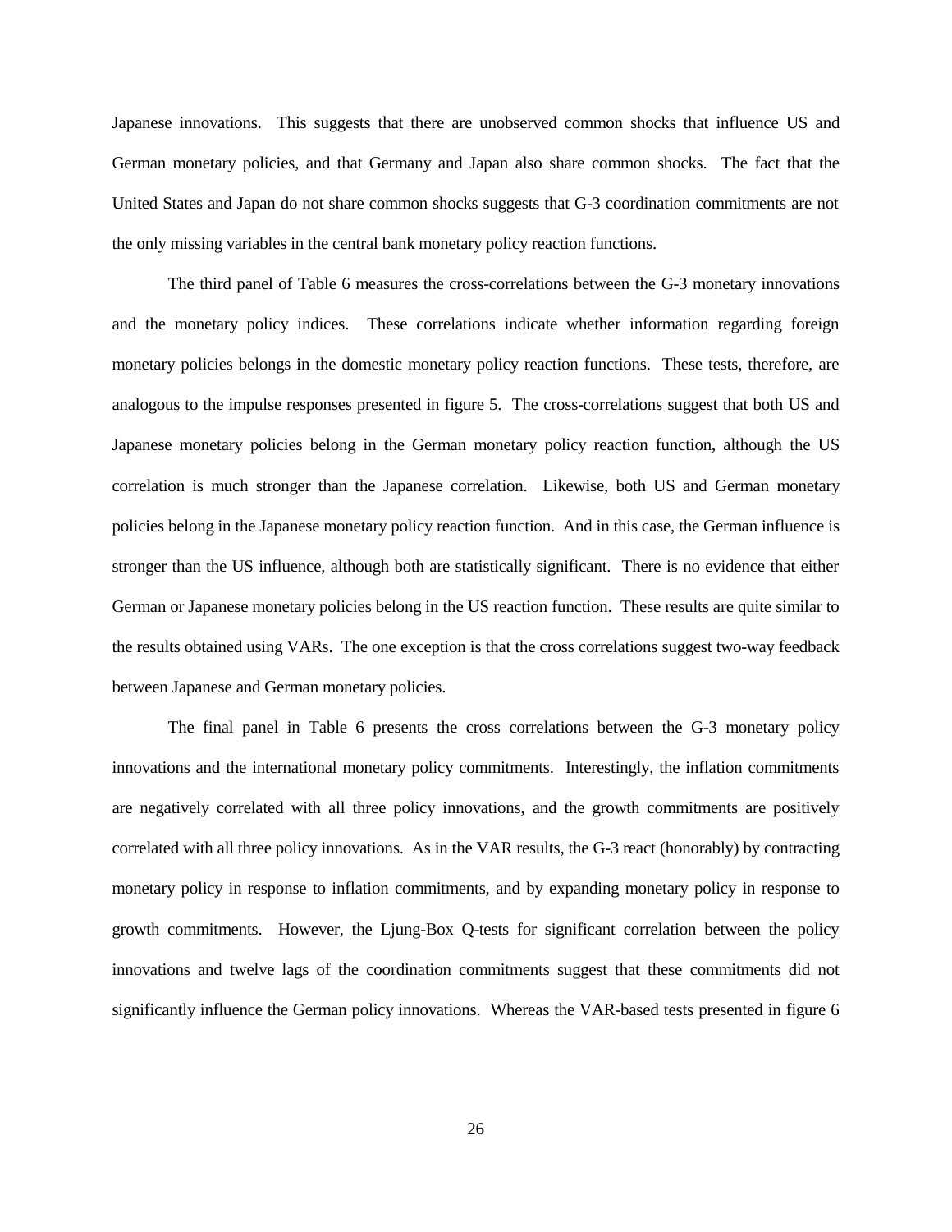Japanese innovations. This suggests that there are unobserved common shocks that influence US and German monetary policies, and that Germany and Japan also share common shocks. The fact that the United States and Japan do not share common shocks suggests that G-3 coordination commitments are not the only missing variables in the central bank monetary policy reaction functions.

The third panel of Table 6 measures the cross-correlations between the G-3 monetary innovations and the monetary policy indices. These correlations indicate whether information regarding foreign monetary policies belongs in the domestic monetary policy reaction functions. These tests, therefore, are analogous to the impulse responses presented in figure 5. The cross-correlations suggest that both US and Japanese monetary policies belong in the German monetary policy reaction function, although the US correlation is much stronger than the Japanese correlation. Likewise, both US and German monetary policies belong in the Japanese monetary policy reaction function. And in this case, the German influence is stronger than the US influence, although both are statistically significant. There is no evidence that either German or Japanese monetary policies belong in the US reaction function. These results are quite similar to the results obtained using VARs. The one exception is that the cross correlations suggest two-way feedback between Japanese and German monetary policies.

The final panel in Table 6 presents the cross correlations between the G-3 monetary policy innovations and the international monetary policy commitments. Interestingly, the inflation commitments are negatively correlated with all three policy innovations, and the growth commitments are positively correlated with all three policy innovations. As in the VAR results, the G-3 react (honorably) by contracting monetary policy in response to inflation commitments, and by expanding monetary policy in response to growth commitments. However, the Ljung-Box Q-tests for significant correlation between the policy innovations and twelve lags of the coordination commitments suggest that these commitments did not significantly influence the German policy innovations. Whereas the VAR-based tests presented in figure 6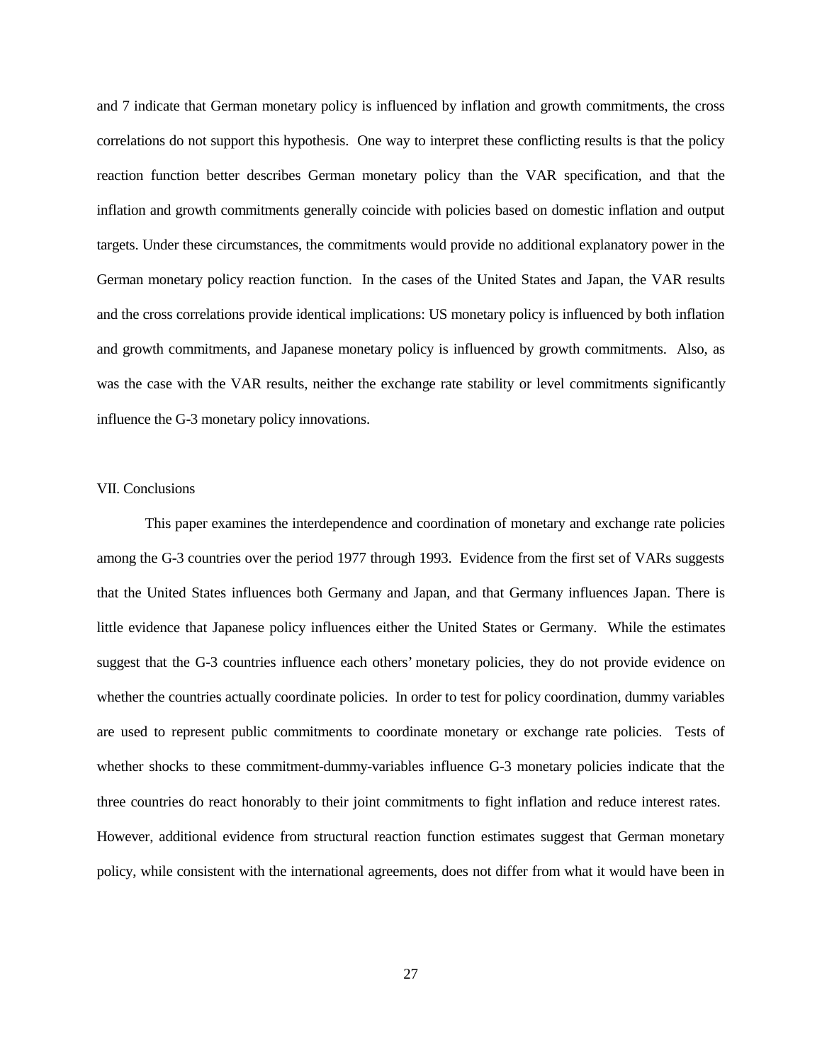and 7 indicate that German monetary policy is influenced by inflation and growth commitments, the cross correlations do not support this hypothesis. One way to interpret these conflicting results is that the policy reaction function better describes German monetary policy than the VAR specification, and that the inflation and growth commitments generally coincide with policies based on domestic inflation and output targets. Under these circumstances, the commitments would provide no additional explanatory power in the German monetary policy reaction function. In the cases of the United States and Japan, the VAR results and the cross correlations provide identical implications: US monetary policy is influenced by both inflation and growth commitments, and Japanese monetary policy is influenced by growth commitments. Also, as was the case with the VAR results, neither the exchange rate stability or level commitments significantly influence the G-3 monetary policy innovations.

## VII. Conclusions

This paper examines the interdependence and coordination of monetary and exchange rate policies among the G-3 countries over the period 1977 through 1993. Evidence from the first set of VARs suggests that the United States influences both Germany and Japan, and that Germany influences Japan. There is little evidence that Japanese policy influences either the United States or Germany. While the estimates suggest that the G-3 countries influence each others' monetary policies, they do not provide evidence on whether the countries actually coordinate policies. In order to test for policy coordination, dummy variables are used to represent public commitments to coordinate monetary or exchange rate policies. Tests of whether shocks to these commitment-dummy-variables influence G-3 monetary policies indicate that the three countries do react honorably to their joint commitments to fight inflation and reduce interest rates. However, additional evidence from structural reaction function estimates suggest that German monetary policy, while consistent with the international agreements, does not differ from what it would have been in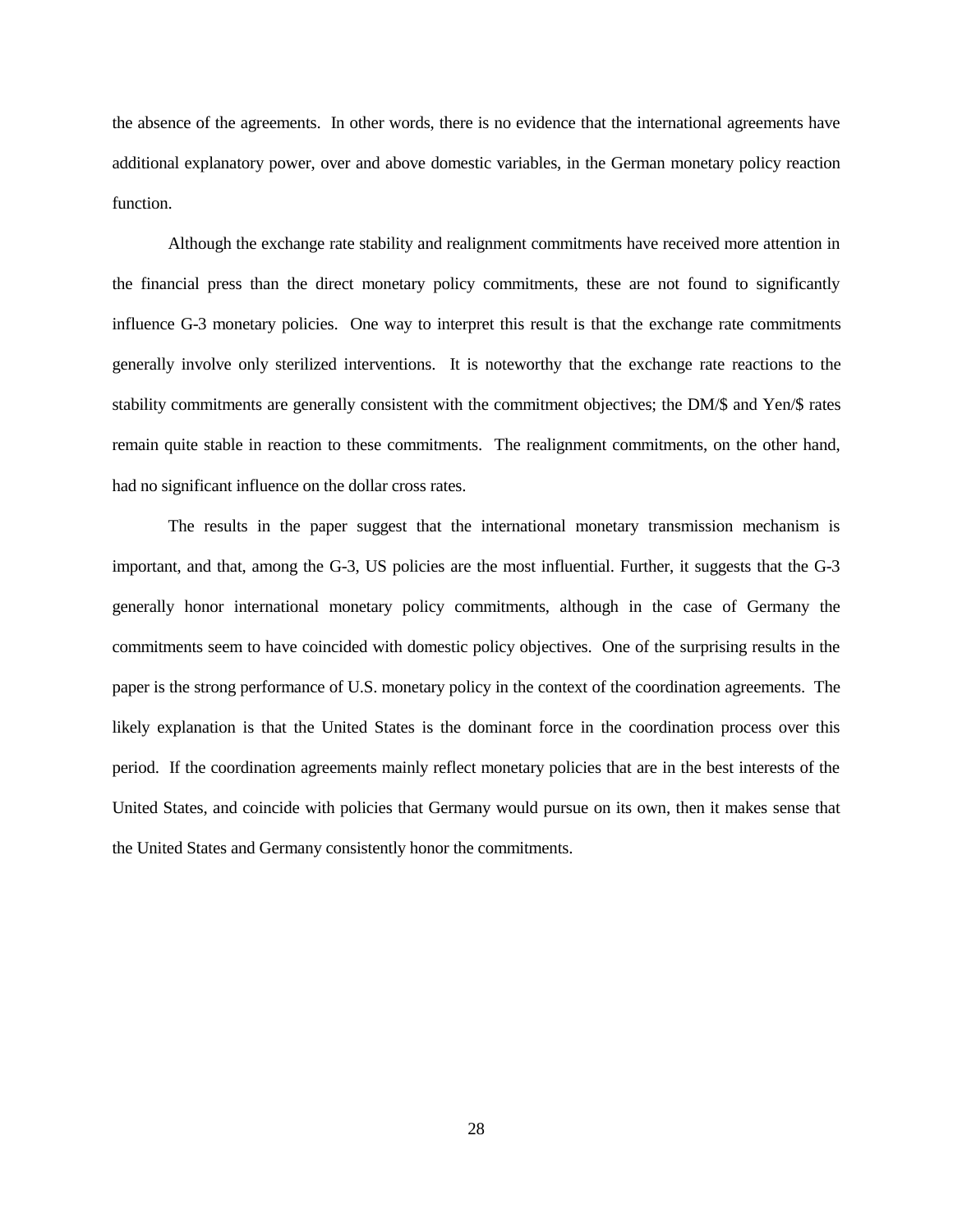the absence of the agreements. In other words, there is no evidence that the international agreements have additional explanatory power, over and above domestic variables, in the German monetary policy reaction function.

Although the exchange rate stability and realignment commitments have received more attention in the financial press than the direct monetary policy commitments, these are not found to significantly influence G-3 monetary policies. One way to interpret this result is that the exchange rate commitments generally involve only sterilized interventions. It is noteworthy that the exchange rate reactions to the stability commitments are generally consistent with the commitment objectives; the DM/$ and Yen/$ rates remain quite stable in reaction to these commitments. The realignment commitments, on the other hand, had no significant influence on the dollar cross rates.

The results in the paper suggest that the international monetary transmission mechanism is important, and that, among the G-3, US policies are the most influential. Further, it suggests that the G-3 generally honor international monetary policy commitments, although in the case of Germany the commitments seem to have coincided with domestic policy objectives. One of the surprising results in the paper is the strong performance of U.S. monetary policy in the context of the coordination agreements. The likely explanation is that the United States is the dominant force in the coordination process over this period. If the coordination agreements mainly reflect monetary policies that are in the best interests of the United States, and coincide with policies that Germany would pursue on its own, then it makes sense that the United States and Germany consistently honor the commitments.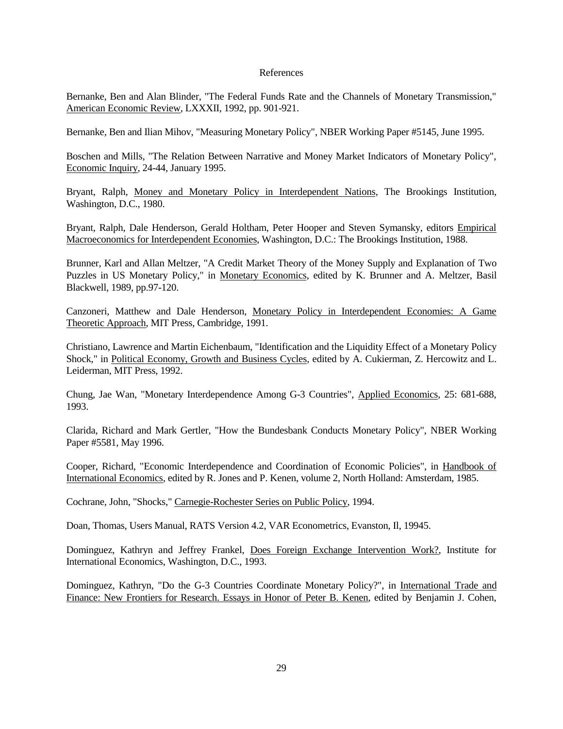# References

Bernanke, Ben and Alan Blinder, "The Federal Funds Rate and the Channels of Monetary Transmission," American Economic Review, LXXXII, 1992, pp. 901-921.

Bernanke, Ben and Ilian Mihov, "Measuring Monetary Policy", NBER Working Paper #5145, June 1995.

Boschen and Mills, "The Relation Between Narrative and Money Market Indicators of Monetary Policy", Economic Inquiry, 24-44, January 1995.

Bryant, Ralph, Money and Monetary Policy in Interdependent Nations, The Brookings Institution, Washington, D.C., 1980.

Bryant, Ralph, Dale Henderson, Gerald Holtham, Peter Hooper and Steven Symansky, editors Empirical Macroeconomics for Interdependent Economies, Washington, D.C.: The Brookings Institution, 1988.

Brunner, Karl and Allan Meltzer, "A Credit Market Theory of the Money Supply and Explanation of Two Puzzles in US Monetary Policy," in Monetary Economics, edited by K. Brunner and A. Meltzer, Basil Blackwell, 1989, pp.97-120.

Canzoneri, Matthew and Dale Henderson, Monetary Policy in Interdependent Economies: A Game Theoretic Approach, MIT Press, Cambridge, 1991.

Christiano, Lawrence and Martin Eichenbaum, "Identification and the Liquidity Effect of a Monetary Policy Shock," in Political Economy, Growth and Business Cycles, edited by A. Cukierman, Z. Hercowitz and L. Leiderman, MIT Press, 1992.

Chung, Jae Wan, "Monetary Interdependence Among G-3 Countries", Applied Economics, 25: 681-688, 1993.

Clarida, Richard and Mark Gertler, "How the Bundesbank Conducts Monetary Policy", NBER Working Paper #5581, May 1996.

Cooper, Richard, "Economic Interdependence and Coordination of Economic Policies", in Handbook of International Economics, edited by R. Jones and P. Kenen, volume 2, North Holland: Amsterdam, 1985.

Cochrane, John, "Shocks," Carnegie-Rochester Series on Public Policy, 1994.

Doan, Thomas, Users Manual, RATS Version 4.2, VAR Econometrics, Evanston, Il, 19945.

Dominguez, Kathryn and Jeffrey Frankel, Does Foreign Exchange Intervention Work?, Institute for International Economics, Washington, D.C., 1993.

Dominguez, Kathryn, "Do the G-3 Countries Coordinate Monetary Policy?", in International Trade and Finance: New Frontiers for Research. Essays in Honor of Peter B. Kenen, edited by Benjamin J. Cohen,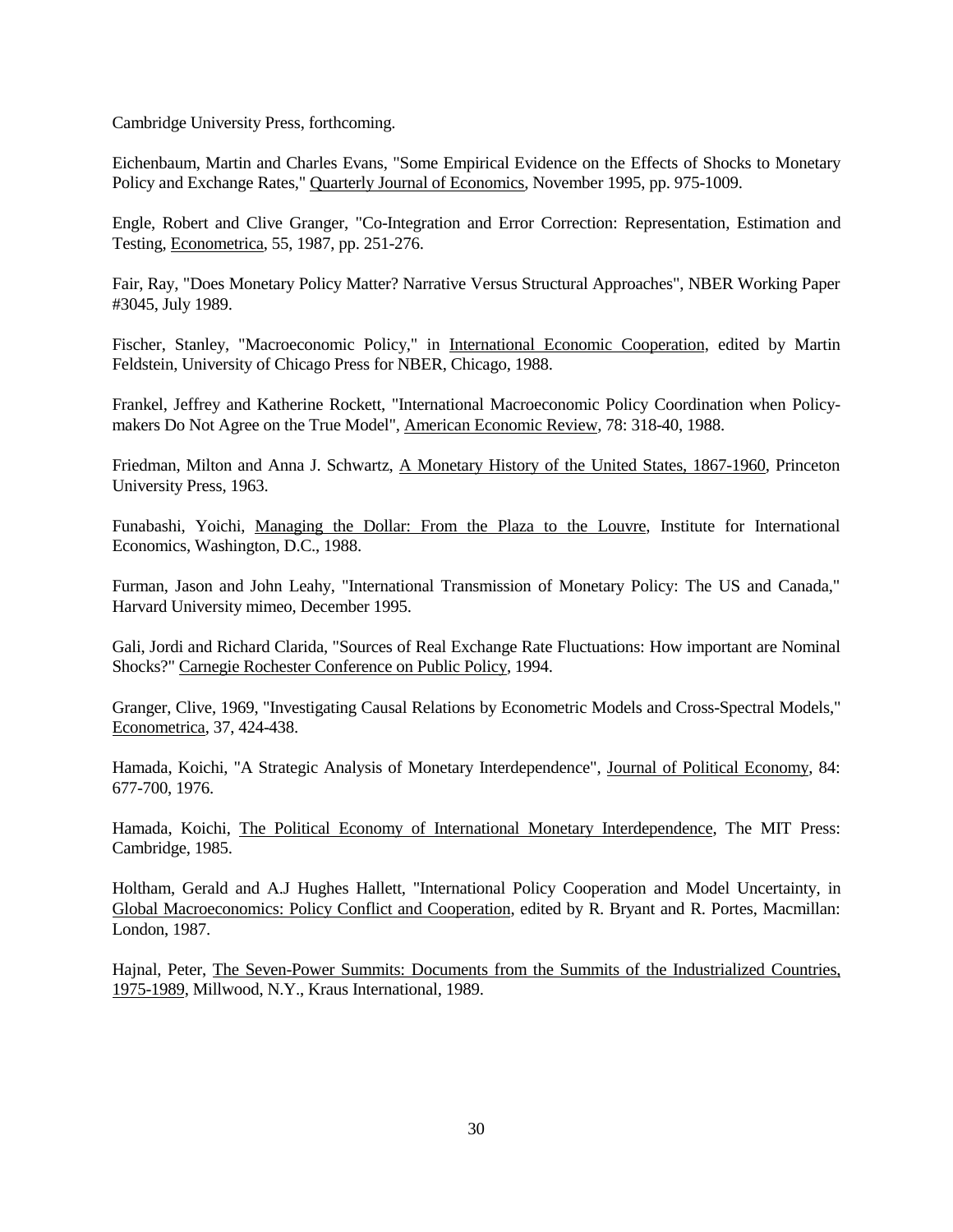Cambridge University Press, forthcoming.

Eichenbaum, Martin and Charles Evans, "Some Empirical Evidence on the Effects of Shocks to Monetary Policy and Exchange Rates," Quarterly Journal of Economics, November 1995, pp. 975-1009.

Engle, Robert and Clive Granger, "Co-Integration and Error Correction: Representation, Estimation and Testing, Econometrica, 55, 1987, pp. 251-276.

Fair, Ray, "Does Monetary Policy Matter? Narrative Versus Structural Approaches", NBER Working Paper #3045, July 1989.

Fischer, Stanley, "Macroeconomic Policy," in International Economic Cooperation, edited by Martin Feldstein, University of Chicago Press for NBER, Chicago, 1988.

Frankel, Jeffrey and Katherine Rockett, "International Macroeconomic Policy Coordination when Policy-makers Do Not Agree on the True Model", American Economic Review, 78: 318-40, 1988.

Friedman, Milton and Anna J. Schwartz, A Monetary History of the United States, 1867-1960, Princeton University Press, 1963.

Funabashi, Yoichi, Managing the Dollar: From the Plaza to the Louvre, Institute for International Economics, Washington, D.C., 1988.

Furman, Jason and John Leahy, "International Transmission of Monetary Policy: The US and Canada," Harvard University mimeo, December 1995.

Gali, Jordi and Richard Clarida, "Sources of Real Exchange Rate Fluctuations: How important are Nominal Shocks?" Carnegie Rochester Conference on Public Policy, 1994.

Granger, Clive, 1969, "Investigating Causal Relations by Econometric Models and Cross-Spectral Models," Econometrica, 37, 424-438.

Hamada, Koichi, "A Strategic Analysis of Monetary Interdependence", Journal of Political Economy, 84: 677-700, 1976.

Hamada, Koichi, The Political Economy of International Monetary Interdependence, The MIT Press: Cambridge, 1985.

Holtham, Gerald and A.J Hughes Hallett, "International Policy Cooperation and Model Uncertainty, in Global Macroeconomics: Policy Conflict and Cooperation, edited by R. Bryant and R. Portes, Macmillan: London, 1987.

Hajnal, Peter, The Seven-Power Summits: Documents from the Summits of the Industrialized Countries, 1975-1989, Millwood, N.Y., Kraus International, 1989.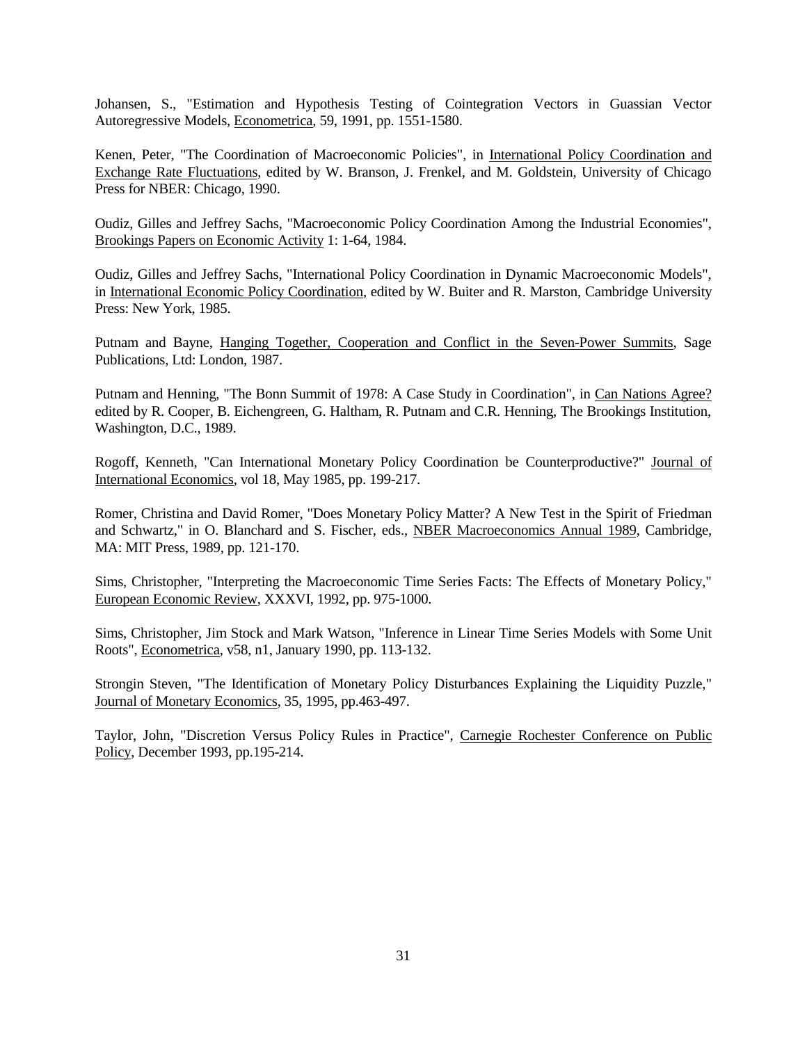Johansen, S., "Estimation and Hypothesis Testing of Cointegration Vectors in Guassian Vector Autoregressive Models, Econometrica, 59, 1991, pp. 1551-1580.

Kenen, Peter, "The Coordination of Macroeconomic Policies", in International Policy Coordination and Exchange Rate Fluctuations, edited by W. Branson, J. Frenkel, and M. Goldstein, University of Chicago Press for NBER: Chicago, 1990.

Oudiz, Gilles and Jeffrey Sachs, "Macroeconomic Policy Coordination Among the Industrial Economies", Brookings Papers on Economic Activity 1: 1-64, 1984.

Oudiz, Gilles and Jeffrey Sachs, "International Policy Coordination in Dynamic Macroeconomic Models", in International Economic Policy Coordination, edited by W. Buiter and R. Marston, Cambridge University Press: New York, 1985.

Putnam and Bayne, Hanging Together, Cooperation and Conflict in the Seven-Power Summits, Sage Publications, Ltd: London, 1987.

Putnam and Henning, "The Bonn Summit of 1978: A Case Study in Coordination", in Can Nations Agree? edited by R. Cooper, B. Eichengreen, G. Haltham, R. Putnam and C.R. Henning, The Brookings Institution, Washington, D.C., 1989.

Rogoff, Kenneth, "Can International Monetary Policy Coordination be Counterproductive?" Journal of International Economics, vol 18, May 1985, pp. 199-217.

Romer, Christina and David Romer, "Does Monetary Policy Matter? A New Test in the Spirit of Friedman and Schwartz," in O. Blanchard and S. Fischer, eds., NBER Macroeconomics Annual 1989, Cambridge, MA: MIT Press, 1989, pp. 121-170.

Sims, Christopher, "Interpreting the Macroeconomic Time Series Facts: The Effects of Monetary Policy," European Economic Review, XXXVI, 1992, pp. 975-1000.

Sims, Christopher, Jim Stock and Mark Watson, "Inference in Linear Time Series Models with Some Unit Roots", Econometrica, v58, n1, January 1990, pp. 113-132.

Strongin Steven, "The Identification of Monetary Policy Disturbances Explaining the Liquidity Puzzle," Journal of Monetary Economics, 35, 1995, pp.463-497.

Taylor, John, "Discretion Versus Policy Rules in Practice", Carnegie Rochester Conference on Public Policy, December 1993, pp.195-214.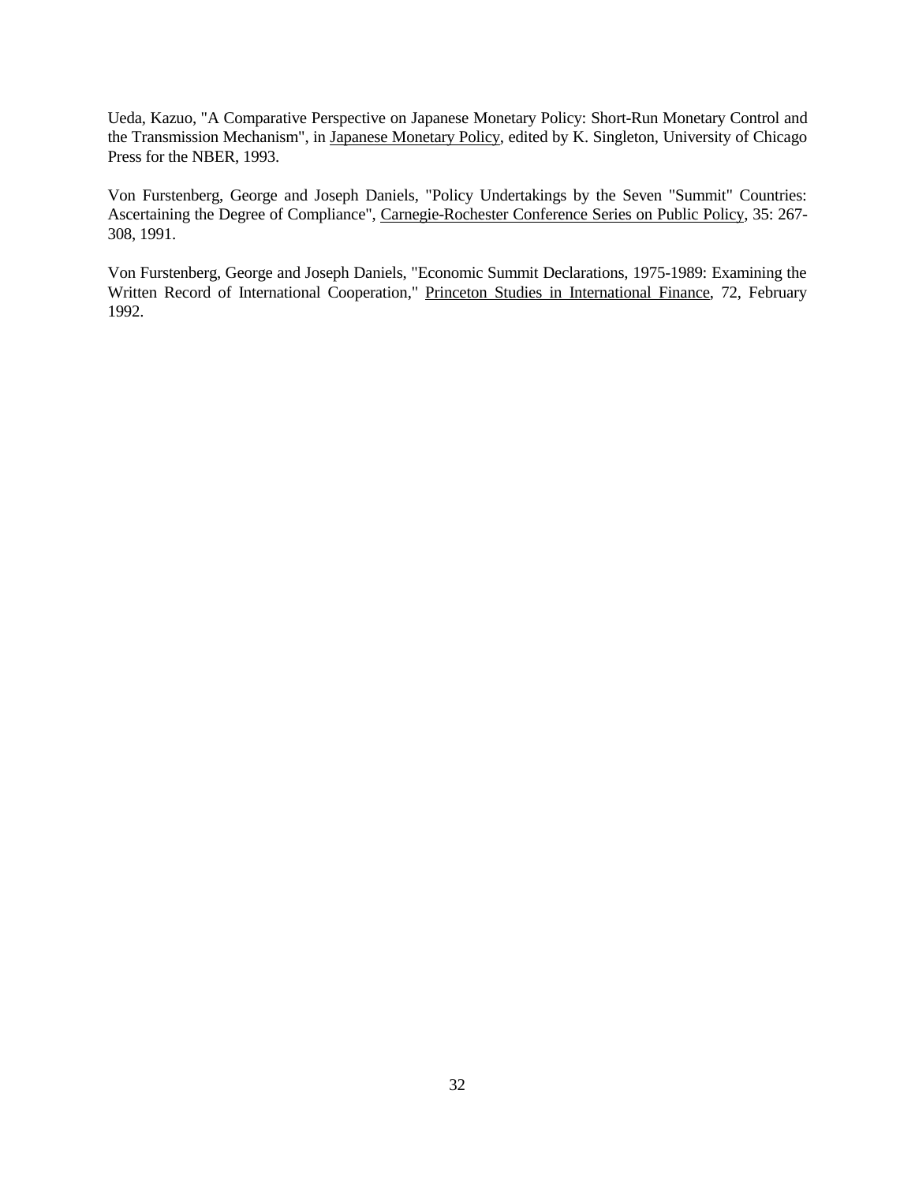Ueda, Kazuo, "A Comparative Perspective on Japanese Monetary Policy: Short-Run Monetary Control and the Transmission Mechanism", in Japanese Monetary Policy, edited by K. Singleton, University of Chicago Press for the NBER, 1993.

Von Furstenberg, George and Joseph Daniels, "Policy Undertakings by the Seven "Summit" Countries: Ascertaining the Degree of Compliance", Carnegie-Rochester Conference Series on Public Policy, 35: 267-308, 1991.

Von Furstenberg, George and Joseph Daniels, "Economic Summit Declarations, 1975-1989: Examining the Written Record of International Cooperation," Princeton Studies in International Finance, 72, February 1992.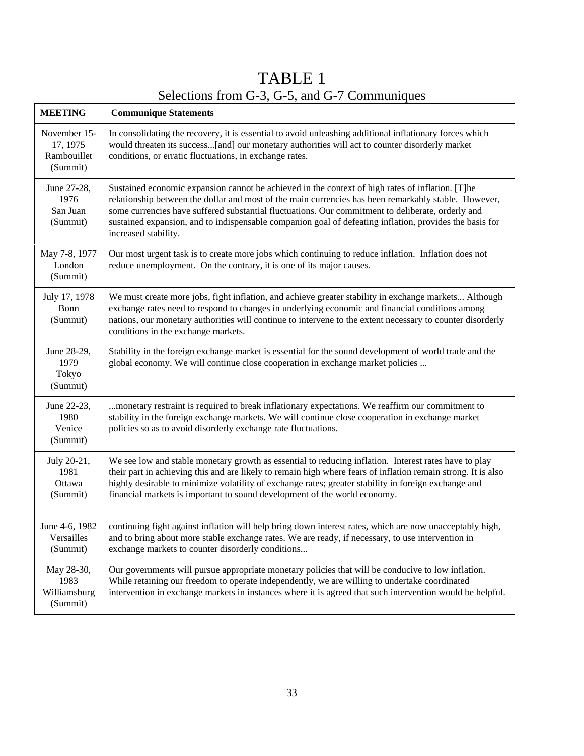# TABLE 1

## Selections from G-3, G-5, and G-7 Communiques

| MEETING | Communique Statements |
|---|---|
| November 15-17, 1975 Rambouillet (Summit) | In consolidating the recovery, it is essential to avoid unleashing additional inflationary forces which would threaten its success...[and] our monetary authorities will act to counter disorderly market conditions, or erratic fluctuations, in exchange rates. |
| June 27-28, 1976 San Juan (Summit) | Sustained economic expansion cannot be achieved in the context of high rates of inflation. [T]he relationship between the dollar and most of the main currencies has been remarkably stable. However, some currencies have suffered substantial fluctuations. Our commitment to deliberate, orderly and sustained expansion, and to indispensable companion goal of defeating inflation, provides the basis for increased stability. |
| May 7-8, 1977 London (Summit) | Our most urgent task is to create more jobs which continuing to reduce inflation. Inflation does not reduce unemployment. On the contrary, it is one of its major causes. |
| July 17, 1978 Bonn (Summit) | We must create more jobs, fight inflation, and achieve greater stability in exchange markets... Although exchange rates need to respond to changes in underlying economic and financial conditions among nations, our monetary authorities will continue to intervene to the extent necessary to counter disorderly conditions in the exchange markets. |
| June 28-29, 1979 Tokyo (Summit) | Stability in the foreign exchange market is essential for the sound development of world trade and the global economy. We will continue close cooperation in exchange market policies ... |
| June 22-23, 1980 Venice (Summit) | ...monetary restraint is required to break inflationary expectations. We reaffirm our commitment to stability in the foreign exchange markets. We will continue close cooperation in exchange market policies so as to avoid disorderly exchange rate fluctuations. |
| July 20-21, 1981 Ottawa (Summit) | We see low and stable monetary growth as essential to reducing inflation. Interest rates have to play their part in achieving this and are likely to remain high where fears of inflation remain strong. It is also highly desirable to minimize volatility of exchange rates; greater stability in foreign exchange and financial markets is important to sound development of the world economy. |
| June 4-6, 1982 Versailles (Summit) | continuing fight against inflation will help bring down interest rates, which are now unacceptably high, and to bring about more stable exchange rates. We are ready, if necessary, to use intervention in exchange markets to counter disorderly conditions... |
| May 28-30, 1983 Williamsburg (Summit) | Our governments will pursue appropriate monetary policies that will be conducive to low inflation. While retaining our freedom to operate independently, we are willing to undertake coordinated intervention in exchange markets in instances where it is agreed that such intervention would be helpful. |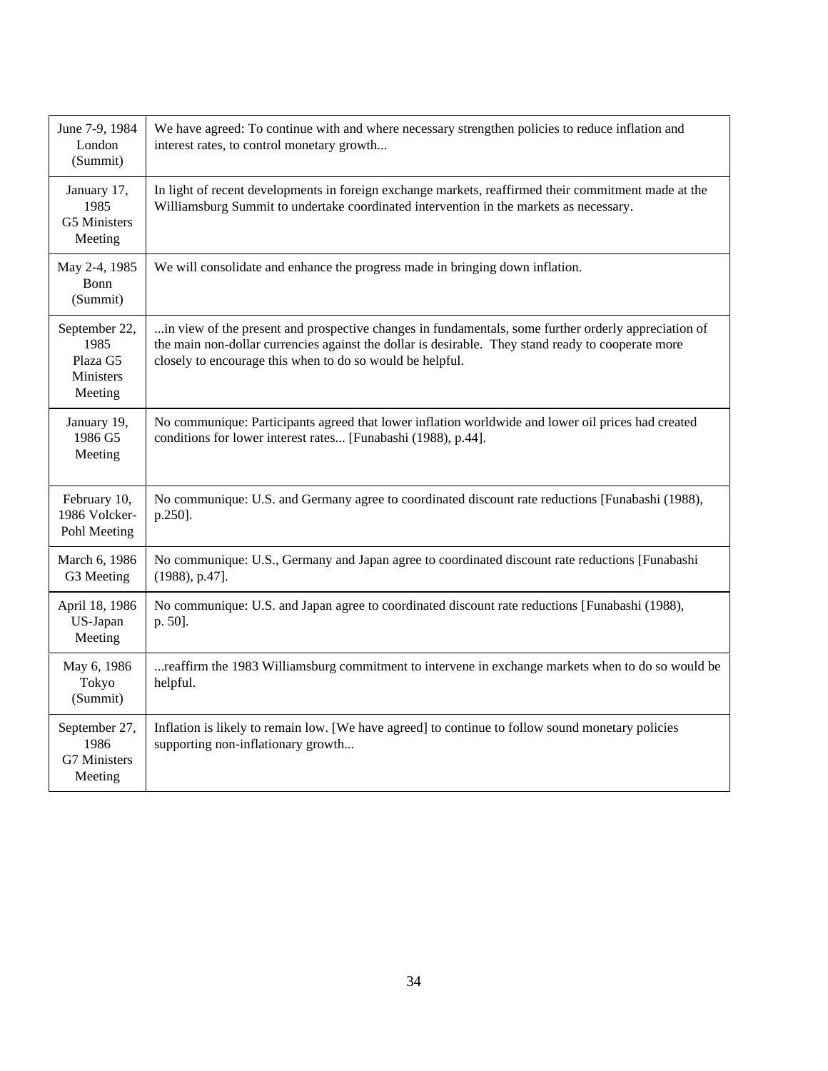| | |
|---|---|
| June 7-9, 1984 London (Summit) | We have agreed: To continue with and where necessary strengthen policies to reduce inflation and interest rates, to control monetary growth... |
| January 17, 1985 G5 Ministers Meeting | In light of recent developments in foreign exchange markets, reaffirmed their commitment made at the Williamsburg Summit to undertake coordinated intervention in the markets as necessary. |
| May 2-4, 1985 Bonn (Summit) | We will consolidate and enhance the progress made in bringing down inflation. |
| September 22, 1985 Plaza G5 Ministers Meeting | ...in view of the present and prospective changes in fundamentals, some further orderly appreciation of the main non-dollar currencies against the dollar is desirable. They stand ready to cooperate more closely to encourage this when to do so would be helpful. |
| January 19, 1986 G5 Meeting | No communique: Participants agreed that lower inflation worldwide and lower oil prices had created conditions for lower interest rates... [Funabashi (1988), p.44]. |
| February 10, 1986 Volcker-Pohl Meeting | No communique: U.S. and Germany agree to coordinated discount rate reductions [Funabashi (1988), p.250]. |
| March 6, 1986 G3 Meeting | No communique: U.S., Germany and Japan agree to coordinated discount rate reductions [Funabashi (1988), p.47]. |
| April 18, 1986 US-Japan Meeting | No communique: U.S. and Japan agree to coordinated discount rate reductions [Funabashi (1988), p. 50]. |
| May 6, 1986 Tokyo (Summit) | ...reaffirm the 1983 Williamsburg commitment to intervene in exchange markets when to do so would be helpful. |
| September 27, 1986 G7 Ministers Meeting | Inflation is likely to remain low. [We have agreed] to continue to follow sound monetary policies supporting non-inflationary growth... |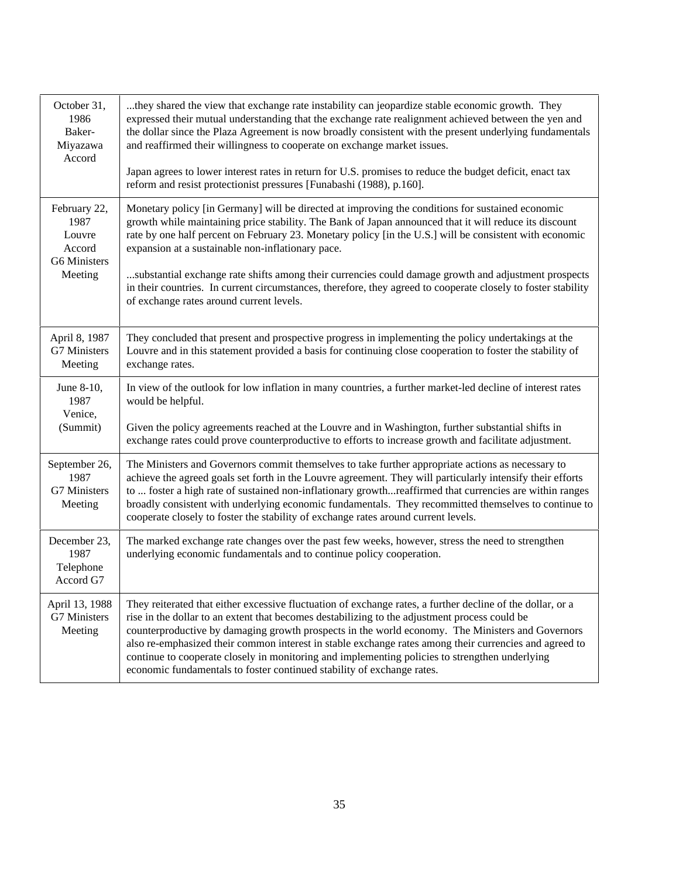| | |
|---|---|
| October 31, 1986 Baker-Miyazawa Accord | ...they shared the view that exchange rate instability can jeopardize stable economic growth. They expressed their mutual understanding that the exchange rate realignment achieved between the yen and the dollar since the Plaza Agreement is now broadly consistent with the present underlying fundamentals and reaffirmed their willingness to cooperate on exchange market issues.<br><br>Japan agrees to lower interest rates in return for U.S. promises to reduce the budget deficit, enact tax reform and resist protectionist pressures [Funabashi (1988), p.160]. |
| February 22, 1987 Louvre Accord G6 Ministers Meeting | Monetary policy [in Germany] will be directed at improving the conditions for sustained economic growth while maintaining price stability. The Bank of Japan announced that it will reduce its discount rate by one half percent on February 23. Monetary policy [in the U.S.] will be consistent with economic expansion at a sustainable non-inflationary pace.<br><br>...substantial exchange rate shifts among their currencies could damage growth and adjustment prospects in their countries. In current circumstances, therefore, they agreed to cooperate closely to foster stability of exchange rates around current levels. |
| April 8, 1987 G7 Ministers Meeting | They concluded that present and prospective progress in implementing the policy undertakings at the Louvre and in this statement provided a basis for continuing close cooperation to foster the stability of exchange rates. |
| June 8-10, 1987 Venice, (Summit) | In view of the outlook for low inflation in many countries, a further market-led decline of interest rates would be helpful.<br><br>Given the policy agreements reached at the Louvre and in Washington, further substantial shifts in exchange rates could prove counterproductive to efforts to increase growth and facilitate adjustment. |
| September 26, 1987 G7 Ministers Meeting | The Ministers and Governors commit themselves to take further appropriate actions as necessary to achieve the agreed goals set forth in the Louvre agreement. They will particularly intensify their efforts to ... foster a high rate of sustained non-inflationary growth...reaffirmed that currencies are within ranges broadly consistent with underlying economic fundamentals. They recommitted themselves to continue to cooperate closely to foster the stability of exchange rates around current levels. |
| December 23, 1987 Telephone Accord G7 | The marked exchange rate changes over the past few weeks, however, stress the need to strengthen underlying economic fundamentals and to continue policy cooperation. |
| April 13, 1988 G7 Ministers Meeting | They reiterated that either excessive fluctuation of exchange rates, a further decline of the dollar, or a rise in the dollar to an extent that becomes destabilizing to the adjustment process could be counterproductive by damaging growth prospects in the world economy. The Ministers and Governors also re-emphasized their common interest in stable exchange rates among their currencies and agreed to continue to cooperate closely in monitoring and implementing policies to strengthen underlying economic fundamentals to foster continued stability of exchange rates. |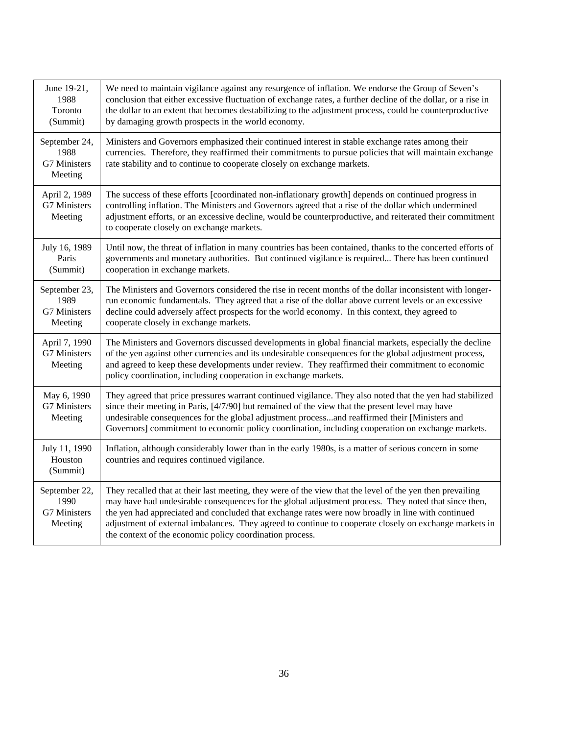| | |
|---|---|
| June 19-21, 1988 Toronto (Summit) | We need to maintain vigilance against any resurgence of inflation. We endorse the Group of Seven's conclusion that either excessive fluctuation of exchange rates, a further decline of the dollar, or a rise in the dollar to an extent that becomes destabilizing to the adjustment process, could be counterproductive by damaging growth prospects in the world economy. |
| September 24, 1988 G7 Ministers Meeting | Ministers and Governors emphasized their continued interest in stable exchange rates among their currencies. Therefore, they reaffirmed their commitments to pursue policies that will maintain exchange rate stability and to continue to cooperate closely on exchange markets. |
| April 2, 1989 G7 Ministers Meeting | The success of these efforts [coordinated non-inflationary growth] depends on continued progress in controlling inflation. The Ministers and Governors agreed that a rise of the dollar which undermined adjustment efforts, or an excessive decline, would be counterproductive, and reiterated their commitment to cooperate closely on exchange markets. |
| July 16, 1989 Paris (Summit) | Until now, the threat of inflation in many countries has been contained, thanks to the concerted efforts of governments and monetary authorities. But continued vigilance is required... There has been continued cooperation in exchange markets. |
| September 23, 1989 G7 Ministers Meeting | The Ministers and Governors considered the rise in recent months of the dollar inconsistent with longer-run economic fundamentals. They agreed that a rise of the dollar above current levels or an excessive decline could adversely affect prospects for the world economy. In this context, they agreed to cooperate closely in exchange markets. |
| April 7, 1990 G7 Ministers Meeting | The Ministers and Governors discussed developments in global financial markets, especially the decline of the yen against other currencies and its undesirable consequences for the global adjustment process, and agreed to keep these developments under review. They reaffirmed their commitment to economic policy coordination, including cooperation in exchange markets. |
| May 6, 1990 G7 Ministers Meeting | They agreed that price pressures warrant continued vigilance. They also noted that the yen had stabilized since their meeting in Paris, [4/7/90] but remained of the view that the present level may have undesirable consequences for the global adjustment process...and reaffirmed their [Ministers and Governors] commitment to economic policy coordination, including cooperation on exchange markets. |
| July 11, 1990 Houston (Summit) | Inflation, although considerably lower than in the early 1980s, is a matter of serious concern in some countries and requires continued vigilance. |
| September 22, 1990 G7 Ministers Meeting | They recalled that at their last meeting, they were of the view that the level of the yen then prevailing may have had undesirable consequences for the global adjustment process. They noted that since then, the yen had appreciated and concluded that exchange rates were now broadly in line with continued adjustment of external imbalances. They agreed to continue to cooperate closely on exchange markets in the context of the economic policy coordination process. |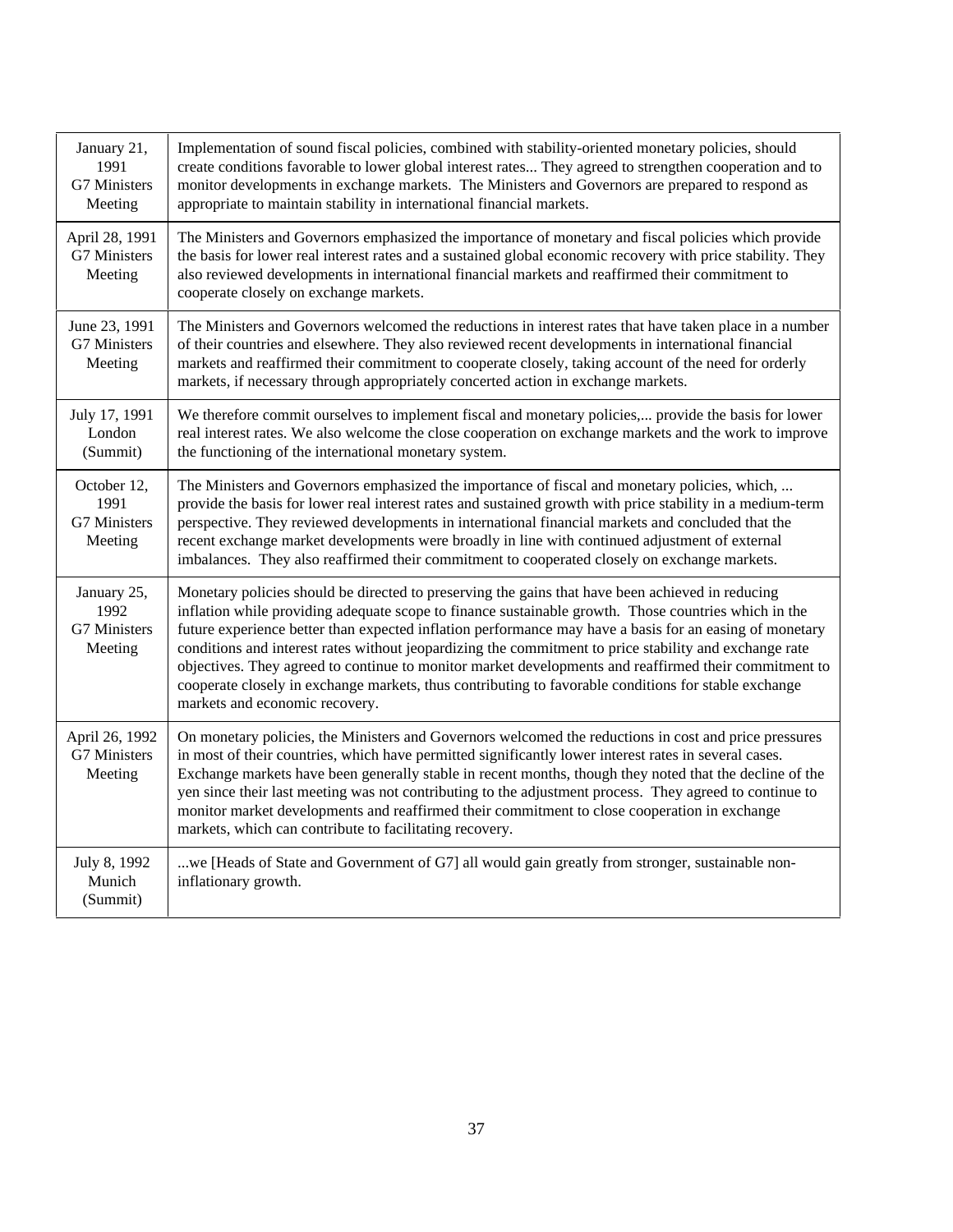| | |
|---|---|
| January 21, 1991 G7 Ministers Meeting | Implementation of sound fiscal policies, combined with stability-oriented monetary policies, should create conditions favorable to lower global interest rates... They agreed to strengthen cooperation and to monitor developments in exchange markets. The Ministers and Governors are prepared to respond as appropriate to maintain stability in international financial markets. |
| April 28, 1991 G7 Ministers Meeting | The Ministers and Governors emphasized the importance of monetary and fiscal policies which provide the basis for lower real interest rates and a sustained global economic recovery with price stability. They also reviewed developments in international financial markets and reaffirmed their commitment to cooperate closely on exchange markets. |
| June 23, 1991 G7 Ministers Meeting | The Ministers and Governors welcomed the reductions in interest rates that have taken place in a number of their countries and elsewhere. They also reviewed recent developments in international financial markets and reaffirmed their commitment to cooperate closely, taking account of the need for orderly markets, if necessary through appropriately concerted action in exchange markets. |
| July 17, 1991 London (Summit) | We therefore commit ourselves to implement fiscal and monetary policies,... provide the basis for lower real interest rates. We also welcome the close cooperation on exchange markets and the work to improve the functioning of the international monetary system. |
| October 12, 1991 G7 Ministers Meeting | The Ministers and Governors emphasized the importance of fiscal and monetary policies, which, ... provide the basis for lower real interest rates and sustained growth with price stability in a medium-term perspective. They reviewed developments in international financial markets and concluded that the recent exchange market developments were broadly in line with continued adjustment of external imbalances. They also reaffirmed their commitment to cooperated closely on exchange markets. |
| January 25, 1992 G7 Ministers Meeting | Monetary policies should be directed to preserving the gains that have been achieved in reducing inflation while providing adequate scope to finance sustainable growth. Those countries which in the future experience better than expected inflation performance may have a basis for an easing of monetary conditions and interest rates without jeopardizing the commitment to price stability and exchange rate objectives. They agreed to continue to monitor market developments and reaffirmed their commitment to cooperate closely in exchange markets, thus contributing to favorable conditions for stable exchange markets and economic recovery. |
| April 26, 1992 G7 Ministers Meeting | On monetary policies, the Ministers and Governors welcomed the reductions in cost and price pressures in most of their countries, which have permitted significantly lower interest rates in several cases. Exchange markets have been generally stable in recent months, though they noted that the decline of the yen since their last meeting was not contributing to the adjustment process. They agreed to continue to monitor market developments and reaffirmed their commitment to close cooperation in exchange markets, which can contribute to facilitating recovery. |
| July 8, 1992 Munich (Summit) | ...we [Heads of State and Government of G7] all would gain greatly from stronger, sustainable non-inflationary growth. |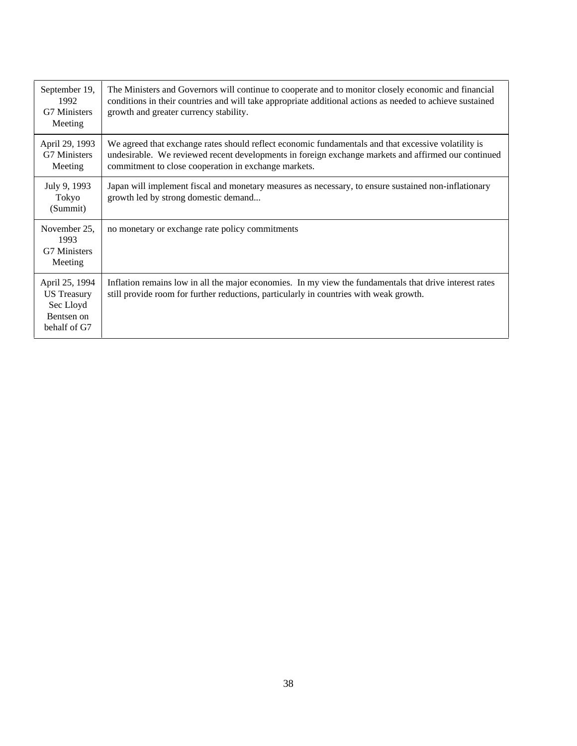| | |
|---|---|
| September 19, 1992 G7 Ministers Meeting | The Ministers and Governors will continue to cooperate and to monitor closely economic and financial conditions in their countries and will take appropriate additional actions as needed to achieve sustained growth and greater currency stability. |
| April 29, 1993 G7 Ministers Meeting | We agreed that exchange rates should reflect economic fundamentals and that excessive volatility is undesirable. We reviewed recent developments in foreign exchange markets and affirmed our continued commitment to close cooperation in exchange markets. |
| July 9, 1993 Tokyo (Summit) | Japan will implement fiscal and monetary measures as necessary, to ensure sustained non-inflationary growth led by strong domestic demand... |
| November 25, 1993 G7 Ministers Meeting | no monetary or exchange rate policy commitments |
| April 25, 1994 US Treasury Sec Lloyd Bentsen on behalf of G7 | Inflation remains low in all the major economies. In my view the fundamentals that drive interest rates still provide room for further reductions, particularly in countries with weak growth. |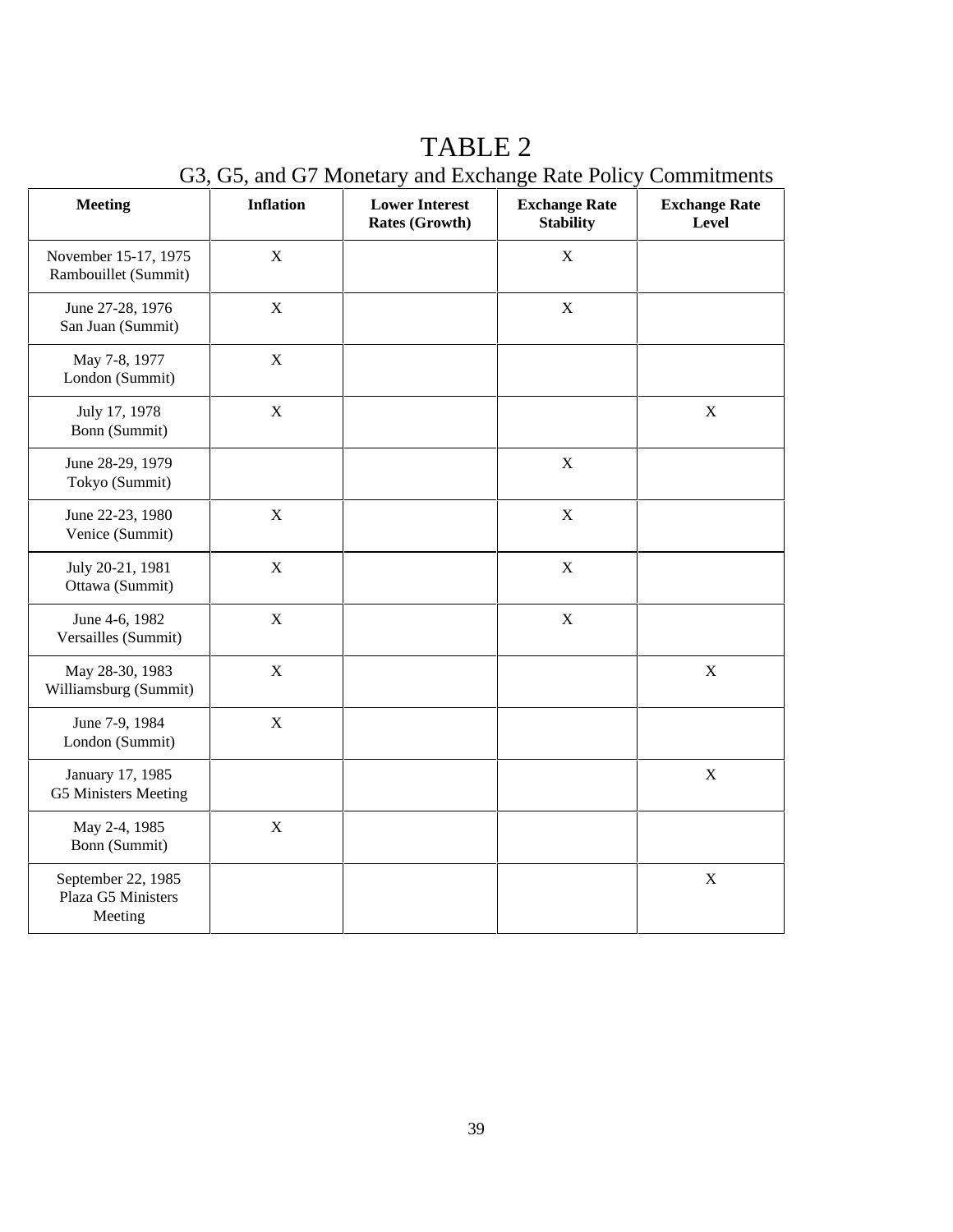# TABLE 2

## G3, G5, and G7 Monetary and Exchange Rate Policy Commitments

| Meeting | Inflation | Lower Interest Rates (Growth) | Exchange Rate Stability | Exchange Rate Level |
|---|---|---|---|---|
| November 15-17, 1975 Rambouillet (Summit) | X | | X | |
| June 27-28, 1976 San Juan (Summit) | X | | X | |
| May 7-8, 1977 London (Summit) | X | | | |
| July 17, 1978 Bonn (Summit) | X | | | X |
| June 28-29, 1979 Tokyo (Summit) | | | X | |
| June 22-23, 1980 Venice (Summit) | X | | X | |
| July 20-21, 1981 Ottawa (Summit) | X | | X | |
| June 4-6, 1982 Versailles (Summit) | X | | X | |
| May 28-30, 1983 Williamsburg (Summit) | X | | | X |
| June 7-9, 1984 London (Summit) | X | | | |
| January 17, 1985 G5 Ministers Meeting | | | | X |
| May 2-4, 1985 Bonn (Summit) | X | | | |
| September 22, 1985 Plaza G5 Ministers Meeting | | | | X |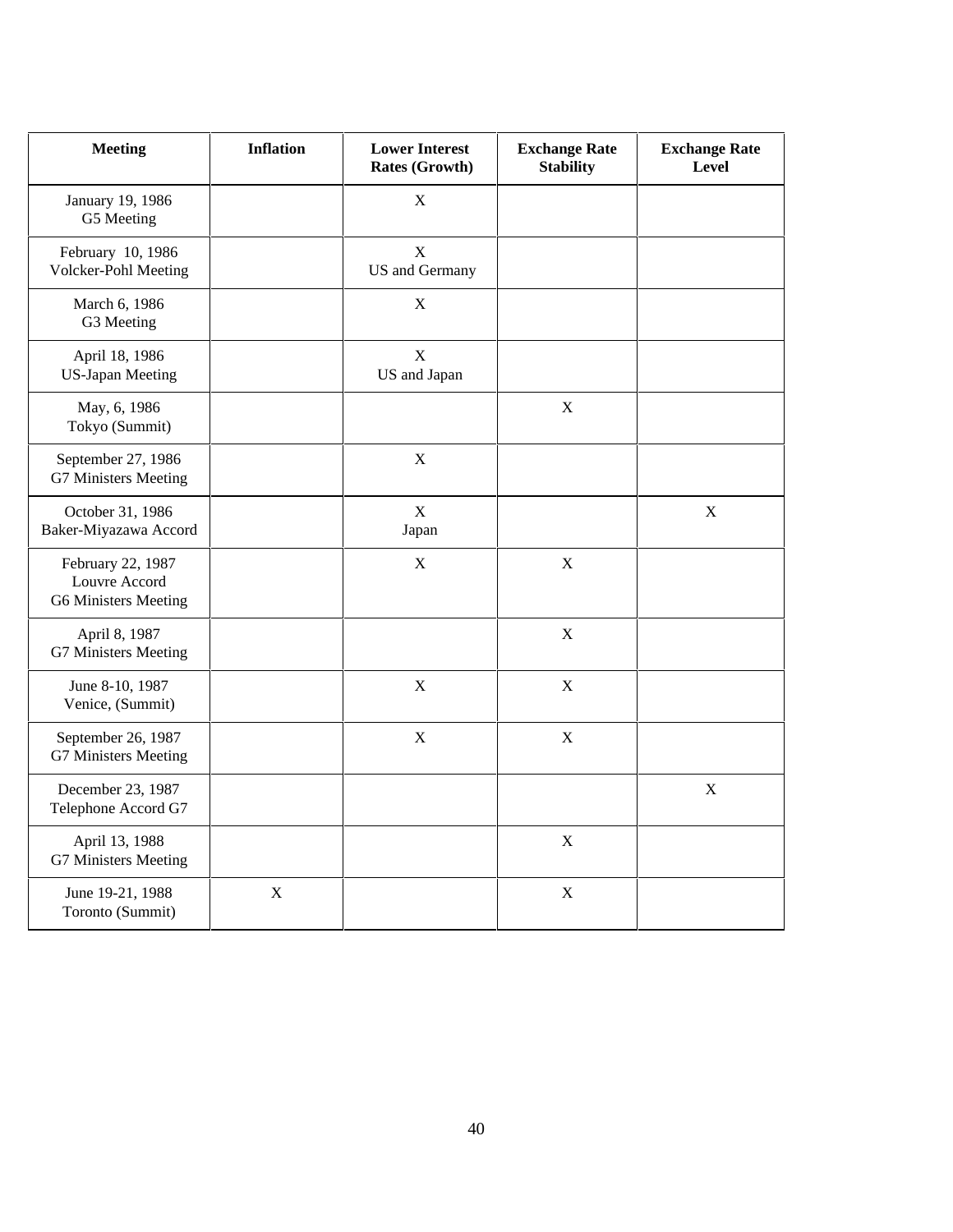| Meeting | Inflation | Lower Interest Rates (Growth) | Exchange Rate Stability | Exchange Rate Level |
|---|---|---|---|---|
| January 19, 1986 G5 Meeting | | X | | |
| February 10, 1986 Volcker-Pohl Meeting | | X US and Germany | | |
| March 6, 1986 G3 Meeting | | X | | |
| April 18, 1986 US-Japan Meeting | | X US and Japan | | |
| May, 6, 1986 Tokyo (Summit) | | | X | |
| September 27, 1986 G7 Ministers Meeting | | X | | |
| October 31, 1986 Baker-Miyazawa Accord | | X Japan | | X |
| February 22, 1987 Louvre Accord G6 Ministers Meeting | | X | X | |
| April 8, 1987 G7 Ministers Meeting | | | X | |
| June 8-10, 1987 Venice, (Summit) | | X | X | |
| September 26, 1987 G7 Ministers Meeting | | X | X | |
| December 23, 1987 Telephone Accord G7 | | | | X |
| April 13, 1988 G7 Ministers Meeting | | | X | |
| June 19-21, 1988 Toronto (Summit) | X | | X | |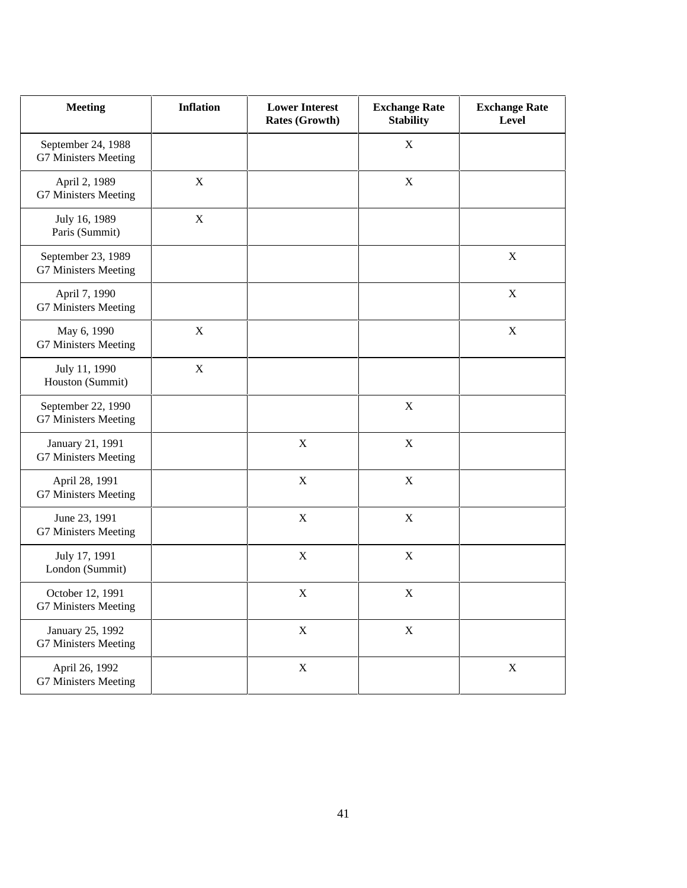| Meeting | Inflation | Lower Interest Rates (Growth) | Exchange Rate Stability | Exchange Rate Level |
|---|---|---|---|---|
| September 24, 1988 G7 Ministers Meeting | | | X | |
| April 2, 1989 G7 Ministers Meeting | X | | X | |
| July 16, 1989 Paris (Summit) | X | | | |
| September 23, 1989 G7 Ministers Meeting | | | | X |
| April 7, 1990 G7 Ministers Meeting | | | | X |
| May 6, 1990 G7 Ministers Meeting | X | | | X |
| July 11, 1990 Houston (Summit) | X | | | |
| September 22, 1990 G7 Ministers Meeting | | | X | |
| January 21, 1991 G7 Ministers Meeting | | X | X | |
| April 28, 1991 G7 Ministers Meeting | | X | X | |
| June 23, 1991 G7 Ministers Meeting | | X | X | |
| July 17, 1991 London (Summit) | | X | X | |
| October 12, 1991 G7 Ministers Meeting | | X | X | |
| January 25, 1992 G7 Ministers Meeting | | X | X | |
| April 26, 1992 G7 Ministers Meeting | | X | | X |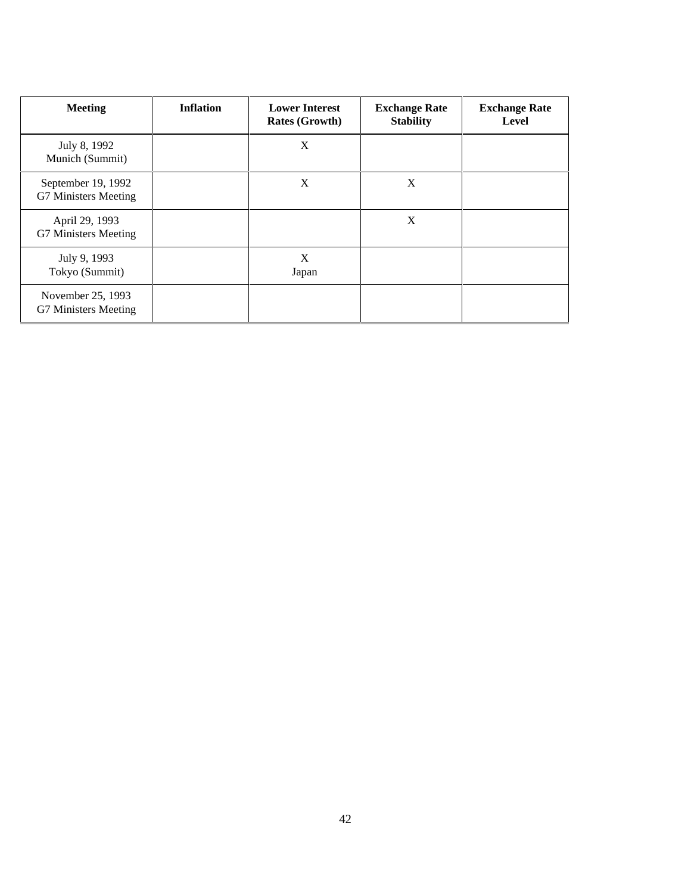| Meeting | Inflation | Lower Interest Rates (Growth) | Exchange Rate Stability | Exchange Rate Level |
|---|---|---|---|---|
| July 8, 1992 Munich (Summit) | | X | | |
| September 19, 1992 G7 Ministers Meeting | | X | X | |
| April 29, 1993 G7 Ministers Meeting | | | X | |
| July 9, 1993 Tokyo (Summit) | | X Japan | | |
| November 25, 1993 G7 Ministers Meeting | | | | |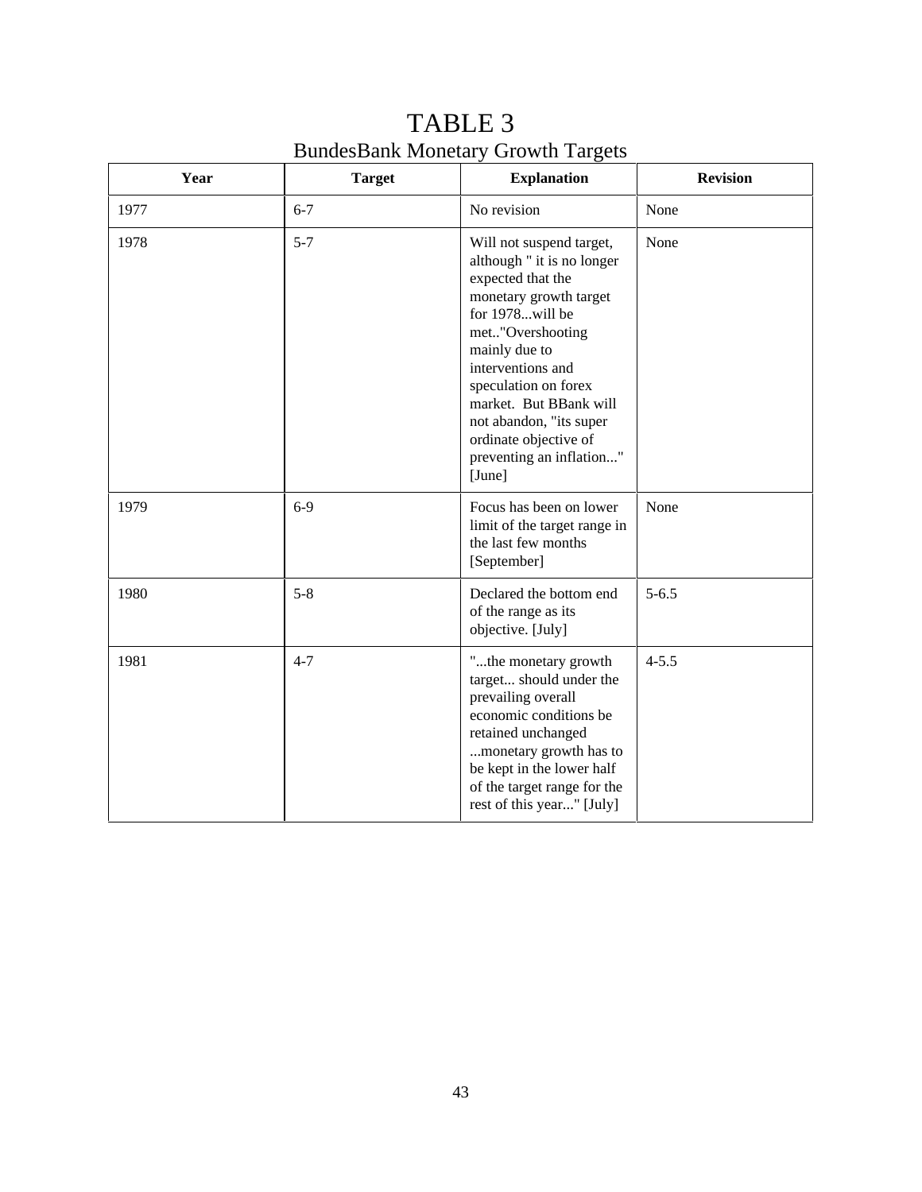# TABLE 3

## BundesBank Monetary Growth Targets

| Year | Target | Explanation | Revision |
|---|---|---|---|
| 1977 | 6-7 | No revision | None |
| 1978 | 5-7 | Will not suspend target, although " it is no longer expected that the monetary growth target for 1978...will be met.."Overshooting mainly due to interventions and speculation on forex market. But BBank will not abandon, "its super ordinate objective of preventing an inflation..." [June] | None |
| 1979 | 6-9 | Focus has been on lower limit of the target range in the last few months [September] | None |
| 1980 | 5-8 | Declared the bottom end of the range as its objective. [July] | 5-6.5 |
| 1981 | 4-7 | "...the monetary growth target... should under the prevailing overall economic conditions be retained unchanged ...monetary growth has to be kept in the lower half of the target range for the rest of this year..." [July] | 4-5.5 |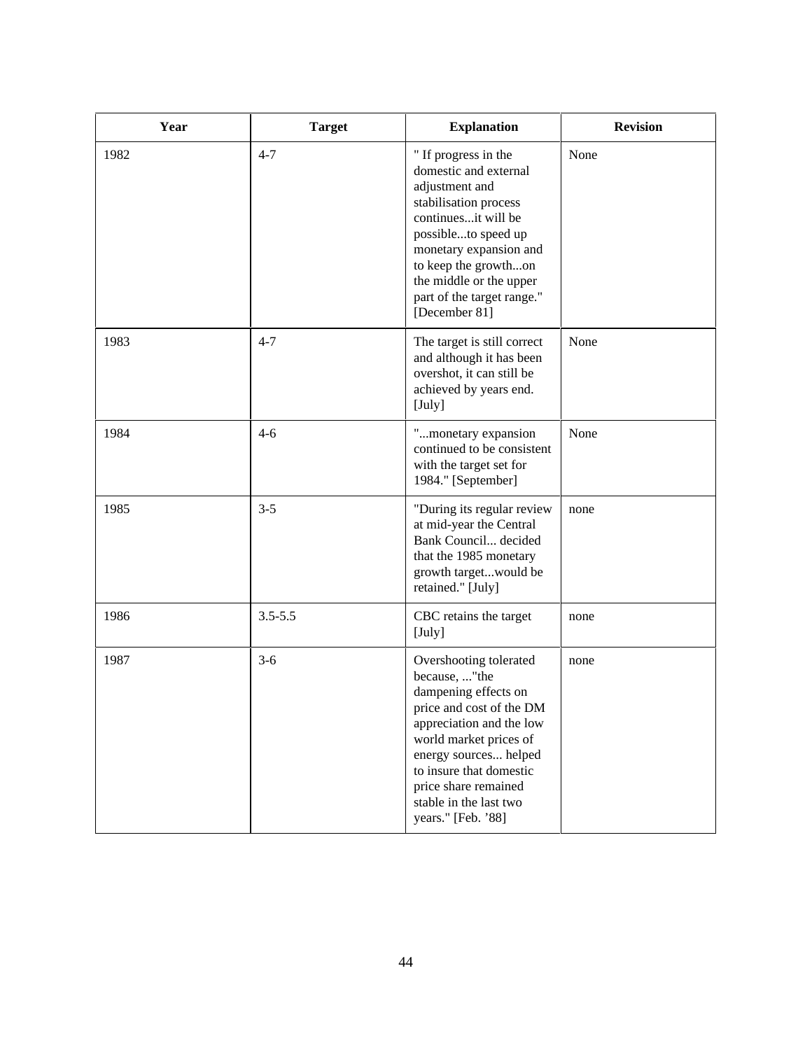| Year | Target | Explanation | Revision |
|---|---|---|---|
| 1982 | 4-7 | " If progress in the domestic and external adjustment and stabilisation process continues...it will be possible...to speed up monetary expansion and to keep the growth...on the middle or the upper part of the target range." [December 81] | None |
| 1983 | 4-7 | The target is still correct and although it has been overshot, it can still be achieved by years end. [July] | None |
| 1984 | 4-6 | "...monetary expansion continued to be consistent with the target set for 1984." [September] | None |
| 1985 | 3-5 | "During its regular review at mid-year the Central Bank Council... decided that the 1985 monetary growth target...would be retained." [July] | none |
| 1986 | 3.5-5.5 | CBC retains the target [July] | none |
| 1987 | 3-6 | Overshooting tolerated because, ..."the dampening effects on price and cost of the DM appreciation and the low world market prices of energy sources... helped to insure that domestic price share remained stable in the last two years." [Feb. '88] | none |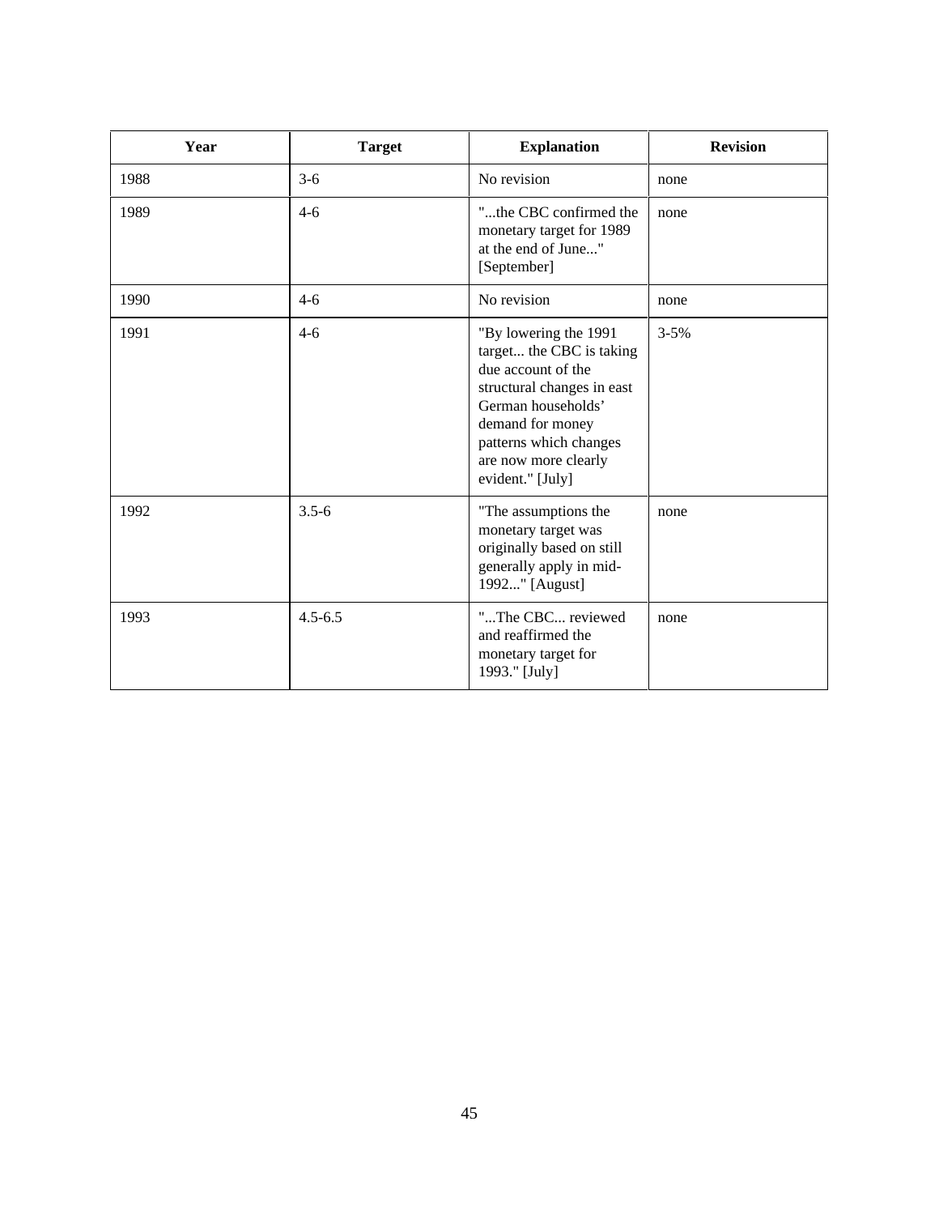| Year | Target | Explanation | Revision |
| --- | --- | --- | --- |
| 1988 | 3-6 | No revision | none |
| 1989 | 4-6 | "...the CBC confirmed the monetary target for 1989 at the end of June..." [September] | none |
| 1990 | 4-6 | No revision | none |
| 1991 | 4-6 | "By lowering the 1991 target... the CBC is taking due account of the structural changes in east German households' demand for money patterns which changes are now more clearly evident." [July] | 3-5% |
| 1992 | 3.5-6 | "The assumptions the monetary target was originally based on still generally apply in mid-1992..." [August] | none |
| 1993 | 4.5-6.5 | "...The CBC... reviewed and reaffirmed the monetary target for 1993." [July] | none |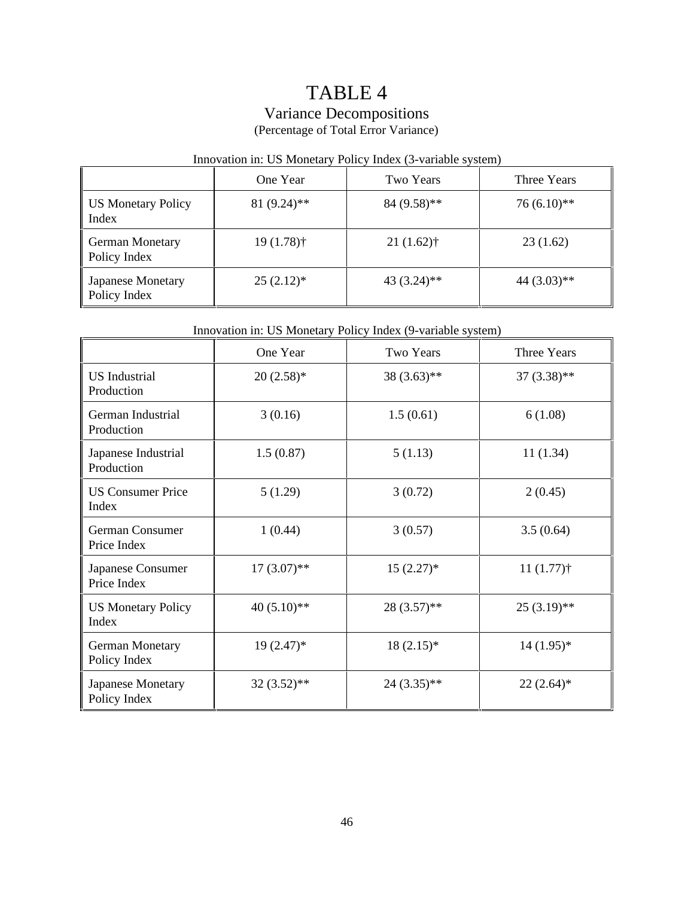# TABLE 4

## Variance Decompositions

(Percentage of Total Error Variance)

Innovation in: US Monetary Policy Index (3-variable system)

| | One Year | Two Years | Three Years |
|---|---|---|---|
| US Monetary Policy Index | 81 (9.24)** | 84 (9.58)** | 76 (6.10)** |
| German Monetary Policy Index | 19 (1.78)† | 21 (1.62)† | 23 (1.62) |
| Japanese Monetary Policy Index | 25 (2.12)* | 43 (3.24)** | 44 (3.03)** |

Innovation in: US Monetary Policy Index (9-variable system)

| | One Year | Two Years | Three Years |
|---|---|---|---|
| US Industrial Production | 20 (2.58)* | 38 (3.63)** | 37 (3.38)** |
| German Industrial Production | 3 (0.16) | 1.5 (0.61) | 6 (1.08) |
| Japanese Industrial Production | 1.5 (0.87) | 5 (1.13) | 11 (1.34) |
| US Consumer Price Index | 5 (1.29) | 3 (0.72) | 2 (0.45) |
| German Consumer Price Index | 1 (0.44) | 3 (0.57) | 3.5 (0.64) |
| Japanese Consumer Price Index | 17 (3.07)** | 15 (2.27)* | 11 (1.77)† |
| US Monetary Policy Index | 40 (5.10)** | 28 (3.57)** | 25 (3.19)** |
| German Monetary Policy Index | 19 (2.47)* | 18 (2.15)* | 14 (1.95)* |
| Japanese Monetary Policy Index | 32 (3.52)** | 24 (3.35)** | 22 (2.64)* |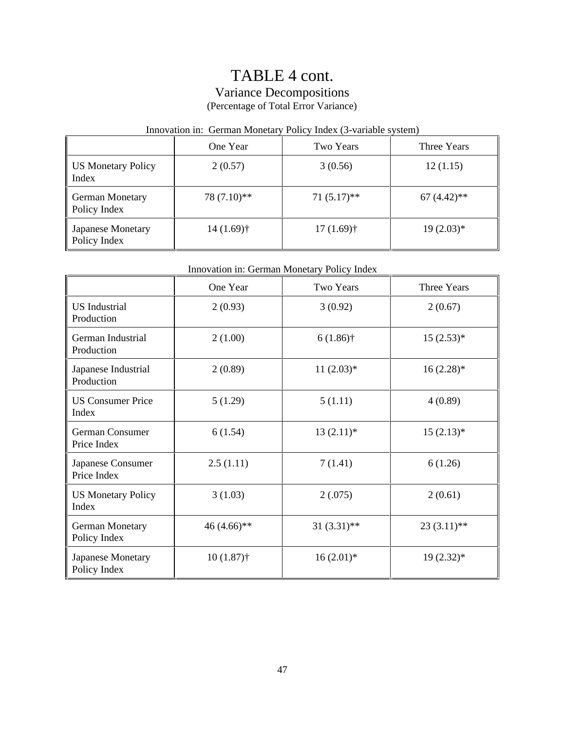# TABLE 4 cont.

## Variance Decompositions

(Percentage of Total Error Variance)

Innovation in: German Monetary Policy Index (3-variable system)

| | One Year | Two Years | Three Years |
|---|---|---|---|
| US Monetary Policy Index | 2 (0.57) | 3 (0.56) | 12 (1.15) |
| German Monetary Policy Index | 78 (7.10)** | 71 (5.17)** | 67 (4.42)** |
| Japanese Monetary Policy Index | 14 (1.69)† | 17 (1.69)† | 19 (2.03)* |

Innovation in: German Monetary Policy Index

| | One Year | Two Years | Three Years |
|---|---|---|---|
| US Industrial Production | 2 (0.93) | 3 (0.92) | 2 (0.67) |
| German Industrial Production | 2 (1.00) | 6 (1.86)† | 15 (2.53)* |
| Japanese Industrial Production | 2 (0.89) | 11 (2.03)* | 16 (2.28)* |
| US Consumer Price Index | 5 (1.29) | 5 (1.11) | 4 (0.89) |
| German Consumer Price Index | 6 (1.54) | 13 (2.11)* | 15 (2.13)* |
| Japanese Consumer Price Index | 2.5 (1.11) | 7 (1.41) | 6 (1.26) |
| US Monetary Policy Index | 3 (1.03) | 2 (.075) | 2 (0.61) |
| German Monetary Policy Index | 46 (4.66)** | 31 (3.31)** | 23 (3.11)** |
| Japanese Monetary Policy Index | 10 (1.87)† | 16 (2.01)* | 19 (2.32)* |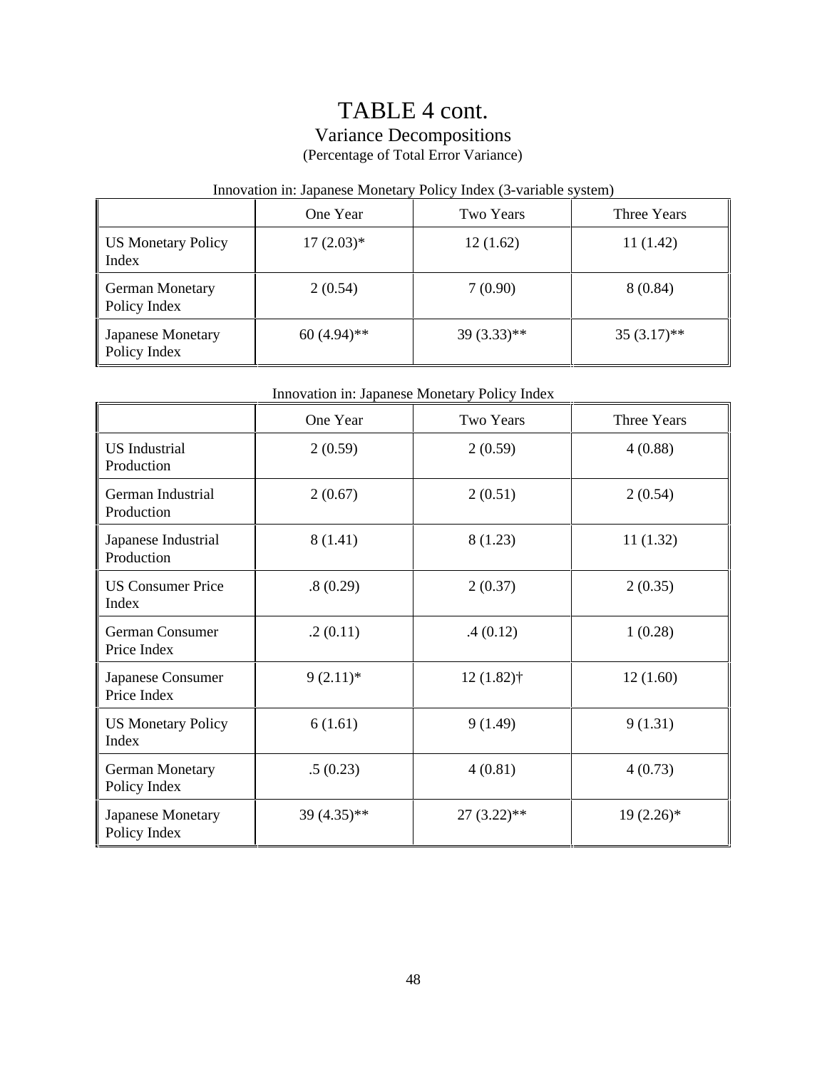# TABLE 4 cont.

## Variance Decompositions

(Percentage of Total Error Variance)

Innovation in: Japanese Monetary Policy Index (3-variable system)

| | One Year | Two Years | Three Years |
|---|---|---|---|
| US Monetary Policy Index | 17 (2.03)* | 12 (1.62) | 11 (1.42) |
| German Monetary Policy Index | 2 (0.54) | 7 (0.90) | 8 (0.84) |
| Japanese Monetary Policy Index | 60 (4.94)** | 39 (3.33)** | 35 (3.17)** |

Innovation in: Japanese Monetary Policy Index

| | One Year | Two Years | Three Years |
|---|---|---|---|
| US Industrial Production | 2 (0.59) | 2 (0.59) | 4 (0.88) |
| German Industrial Production | 2 (0.67) | 2 (0.51) | 2 (0.54) |
| Japanese Industrial Production | 8 (1.41) | 8 (1.23) | 11 (1.32) |
| US Consumer Price Index | .8 (0.29) | 2 (0.37) | 2 (0.35) |
| German Consumer Price Index | .2 (0.11) | .4 (0.12) | 1 (0.28) |
| Japanese Consumer Price Index | 9 (2.11)* | 12 (1.82)† | 12 (1.60) |
| US Monetary Policy Index | 6 (1.61) | 9 (1.49) | 9 (1.31) |
| German Monetary Policy Index | .5 (0.23) | 4 (0.81) | 4 (0.73) |
| Japanese Monetary Policy Index | 39 (4.35)** | 27 (3.22)** | 19 (2.26)* |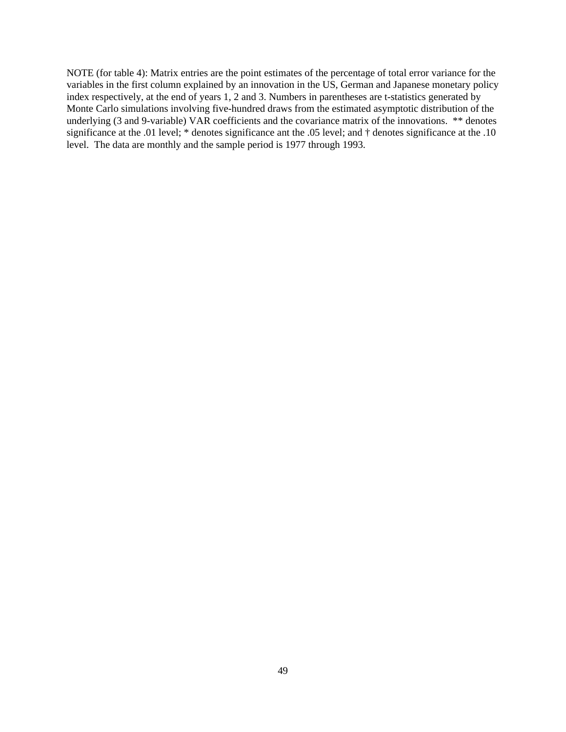NOTE (for table 4): Matrix entries are the point estimates of the percentage of total error variance for the variables in the first column explained by an innovation in the US, German and Japanese monetary policy index respectively, at the end of years 1, 2 and 3. Numbers in parentheses are t-statistics generated by Monte Carlo simulations involving five-hundred draws from the estimated asymptotic distribution of the underlying (3 and 9-variable) VAR coefficients and the covariance matrix of the innovations. ** denotes significance at the .01 level; * denotes significance ant the .05 level; and † denotes significance at the .10 level. The data are monthly and the sample period is 1977 through 1993.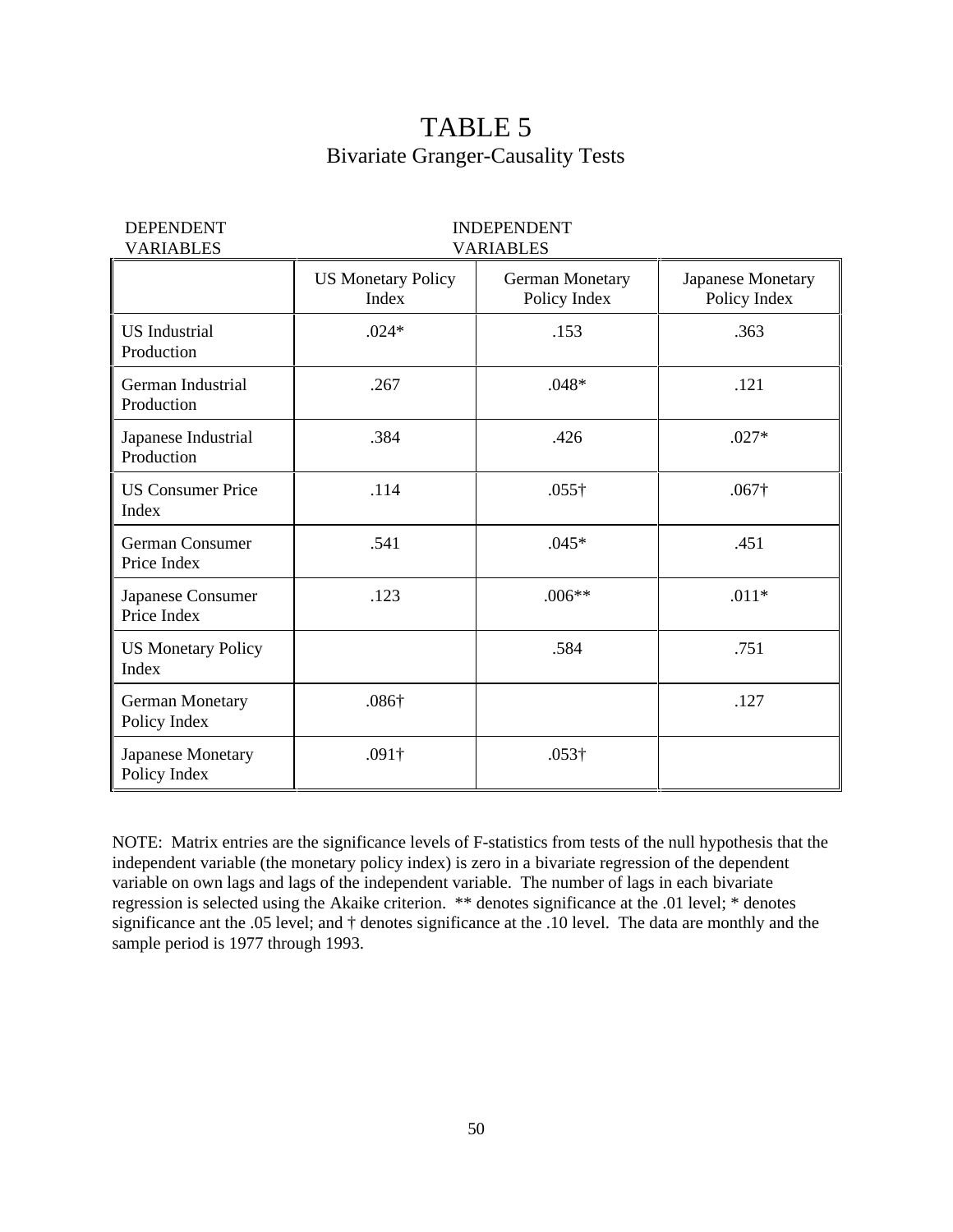# TABLE 5

## Bivariate Granger-Causality Tests

| DEPENDENT VARIABLES | INDEPENDENT VARIABLES | | |
|---|---|---|---|
| | US Monetary Policy Index | German Monetary Policy Index | Japanese Monetary Policy Index |
| US Industrial Production | .024* | .153 | .363 |
| German Industrial Production | .267 | .048* | .121 |
| Japanese Industrial Production | .384 | .426 | .027* |
| US Consumer Price Index | .114 | .055† | .067† |
| German Consumer Price Index | .541 | .045* | .451 |
| Japanese Consumer Price Index | .123 | .006** | .011* |
| US Monetary Policy Index | | .584 | .751 |
| German Monetary Policy Index | .086† | | .127 |
| Japanese Monetary Policy Index | .091† | .053† | |

NOTE: Matrix entries are the significance levels of F-statistics from tests of the null hypothesis that the independent variable (the monetary policy index) is zero in a bivariate regression of the dependent variable on own lags and lags of the independent variable. The number of lags in each bivariate regression is selected using the Akaike criterion. ** denotes significance at the .01 level; * denotes significance ant the .05 level; and † denotes significance at the .10 level. The data are monthly and the sample period is 1977 through 1993.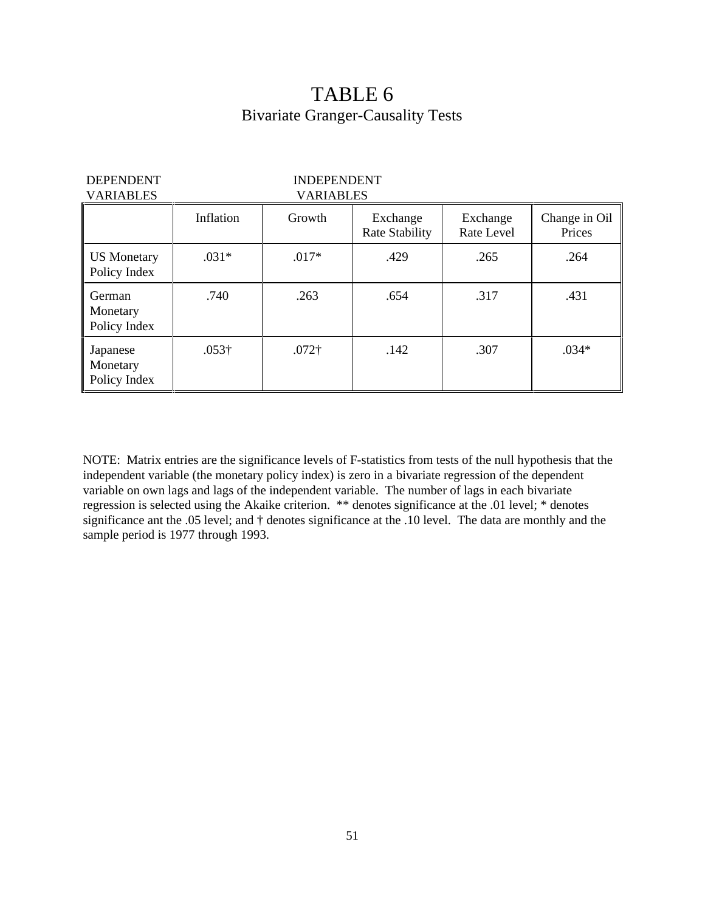# TABLE 6

## Bivariate Granger-Causality Tests

| DEPENDENT VARIABLES | INDEPENDENT VARIABLES | | | | |
|---|---|---|---|---|---|
| | Inflation | Growth | Exchange Rate Stability | Exchange Rate Level | Change in Oil Prices |
| US Monetary Policy Index | .031* | .017* | .429 | .265 | .264 |
| German Monetary Policy Index | .740 | .263 | .654 | .317 | .431 |
| Japanese Monetary Policy Index | .053† | .072† | .142 | .307 | .034* |

NOTE: Matrix entries are the significance levels of F-statistics from tests of the null hypothesis that the independent variable (the monetary policy index) is zero in a bivariate regression of the dependent variable on own lags and lags of the independent variable. The number of lags in each bivariate regression is selected using the Akaike criterion. ** denotes significance at the .01 level; * denotes significance ant the .05 level; and † denotes significance at the .10 level. The data are monthly and the sample period is 1977 through 1993.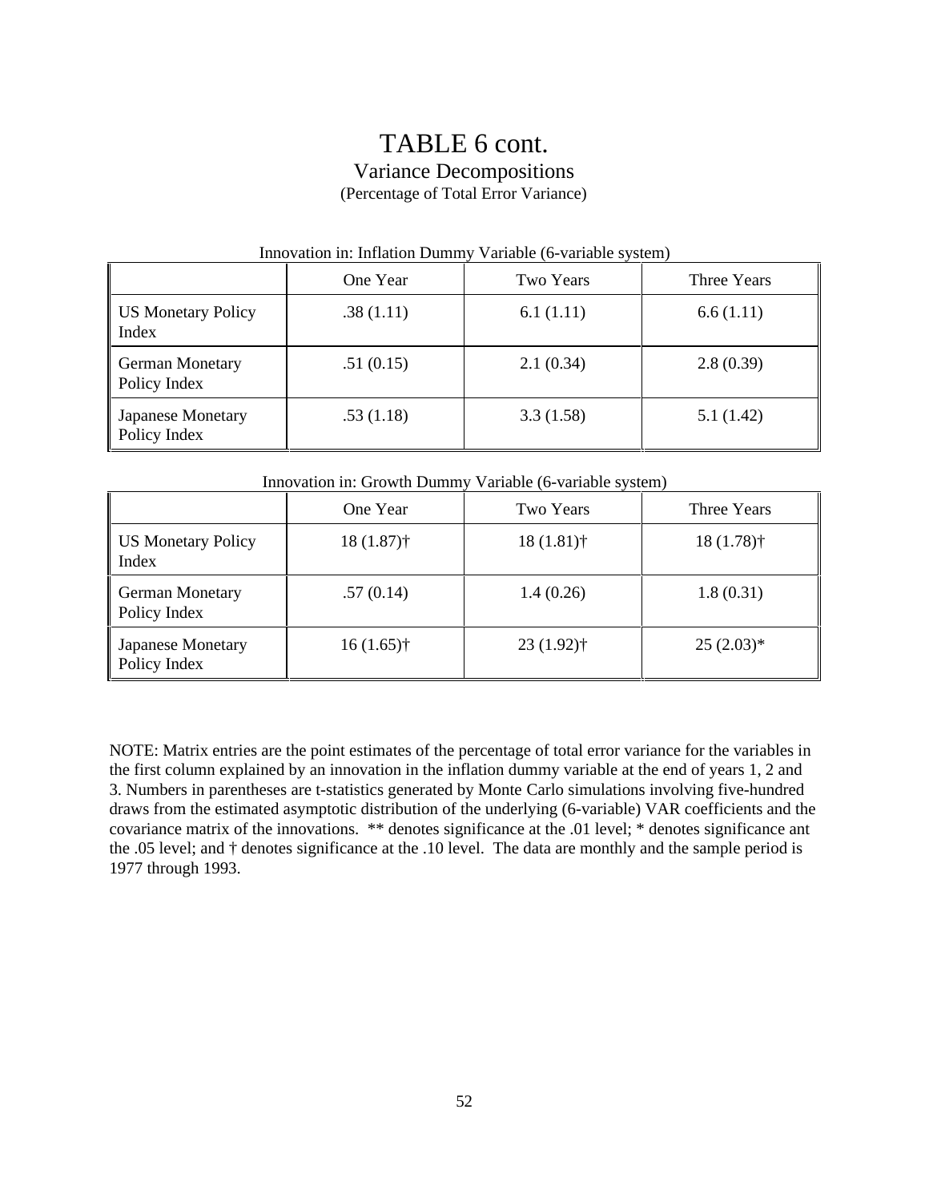# TABLE 6 cont.

## Variance Decompositions

(Percentage of Total Error Variance)

Innovation in: Inflation Dummy Variable (6-variable system)

| | One Year | Two Years | Three Years |
|---|---|---|---|
| US Monetary Policy Index | .38 (1.11) | 6.1 (1.11) | 6.6 (1.11) |
| German Monetary Policy Index | .51 (0.15) | 2.1 (0.34) | 2.8 (0.39) |
| Japanese Monetary Policy Index | .53 (1.18) | 3.3 (1.58) | 5.1 (1.42) |

Innovation in: Growth Dummy Variable (6-variable system)

| | One Year | Two Years | Three Years |
|---|---|---|---|
| US Monetary Policy Index | 18 (1.87)† | 18 (1.81)† | 18 (1.78)† |
| German Monetary Policy Index | .57 (0.14) | 1.4 (0.26) | 1.8 (0.31) |
| Japanese Monetary Policy Index | 16 (1.65)† | 23 (1.92)† | 25 (2.03)* |

NOTE: Matrix entries are the point estimates of the percentage of total error variance for the variables in the first column explained by an innovation in the inflation dummy variable at the end of years 1, 2 and 3. Numbers in parentheses are t-statistics generated by Monte Carlo simulations involving five-hundred draws from the estimated asymptotic distribution of the underlying (6-variable) VAR coefficients and the covariance matrix of the innovations. ** denotes significance at the .01 level; * denotes significance ant the .05 level; and † denotes significance at the .10 level. The data are monthly and the sample period is 1977 through 1993.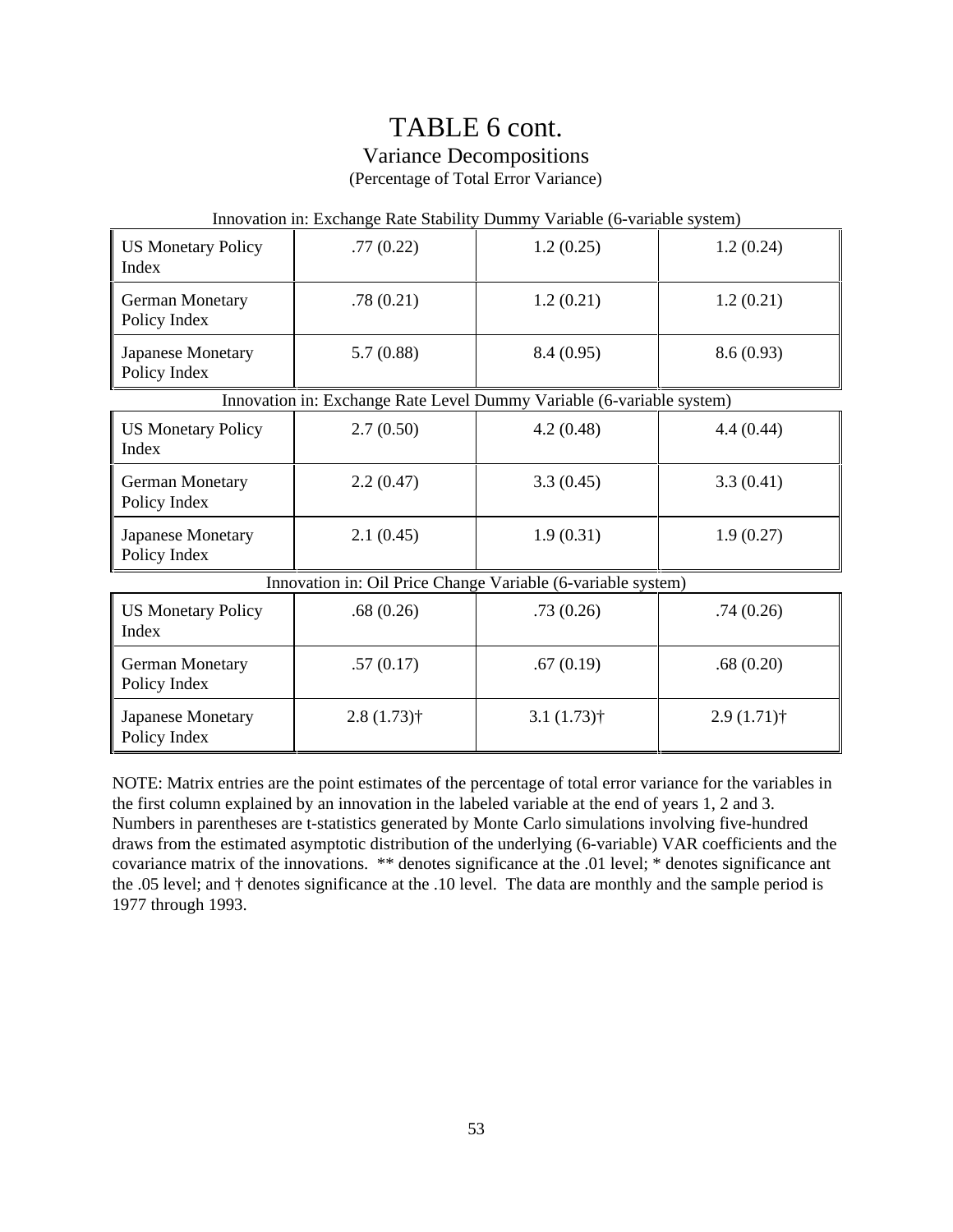# TABLE 6 cont.

## Variance Decompositions

(Percentage of Total Error Variance)

| Innovation in: Exchange Rate Stability Dummy Variable (6-variable system) | | | |
|---|---|---|---|
| US Monetary Policy Index | .77 (0.22) | 1.2 (0.25) | 1.2 (0.24) |
| German Monetary Policy Index | .78 (0.21) | 1.2 (0.21) | 1.2 (0.21) |
| Japanese Monetary Policy Index | 5.7 (0.88) | 8.4 (0.95) | 8.6 (0.93) |
| **Innovation in: Exchange Rate Level Dummy Variable (6-variable system)** | | | |
| US Monetary Policy Index | 2.7 (0.50) | 4.2 (0.48) | 4.4 (0.44) |
| German Monetary Policy Index | 2.2 (0.47) | 3.3 (0.45) | 3.3 (0.41) |
| Japanese Monetary Policy Index | 2.1 (0.45) | 1.9 (0.31) | 1.9 (0.27) |
| **Innovation in: Oil Price Change Variable (6-variable system)** | | | |
| US Monetary Policy Index | .68 (0.26) | .73 (0.26) | .74 (0.26) |
| German Monetary Policy Index | .57 (0.17) | .67 (0.19) | .68 (0.20) |
| Japanese Monetary Policy Index | 2.8 (1.73)† | 3.1 (1.73)† | 2.9 (1.71)† |

NOTE: Matrix entries are the point estimates of the percentage of total error variance for the variables in the first column explained by an innovation in the labeled variable at the end of years 1, 2 and 3. Numbers in parentheses are t-statistics generated by Monte Carlo simulations involving five-hundred draws from the estimated asymptotic distribution of the underlying (6-variable) VAR coefficients and the covariance matrix of the innovations. ** denotes significance at the .01 level; * denotes significance ant the .05 level; and † denotes significance at the .10 level. The data are monthly and the sample period is 1977 through 1993.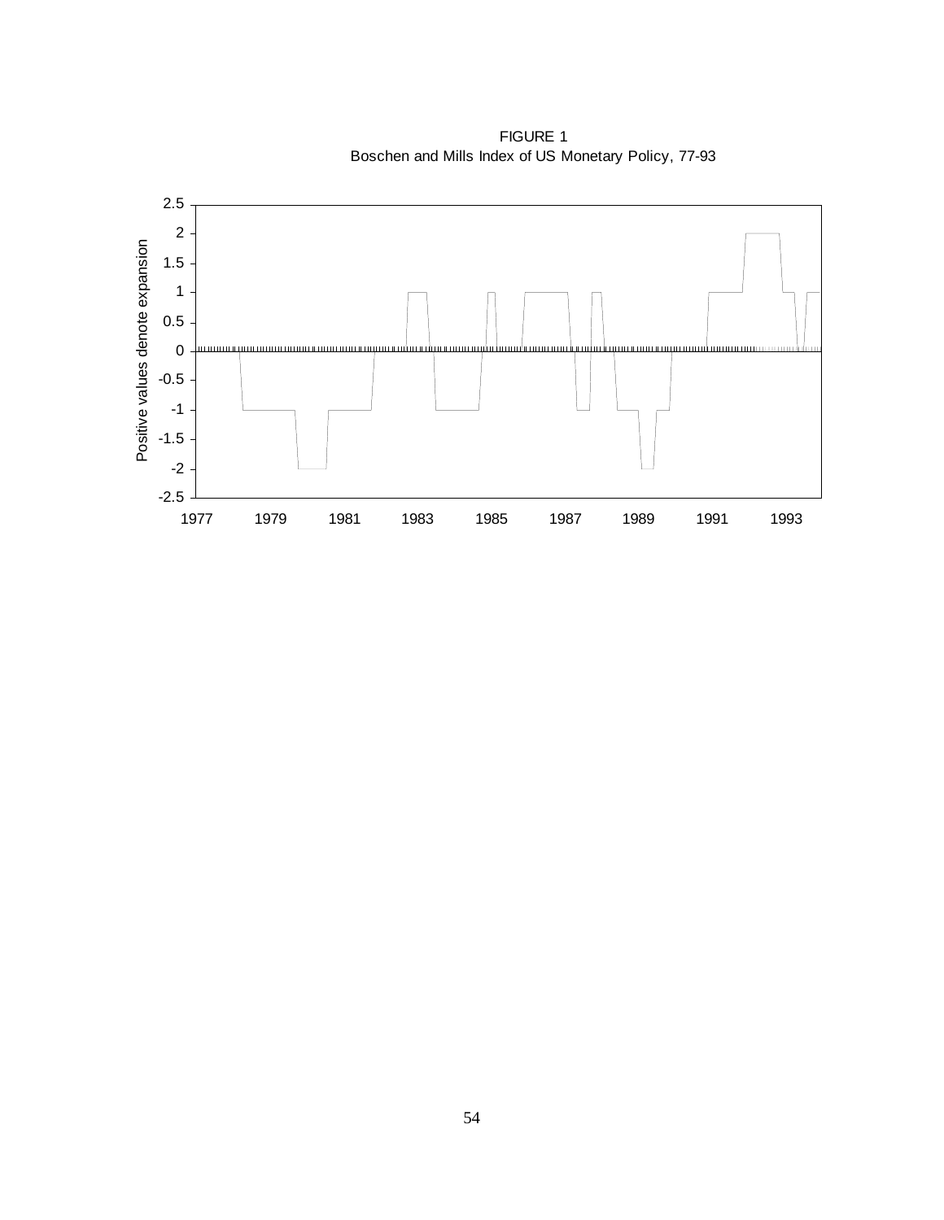FIGURE 1
Boschen and Mills Index of US Monetary Policy, 77-93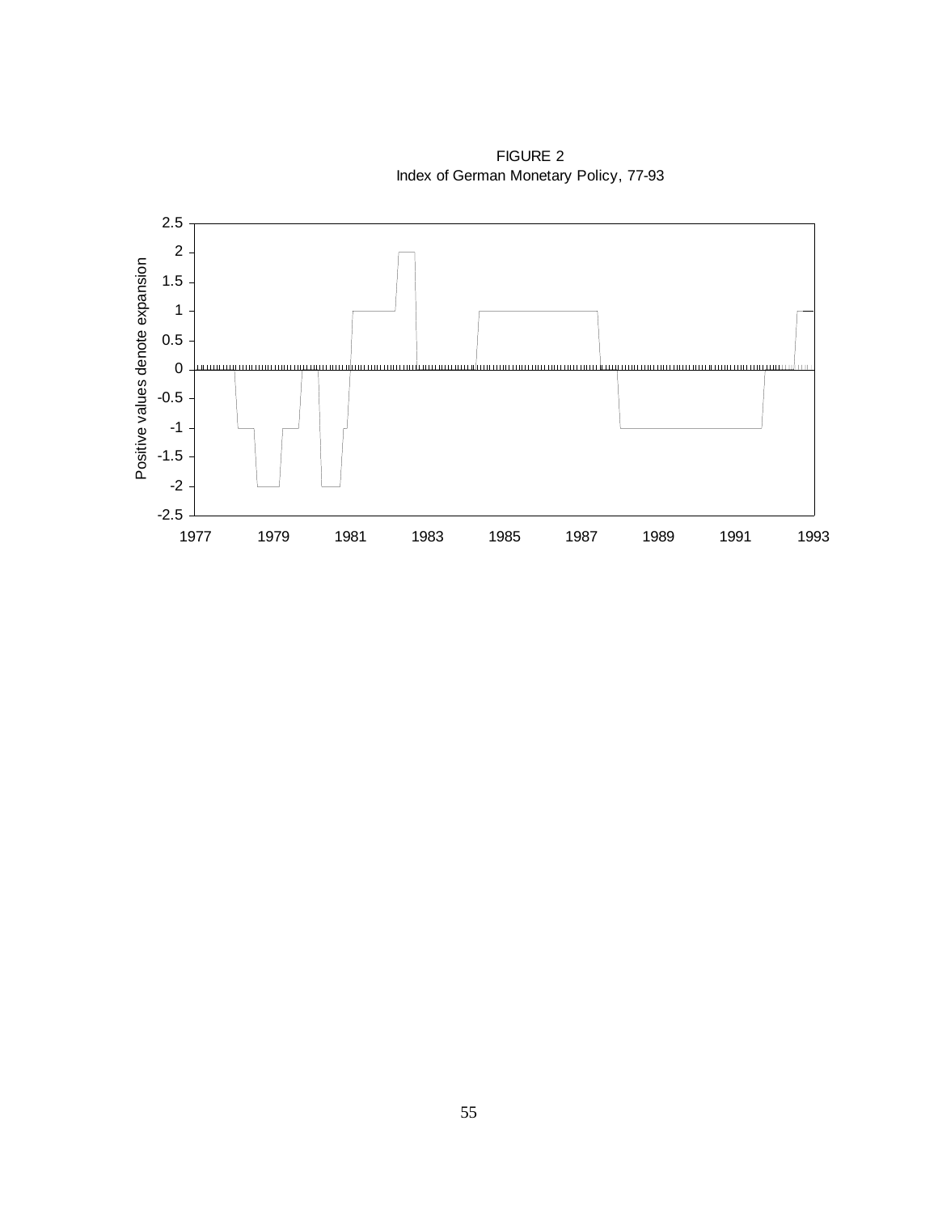FIGURE 2
Index of German Monetary Policy, 77-93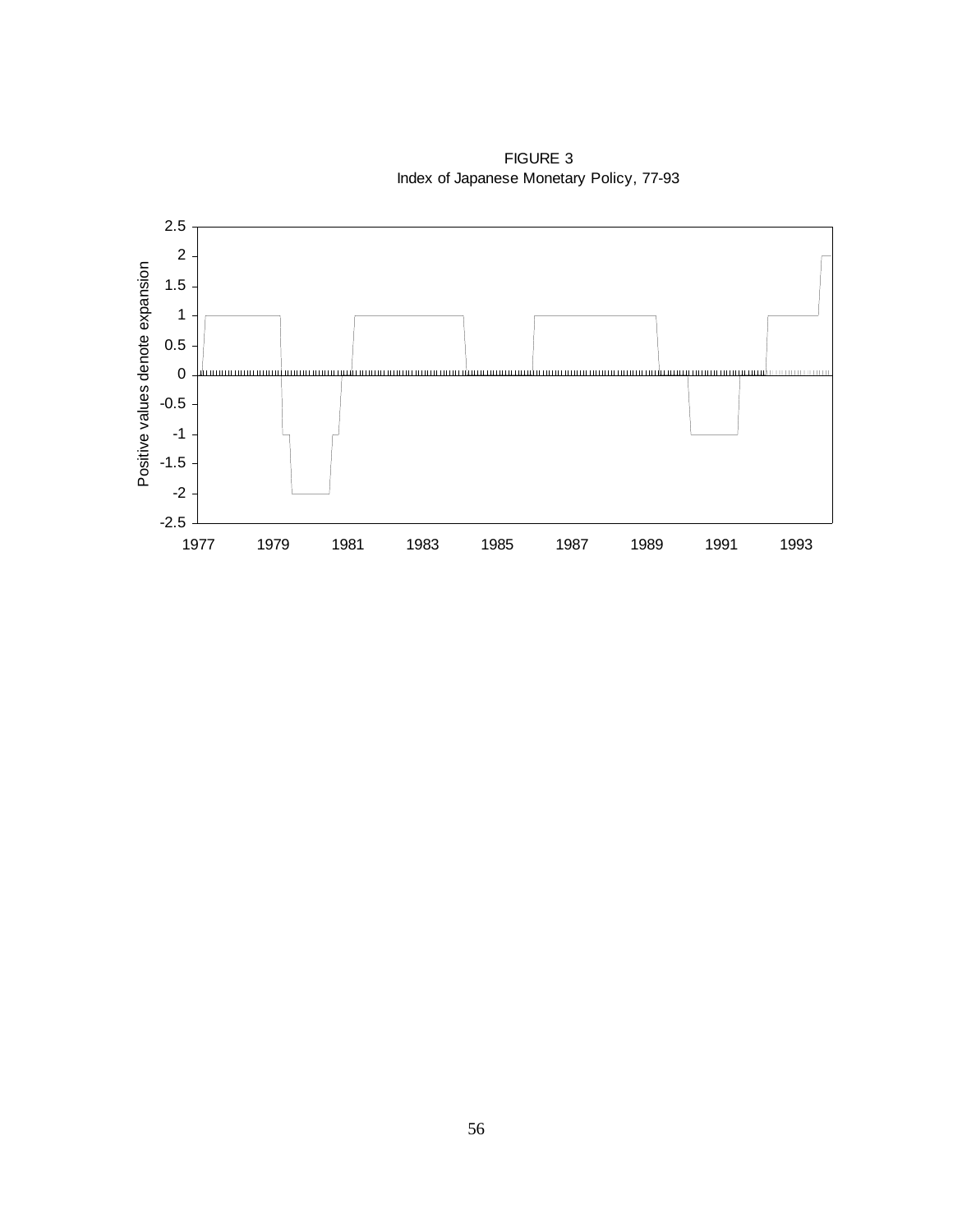FIGURE 3
Index of Japanese Monetary Policy, 77-93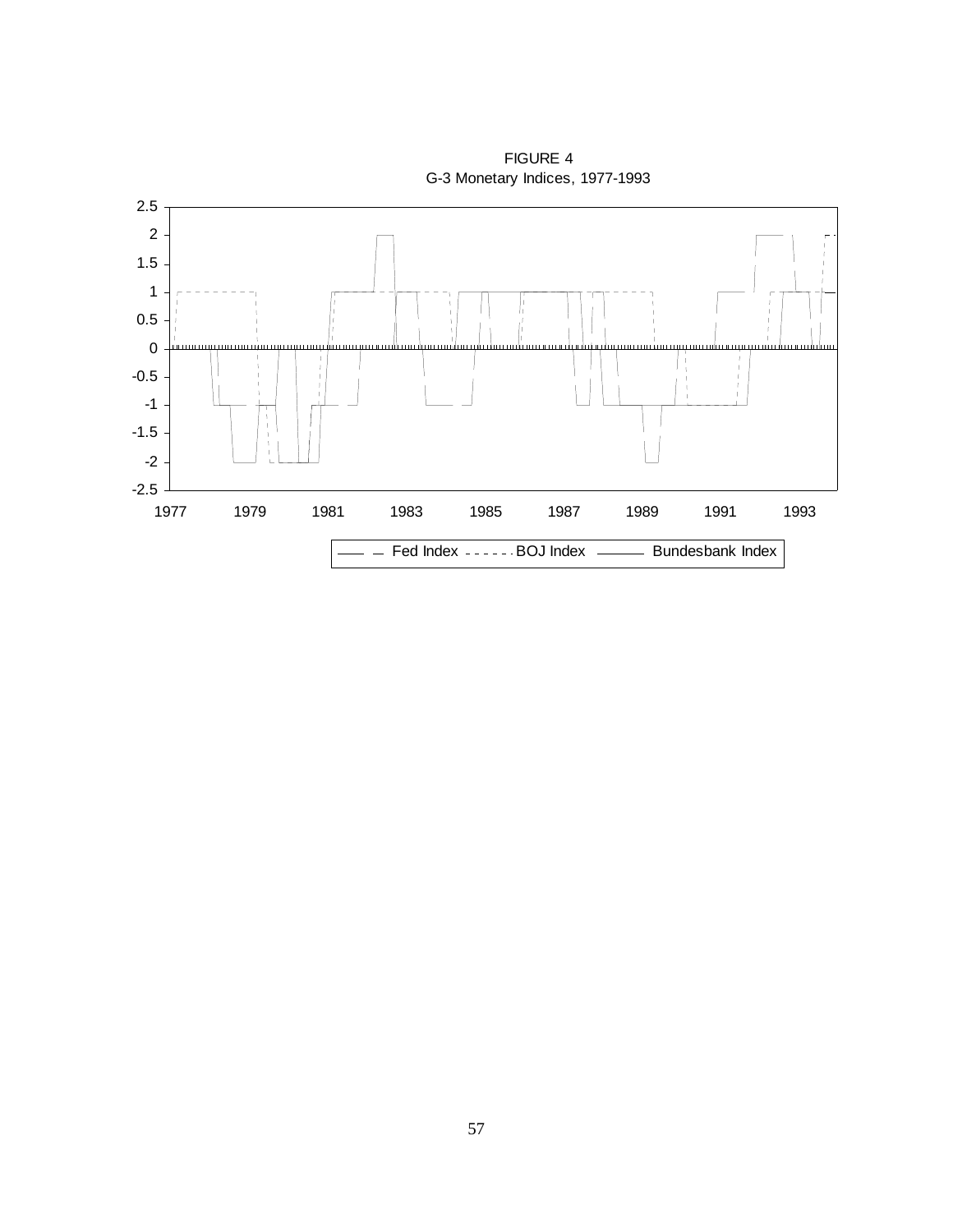FIGURE 4
G-3 Monetary Indices, 1977-1993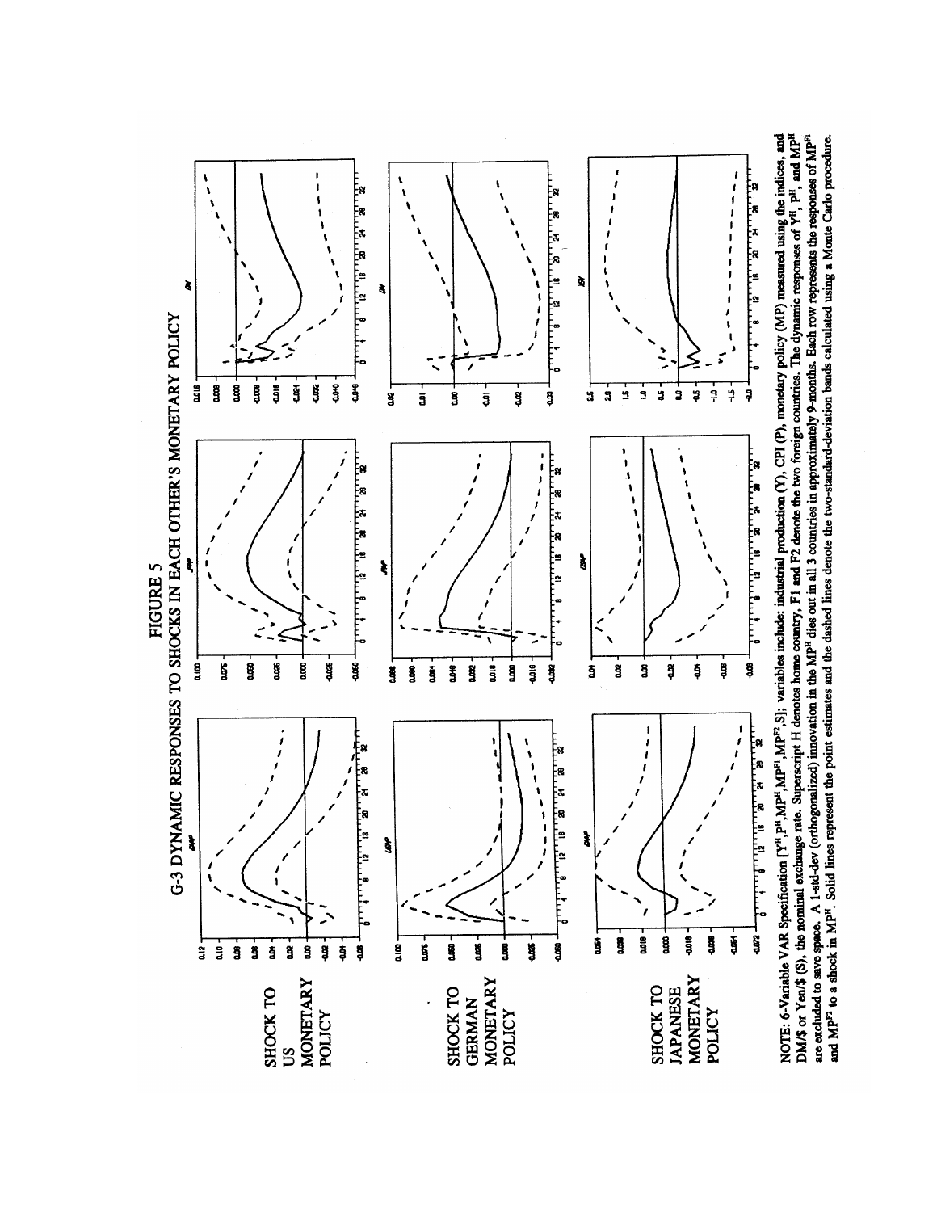# FIGURE 5

## G-3 DYNAMIC RESPONSES TO SHOCKS IN EACH OTHER'S MONETARY POLICY

SHOCK TO US MONETARY POLICY

SHOCK TO GERMAN MONETARY POLICY

SHOCK TO JAPANESE MONETARY POLICY

NOTE: 6-Variable VAR Specification [$Y^H$,$P^H$,$MP^H$,$MP^{F1}$,$MP^{F2}$,S]; variables include: industrial production (Y), CPI (P), monetary policy (MP) measured using the indices, and DM/\$ or Yen/\$ (S), the nominal exchange rate. Superscript H denotes home country, F1 and F2 denote the two foreign countries. The dynamic responses of $Y^H$, $P^H$, and $MP^H$ are excluded to save space. A 1-std-dev (orthogonalized) innovation in the $MP^H$ dies out in all 3 countries in approximately 9-months. Each row represents the responses of $MP^{F1}$ and $MP^{F2}$ to a shock in $MP^H$. Solid lines represent the point estimates and the dashed lines denote the two-standard-deviation bands calculated using a Monte Carlo procedure.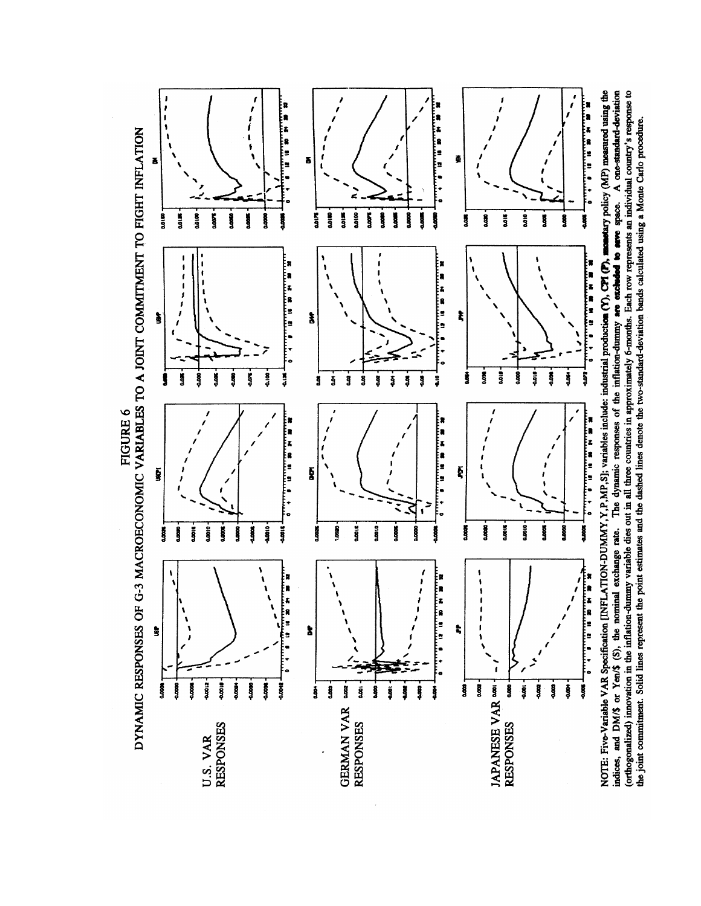# FIGURE 6

## DYNAMIC RESPONSES OF G-3 MACROECONOMIC VARIABLES TO A JOINT COMMITMENT TO FIGHT INFLATION

U.S. VAR RESPONSES

GERMAN VAR RESPONSES

JAPANESE VAR RESPONSES

NOTE: Five-Variable VAR Specification [INFLATION-DUMMY, Y, P, MP, S]; variables include: industrial production (Y), CPI (P), monetary policy (MP) measured using the indices, and DM/\$ or Yen/\$ (S), the nominal exchange rate. The dynamic responses of the inflation-dummy are excluded to save space. A one-standard-deviation (orthogonalized) innovation in the inflation-dummy variable dies out in all three countries in approximately 6-months. Each row represents an individual country's response to the joint commitment. Solid lines represent the point estimates and the dashed lines denote the two-standard-deviation bands calculated using a Monte Carlo procedure.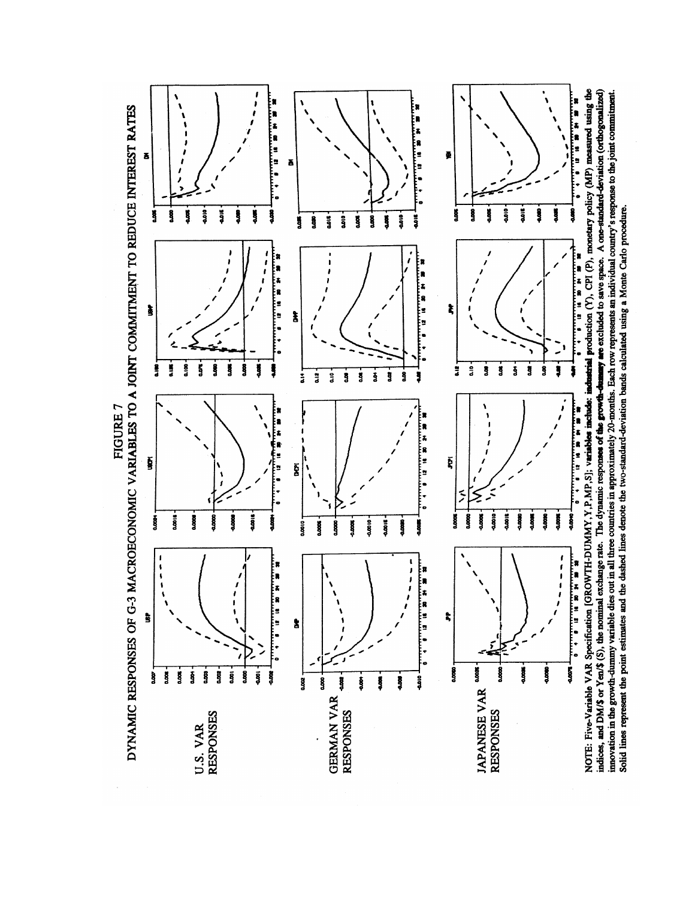# FIGURE 7

## DYNAMIC RESPONSES OF G-3 MACROECONOMIC VARIABLES TO A JOINT COMMITMENT TO REDUCE INTEREST RATES

U.S. VAR RESPONSES

GERMAN VAR RESPONSES

JAPANESE VAR RESPONSES

NOTE: Five-Variable VAR Specification [GROWTH-DUMMY,Y,P,MP,S]; variables include: industrial production (Y), CPI (P), monetary policy (MP) measured using the indices, and DM/$ or Yen/$ (S), the nominal exchange rate. The dynamic responses of the growth-dummy are excluded to save space. A one-standard-deviation (orthogonalized) innovation in the growth-dummy variable dies out in all three countries in approximately 20-months. Each row represents an individual country's response to the joint commitment. Solid lines represent the point estimates and the dashed lines denote the two-standard-deviation bands calculated using a Monte Carlo procedure.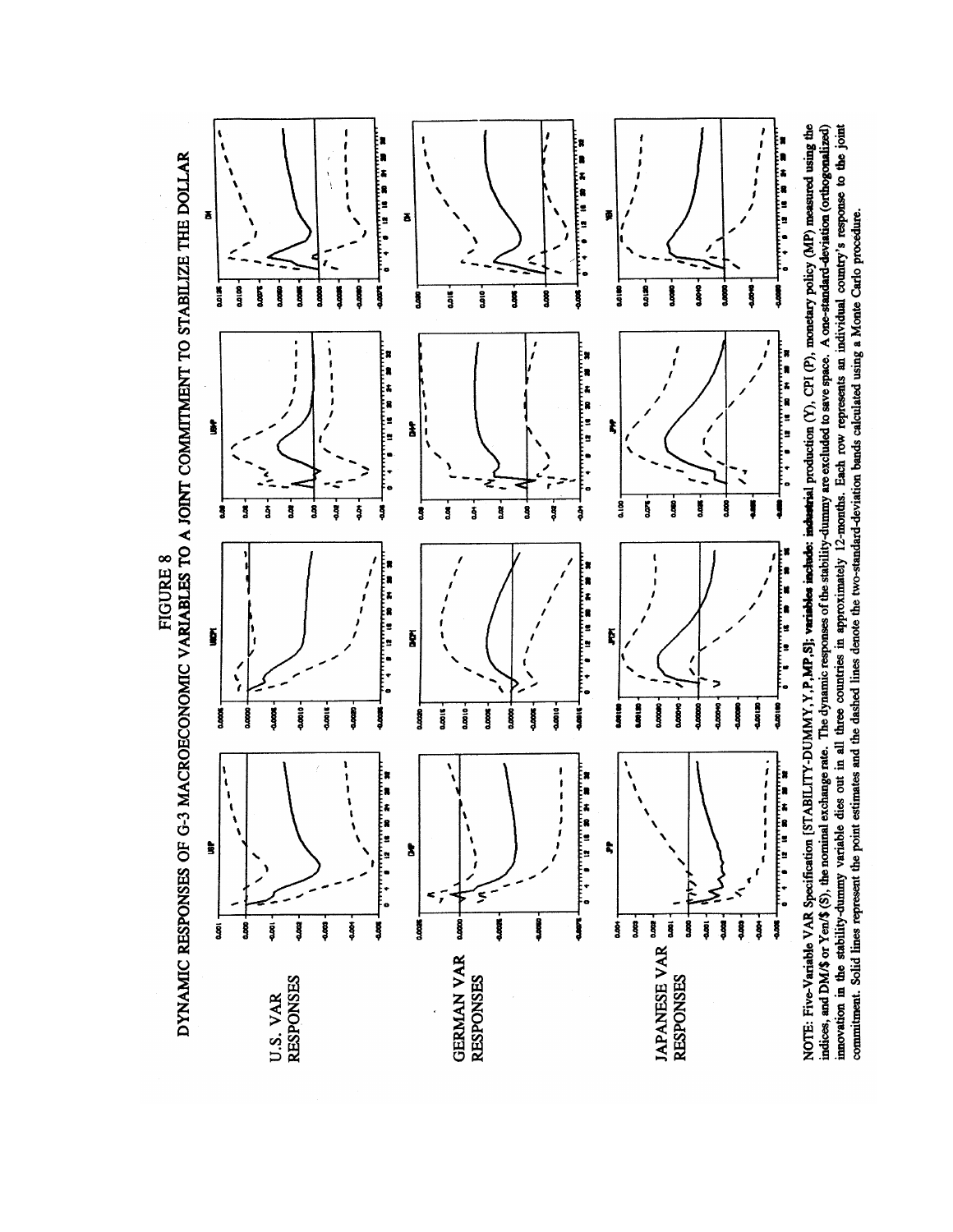# FIGURE 8

## DYNAMIC RESPONSES OF G-3 MACROECONOMIC VARIABLES TO A JOINT COMMITMENT TO STABILIZE THE DOLLAR

U.S. VAR RESPONSES

GERMAN VAR RESPONSES

JAPANESE VAR RESPONSES

NOTE: Five-Variable VAR Specification [STABILITY-DUMMY, Y, P, MP, S]; variables include: industrial production (Y), CPI (P), monetary policy (MP) measured using the indices, and DM/$ or Yen/$ (S), the nominal exchange rate. The dynamic responses of the stability-dummy are excluded to save space. A one-standard-deviation (orthogonalized) innovation in the stability-dummy variable dies out in all three countries in approximately 12-months. Each row represents an individual country's response to the joint commitment. Solid lines represent the point estimates and the dashed lines denote the two-standard-deviation bands calculated using a Monte Carlo procedure.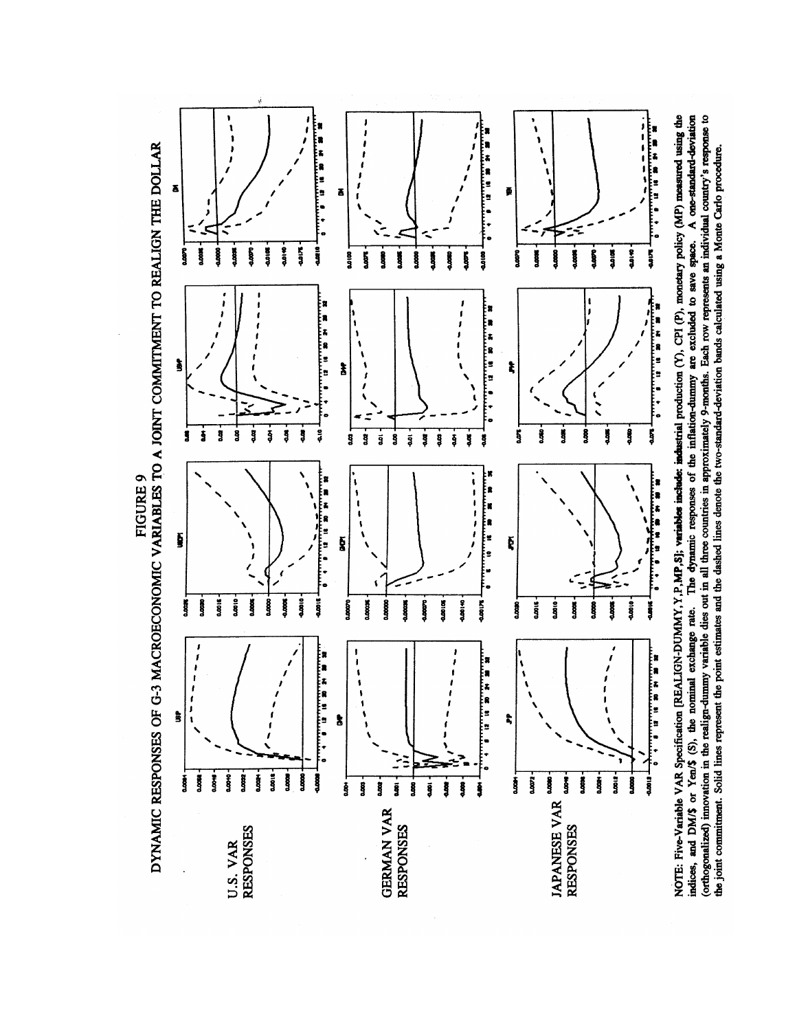# FIGURE 9

## DYNAMIC RESPONSES OF G-3 MACROECONOMIC VARIABLES TO A JOINT COMMITMENT TO REALIGN THE DOLLAR

U.S. VAR RESPONSES

USIP

USCPI

USMP

DM

GERMAN VAR RESPONSES

GIP

GCPI

DMP

DM

JAPANESE VAR RESPONSES

JPIP

JPCPI

JPMP

YEN

NOTE: Five-Variable VAR Specification [REALIGN-DUMMY,Y,P,MP,S]; variables include: industrial production (Y), CPI (P), monetary policy (MP) measured using the indices, and DM/$ or Yen/$ (S), the nominal exchange rate. The dynamic responses of the inflation-dummy are excluded to save space. A one-standard-deviation (orthogonalized) innovation in the realign-dummy variable dies out in all three countries in approximately 9-months. Each row represents an individual country's response to the joint commitment. Solid lines represent the point estimates and the dashed lines denote the two-standard-deviation bands calculated using a Monte Carlo procedure.